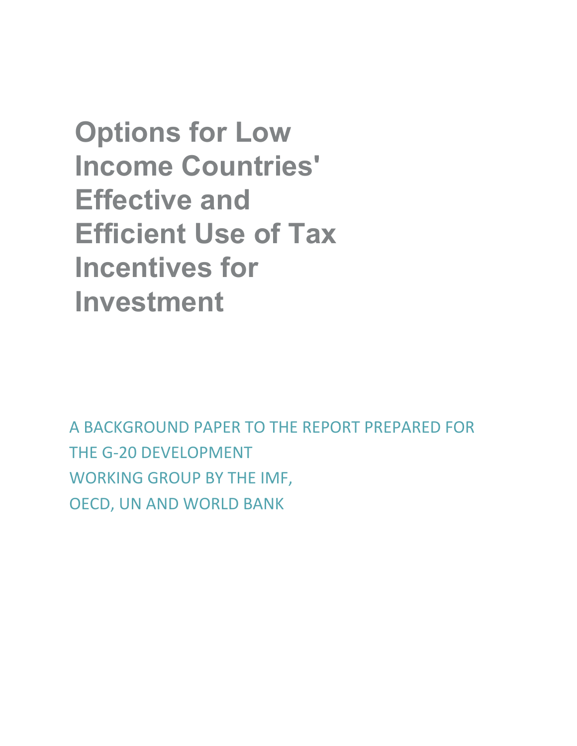# Options for Low Income Countries' Effective and Efficient Use of Tax Incentives for Investment

A BACKGROUND PAPER TO THE REPORT PREPARED FOR THE G-20 DEVELOPMENT WORKING GROUP BY THE IMF, OECD, UN AND WORLD BANK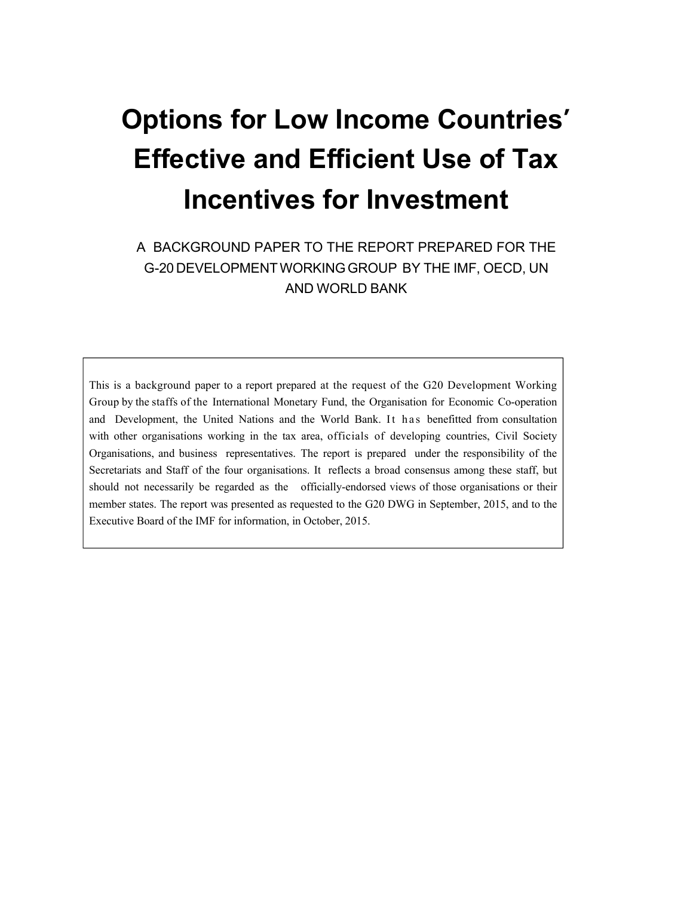# Options for Low Income Countries′ Effective and Efficient Use of Tax Incentives for Investment

A BACKGROUND PAPER TO THE REPORT PREPARED FOR THE G-20 DEVELOPMENT WORKING GROUP BY THE IMF, OECD, UN AND WORLD BANK

This is a background paper to a report prepared at the request of the G20 Development Working Group by the staffs of the International Monetary Fund, the Organisation for Economic Co-operation and Development, the United Nations and the World Bank. It has benefitted from consultation with other organisations working in the tax area, officials of developing countries, Civil Society Organisations, and business representatives. The report is prepared under the responsibility of the Secretariats and Staff of the four organisations. It reflects a broad consensus among these staff, but should not necessarily be regarded as the officially-endorsed views of those organisations or their member states. The report was presented as requested to the G20 DWG in September, 2015, and to the Executive Board of the IMF for information, in October, 2015.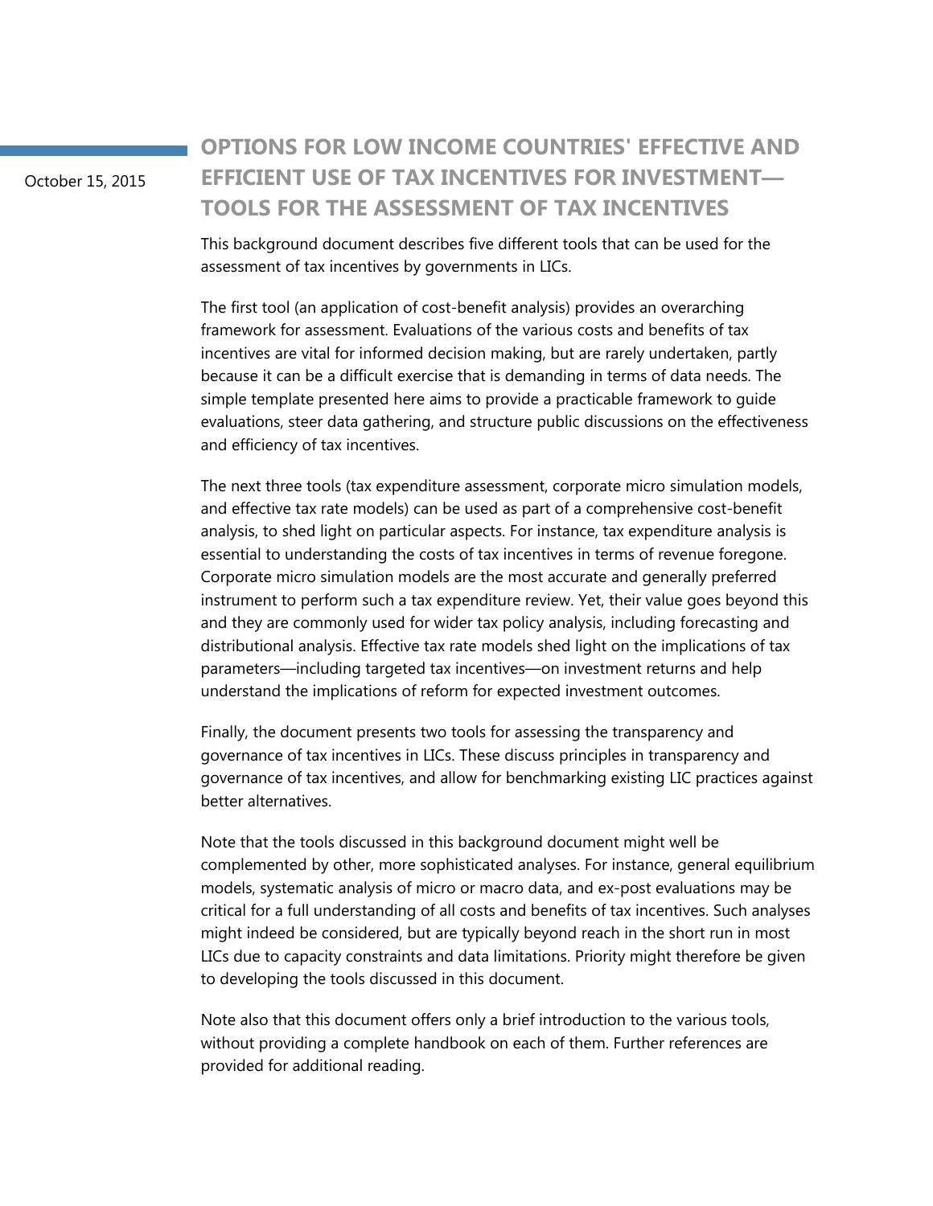October 15, 2015

# OPTIONS FOR LOW INCOME COUNTRIES' EFFECTIVE AND EFFICIENT USE OF TAX INCENTIVES FOR INVESTMENT—TOOLS FOR THE ASSESSMENT OF TAX INCENTIVES

This background document describes five different tools that can be used for the assessment of tax incentives by governments in LICs.

The first tool (an application of cost-benefit analysis) provides an overarching framework for assessment. Evaluations of the various costs and benefits of tax incentives are vital for informed decision making, but are rarely undertaken, partly because it can be a difficult exercise that is demanding in terms of data needs. The simple template presented here aims to provide a practicable framework to guide evaluations, steer data gathering, and structure public discussions on the effectiveness and efficiency of tax incentives.

The next three tools (tax expenditure assessment, corporate micro simulation models, and effective tax rate models) can be used as part of a comprehensive cost-benefit analysis, to shed light on particular aspects. For instance, tax expenditure analysis is essential to understanding the costs of tax incentives in terms of revenue foregone. Corporate micro simulation models are the most accurate and generally preferred instrument to perform such a tax expenditure review. Yet, their value goes beyond this and they are commonly used for wider tax policy analysis, including forecasting and distributional analysis. Effective tax rate models shed light on the implications of tax parameters—including targeted tax incentives—on investment returns and help understand the implications of reform for expected investment outcomes.

Finally, the document presents two tools for assessing the transparency and governance of tax incentives in LICs. These discuss principles in transparency and governance of tax incentives, and allow for benchmarking existing LIC practices against better alternatives.

Note that the tools discussed in this background document might well be complemented by other, more sophisticated analyses. For instance, general equilibrium models, systematic analysis of micro or macro data, and ex-post evaluations may be critical for a full understanding of all costs and benefits of tax incentives. Such analyses might indeed be considered, but are typically beyond reach in the short run in most LICs due to capacity constraints and data limitations. Priority might therefore be given to developing the tools discussed in this document.

Note also that this document offers only a brief introduction to the various tools, without providing a complete handbook on each of them. Further references are provided for additional reading.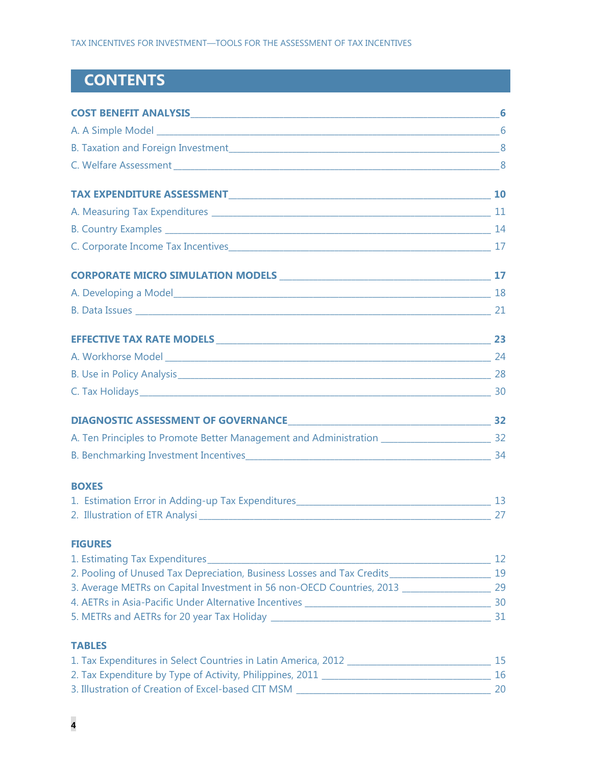# CONTENTS

**COST BENEFIT ANALYSIS** — **6**

A. A Simple Model — 6

B. Taxation and Foreign Investment — 8

C. Welfare Assessment — 8

**TAX EXPENDITURE ASSESSMENT** — **10**

A. Measuring Tax Expenditures — 11

B. Country Examples — 14

C. Corporate Income Tax Incentives — 17

**CORPORATE MICRO SIMULATION MODELS** — **17**

A. Developing a Model — 18

B. Data Issues — 21

**EFFECTIVE TAX RATE MODELS** — **23**

A. Workhorse Model — 24

B. Use in Policy Analysis — 28

C. Tax Holidays — 30

**DIAGNOSTIC ASSESSMENT OF GOVERNANCE** — **32**

A. Ten Principles to Promote Better Management and Administration — 32

B. Benchmarking Investment Incentives — 34

**BOXES**

1. Estimation Error in Adding-up Tax Expenditures — 13
2. Illustration of ETR Analysi — 27

**FIGURES**

1. Estimating Tax Expenditures — 12
2. Pooling of Unused Tax Depreciation, Business Losses and Tax Credits — 19
3. Average METRs on Capital Investment in 56 non-OECD Countries, 2013 — 29
4. AETRs in Asia-Pacific Under Alternative Incentives — 30
5. METRs and AETRs for 20 year Tax Holiday — 31

**TABLES**

1. Tax Expenditures in Select Countries in Latin America, 2012 — 15
2. Tax Expenditure by Type of Activity, Philippines, 2011 — 16
3. Illustration of Creation of Excel-based CIT MSM — 20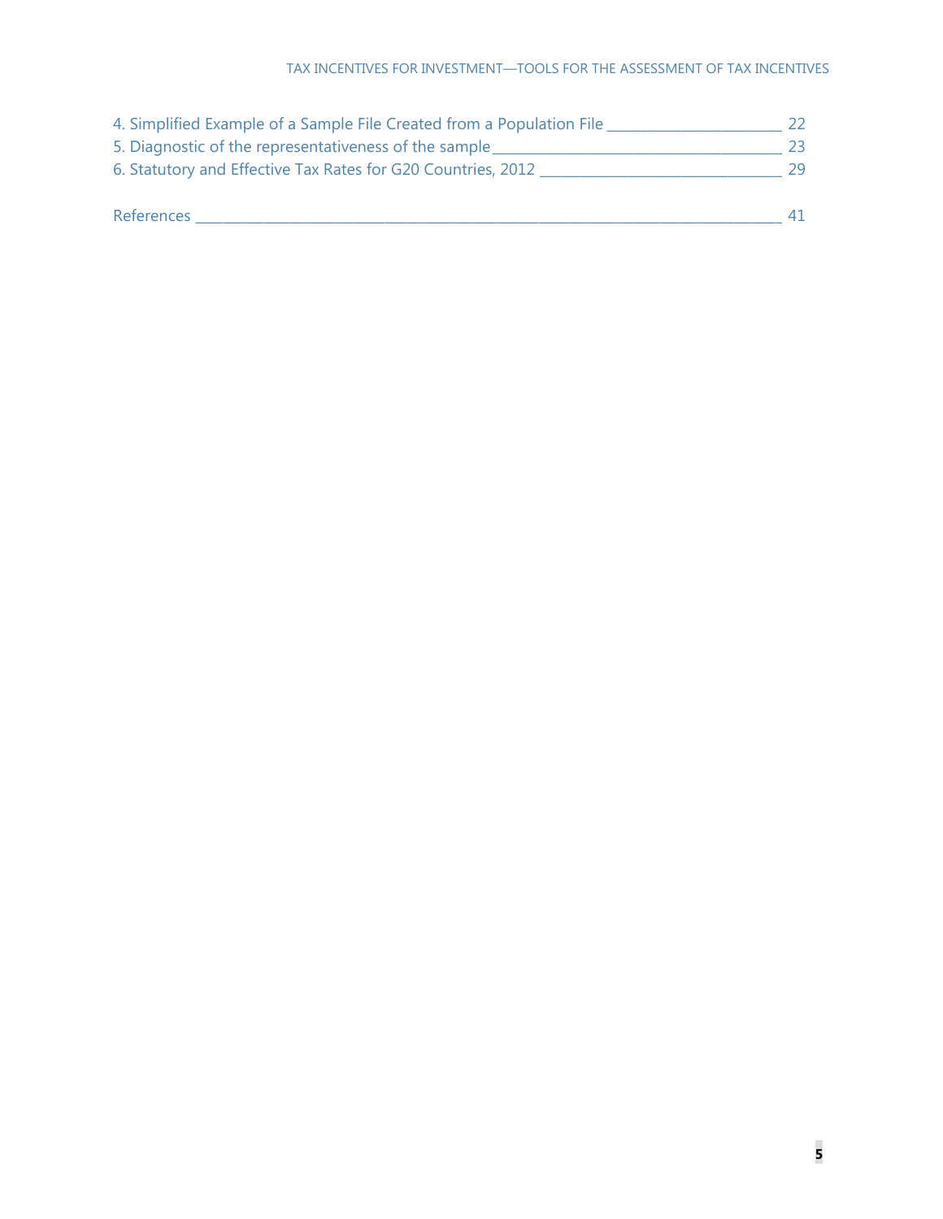4. Simplified Example of a Sample File Created from a Population File ______________________ 22
5. Diagnostic of the representativeness of the sample______________________________________ 23
6. Statutory and Effective Tax Rates for G20 Countries, 2012 _______________________________ 29

References _______________________________________________________________________________ 41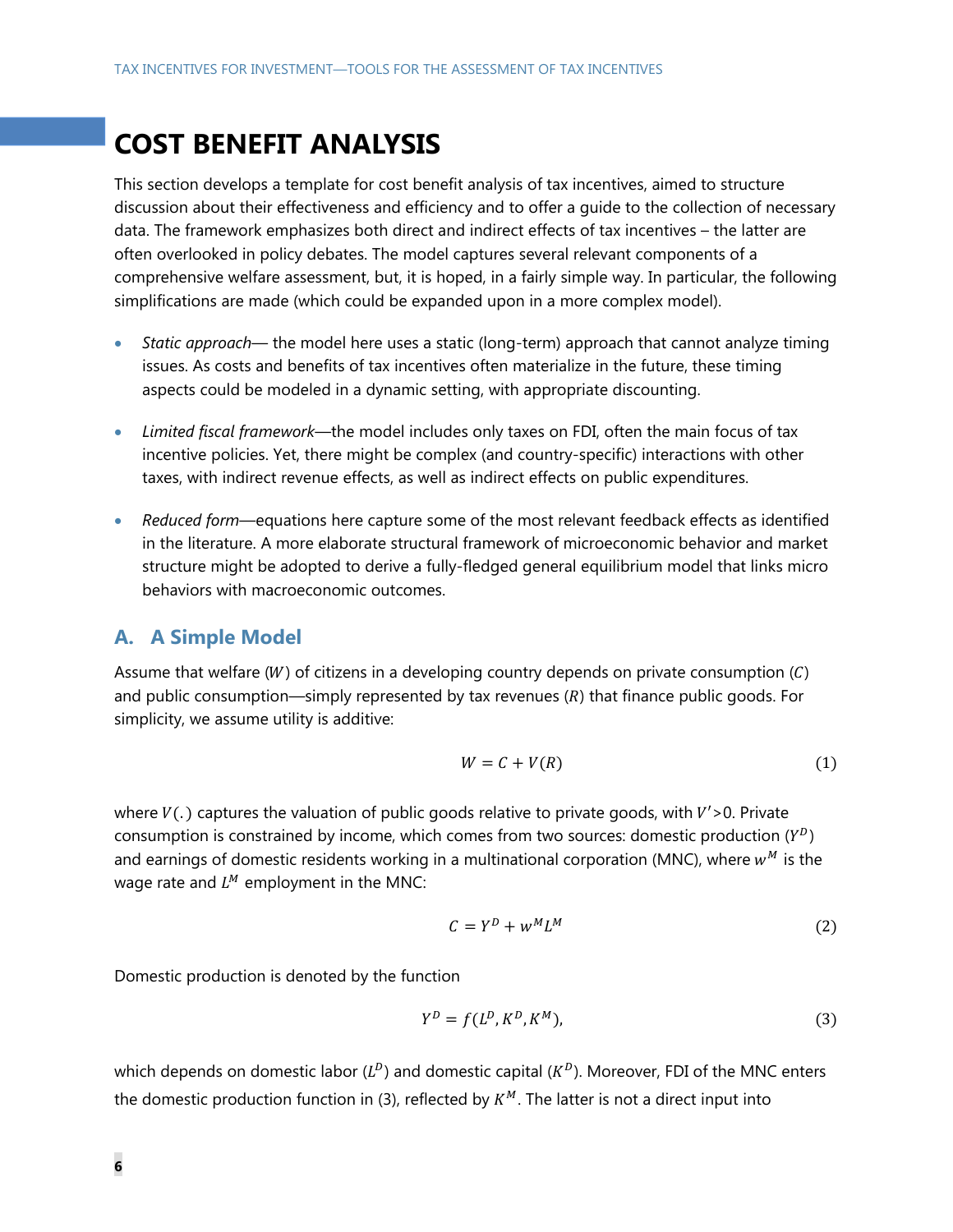# COST BENEFIT ANALYSIS

This section develops a template for cost benefit analysis of tax incentives, aimed to structure discussion about their effectiveness and efficiency and to offer a guide to the collection of necessary data. The framework emphasizes both direct and indirect effects of tax incentives – the latter are often overlooked in policy debates. The model captures several relevant components of a comprehensive welfare assessment, but, it is hoped, in a fairly simple way. In particular, the following simplifications are made (which could be expanded upon in a more complex model).

- *Static approach*— the model here uses a static (long-term) approach that cannot analyze timing issues. As costs and benefits of tax incentives often materialize in the future, these timing aspects could be modeled in a dynamic setting, with appropriate discounting.
- *Limited fiscal framework*—the model includes only taxes on FDI, often the main focus of tax incentive policies. Yet, there might be complex (and country-specific) interactions with other taxes, with indirect revenue effects, as well as indirect effects on public expenditures.
- *Reduced form*—equations here capture some of the most relevant feedback effects as identified in the literature. A more elaborate structural framework of microeconomic behavior and market structure might be adopted to derive a fully-fledged general equilibrium model that links micro behaviors with macroeconomic outcomes.

## A. A Simple Model

Assume that welfare ($W$) of citizens in a developing country depends on private consumption ($C$) and public consumption—simply represented by tax revenues ($R$) that finance public goods. For simplicity, we assume utility is additive:

$$W = C + V(R) \tag{1}$$

where $V(.)$ captures the valuation of public goods relative to private goods, with $V'>0$. Private consumption is constrained by income, which comes from two sources: domestic production ($Y^D$) and earnings of domestic residents working in a multinational corporation (MNC), where $w^M$ is the wage rate and $L^M$ employment in the MNC:

$$C = Y^D + w^M L^M \tag{2}$$

Domestic production is denoted by the function

$$Y^D = f(L^D, K^D, K^M), \tag{3}$$

which depends on domestic labor ($L^D$) and domestic capital ($K^D$). Moreover, FDI of the MNC enters the domestic production function in (3), reflected by $K^M$. The latter is not a direct input into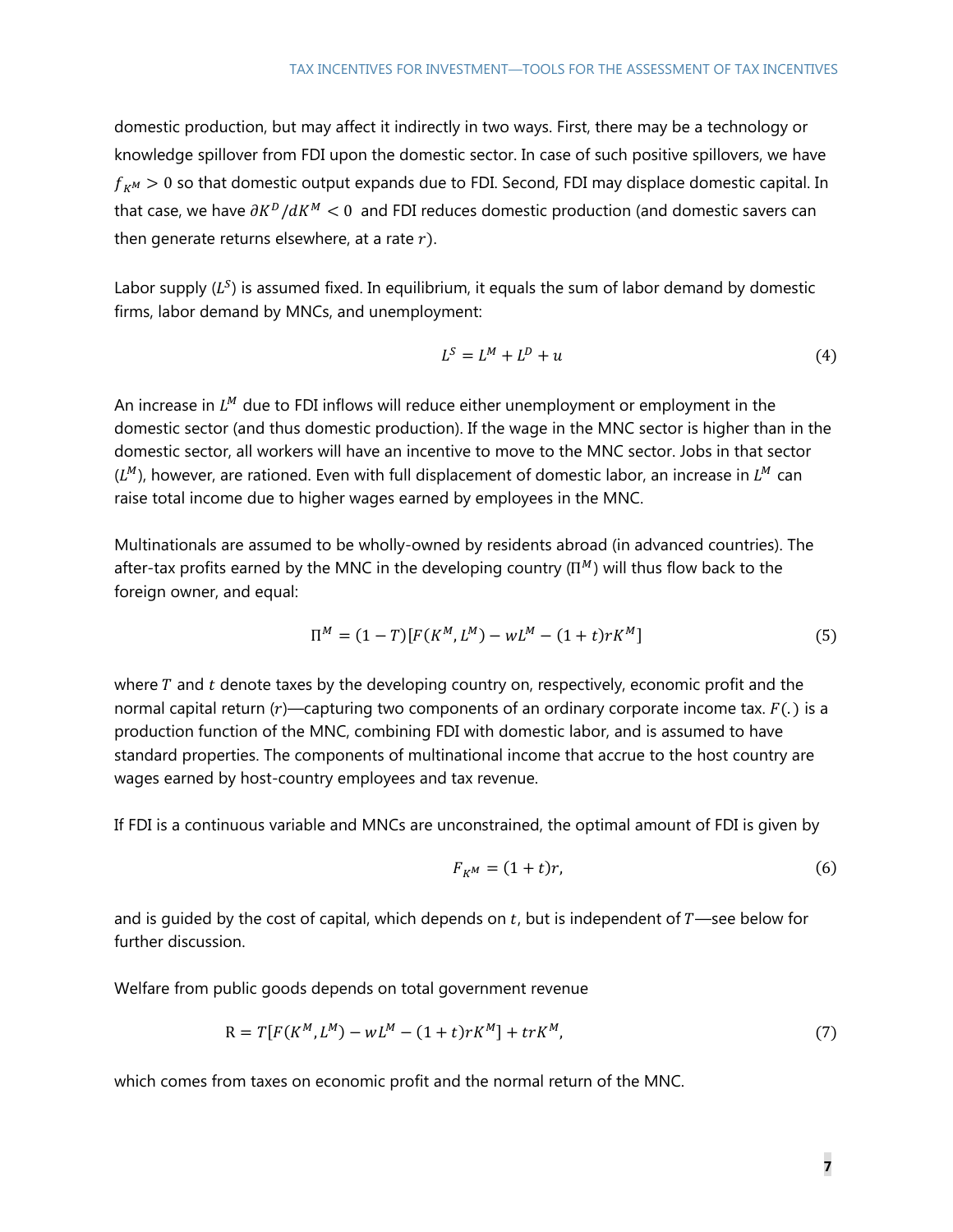domestic production, but may affect it indirectly in two ways. First, there may be a technology or knowledge spillover from FDI upon the domestic sector. In case of such positive spillovers, we have $f_{K^M} > 0$ so that domestic output expands due to FDI. Second, FDI may displace domestic capital. In that case, we have $\partial K^D / dK^M < 0$ and FDI reduces domestic production (and domestic savers can then generate returns elsewhere, at a rate $r$).

Labor supply ($L^S$) is assumed fixed. In equilibrium, it equals the sum of labor demand by domestic firms, labor demand by MNCs, and unemployment:

$$L^S = L^M + L^D + u \tag{4}$$

An increase in $L^M$ due to FDI inflows will reduce either unemployment or employment in the domestic sector (and thus domestic production). If the wage in the MNC sector is higher than in the domestic sector, all workers will have an incentive to move to the MNC sector. Jobs in that sector ($L^M$), however, are rationed. Even with full displacement of domestic labor, an increase in $L^M$ can raise total income due to higher wages earned by employees in the MNC.

Multinationals are assumed to be wholly-owned by residents abroad (in advanced countries). The after-tax profits earned by the MNC in the developing country ($\Pi^M$) will thus flow back to the foreign owner, and equal:

$$\Pi^M = (1 - T)[F(K^M, L^M) - wL^M - (1 + t)rK^M] \tag{5}$$

where $T$ and $t$ denote taxes by the developing country on, respectively, economic profit and the normal capital return ($r$)—capturing two components of an ordinary corporate income tax. $F(.)$ is a production function of the MNC, combining FDI with domestic labor, and is assumed to have standard properties. The components of multinational income that accrue to the host country are wages earned by host-country employees and tax revenue.

If FDI is a continuous variable and MNCs are unconstrained, the optimal amount of FDI is given by

$$F_{K^M} = (1 + t)r, \tag{6}$$

and is guided by the cost of capital, which depends on $t$, but is independent of $T$—see below for further discussion.

Welfare from public goods depends on total government revenue

$$\mathrm{R} = T[F(K^M, L^M) - wL^M - (1 + t)rK^M] + trK^M, \tag{7}$$

which comes from taxes on economic profit and the normal return of the MNC.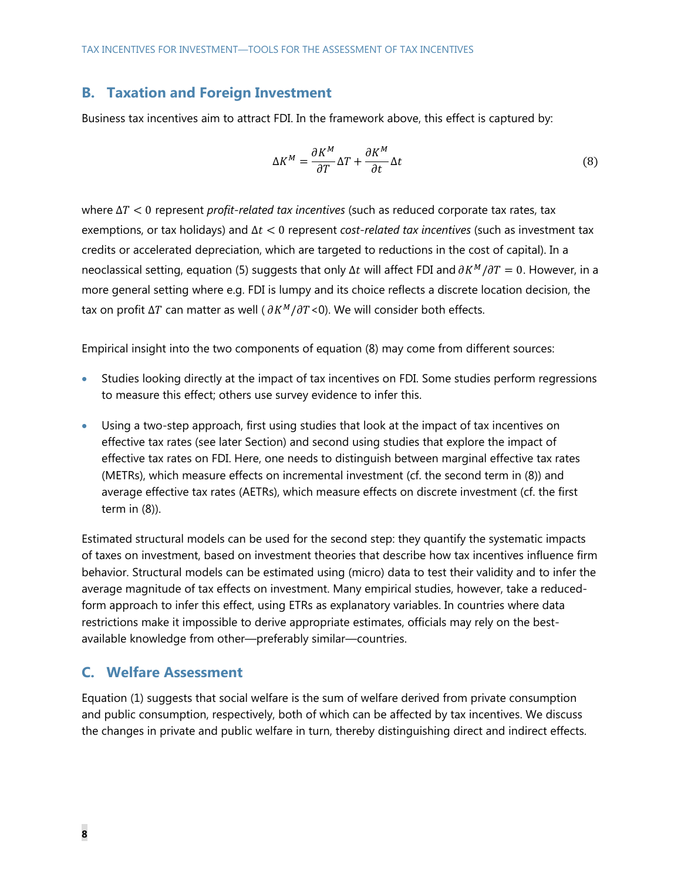## B. Taxation and Foreign Investment

Business tax incentives aim to attract FDI. In the framework above, this effect is captured by:

$$\Delta K^M = \frac{\partial K^M}{\partial T}\Delta T + \frac{\partial K^M}{\partial t}\Delta t \tag{8}$$

where $\Delta T < 0$ represent *profit-related tax incentives* (such as reduced corporate tax rates, tax exemptions, or tax holidays) and $\Delta t < 0$ represent *cost-related tax incentives* (such as investment tax credits or accelerated depreciation, which are targeted to reductions in the cost of capital). In a neoclassical setting, equation (5) suggests that only $\Delta t$ will affect FDI and $\partial K^M/\partial T = 0$. However, in a more general setting where e.g. FDI is lumpy and its choice reflects a discrete location decision, the tax on profit $\Delta T$ can matter as well ( $\partial K^M/\partial T$ <0). We will consider both effects.

Empirical insight into the two components of equation (8) may come from different sources:

- Studies looking directly at the impact of tax incentives on FDI. Some studies perform regressions to measure this effect; others use survey evidence to infer this.
- Using a two-step approach, first using studies that look at the impact of tax incentives on effective tax rates (see later Section) and second using studies that explore the impact of effective tax rates on FDI. Here, one needs to distinguish between marginal effective tax rates (METRs), which measure effects on incremental investment (cf. the second term in (8)) and average effective tax rates (AETRs), which measure effects on discrete investment (cf. the first term in (8)).

Estimated structural models can be used for the second step: they quantify the systematic impacts of taxes on investment, based on investment theories that describe how tax incentives influence firm behavior. Structural models can be estimated using (micro) data to test their validity and to infer the average magnitude of tax effects on investment. Many empirical studies, however, take a reduced-form approach to infer this effect, using ETRs as explanatory variables. In countries where data restrictions make it impossible to derive appropriate estimates, officials may rely on the best-available knowledge from other—preferably similar—countries.

## C. Welfare Assessment

Equation (1) suggests that social welfare is the sum of welfare derived from private consumption and public consumption, respectively, both of which can be affected by tax incentives. We discuss the changes in private and public welfare in turn, thereby distinguishing direct and indirect effects.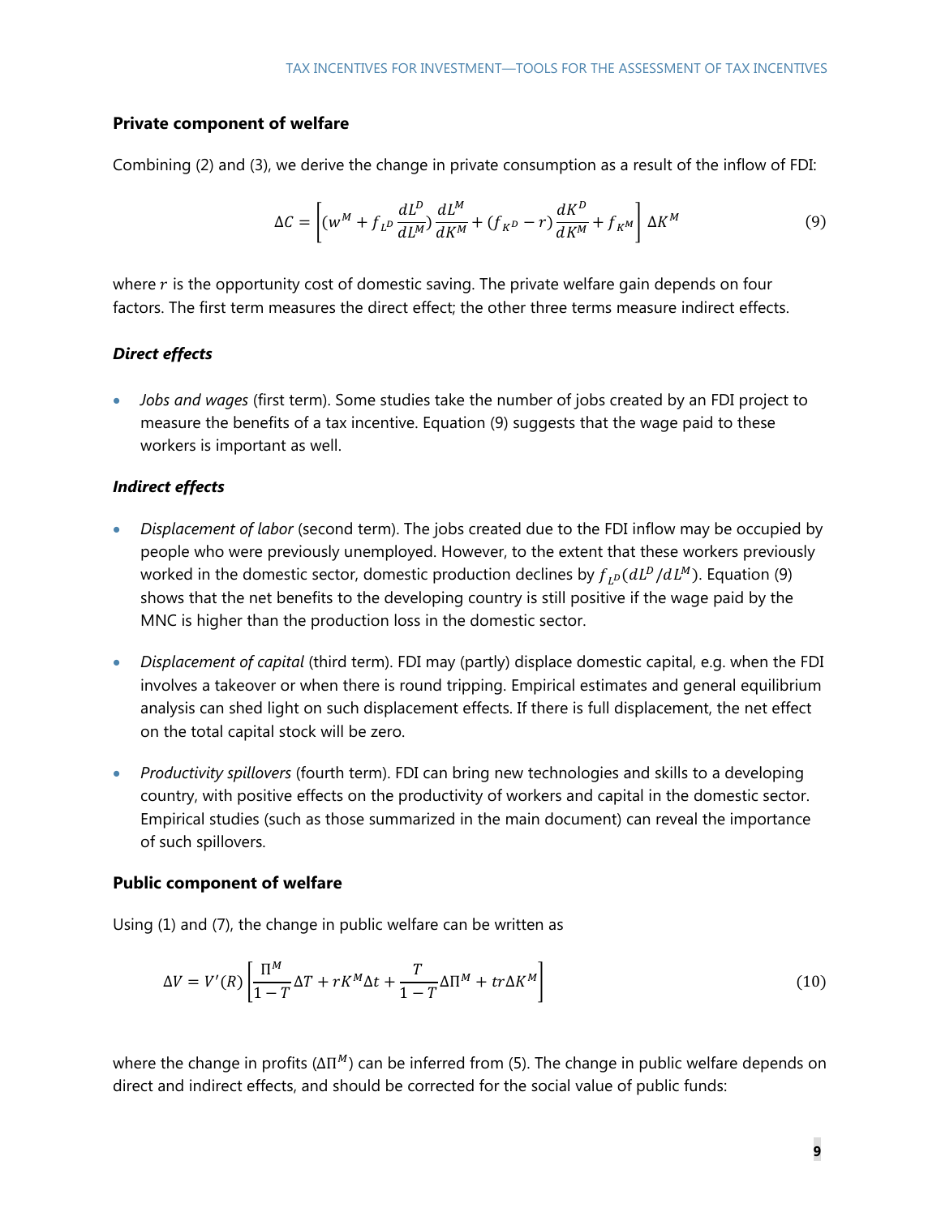### Private component of welfare

Combining (2) and (3), we derive the change in private consumption as a result of the inflow of FDI:

$$\Delta C = \left[ (w^M + f_{L^D} \frac{dL^D}{dL^M}) \frac{dL^M}{dK^M} + (f_{K^D} - r) \frac{dK^D}{dK^M} + f_{K^M} \right] \Delta K^M \tag{9}$$

where $r$ is the opportunity cost of domestic saving. The private welfare gain depends on four factors. The first term measures the direct effect; the other three terms measure indirect effects.

#### *Direct effects*

- *Jobs and wages* (first term). Some studies take the number of jobs created by an FDI project to measure the benefits of a tax incentive. Equation (9) suggests that the wage paid to these workers is important as well.

#### *Indirect effects*

- *Displacement of labor* (second term). The jobs created due to the FDI inflow may be occupied by people who were previously unemployed. However, to the extent that these workers previously worked in the domestic sector, domestic production declines by $f_{L^D}(dL^D/dL^M)$. Equation (9) shows that the net benefits to the developing country is still positive if the wage paid by the MNC is higher than the production loss in the domestic sector.

- *Displacement of capital* (third term). FDI may (partly) displace domestic capital, e.g. when the FDI involves a takeover or when there is round tripping. Empirical estimates and general equilibrium analysis can shed light on such displacement effects. If there is full displacement, the net effect on the total capital stock will be zero.

- *Productivity spillovers* (fourth term). FDI can bring new technologies and skills to a developing country, with positive effects on the productivity of workers and capital in the domestic sector. Empirical studies (such as those summarized in the main document) can reveal the importance of such spillovers.

### Public component of welfare

Using (1) and (7), the change in public welfare can be written as

$$\Delta V = V'(R) \left[ \frac{\Pi^M}{1-T} \Delta T + r K^M \Delta t + \frac{T}{1-T} \Delta \Pi^M + tr \Delta K^M \right] \tag{10}$$

where the change in profits ($\Delta\Pi^M$) can be inferred from (5). The change in public welfare depends on direct and indirect effects, and should be corrected for the social value of public funds: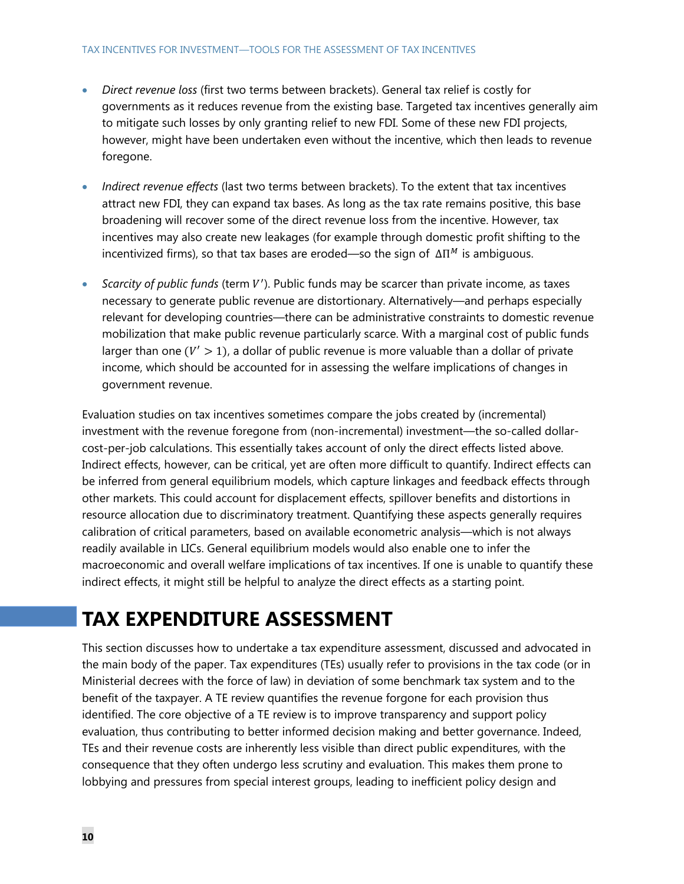- *Direct revenue loss* (first two terms between brackets). General tax relief is costly for governments as it reduces revenue from the existing base. Targeted tax incentives generally aim to mitigate such losses by only granting relief to new FDI. Some of these new FDI projects, however, might have been undertaken even without the incentive, which then leads to revenue foregone.

- *Indirect revenue effects* (last two terms between brackets). To the extent that tax incentives attract new FDI, they can expand tax bases. As long as the tax rate remains positive, this base broadening will recover some of the direct revenue loss from the incentive. However, tax incentives may also create new leakages (for example through domestic profit shifting to the incentivized firms), so that tax bases are eroded—so the sign of $\Delta\Pi^M$ is ambiguous.

- *Scarcity of public funds* (term $V'$). Public funds may be scarcer than private income, as taxes necessary to generate public revenue are distortionary. Alternatively—and perhaps especially relevant for developing countries—there can be administrative constraints to domestic revenue mobilization that make public revenue particularly scarce. With a marginal cost of public funds larger than one ($V' > 1$), a dollar of public revenue is more valuable than a dollar of private income, which should be accounted for in assessing the welfare implications of changes in government revenue.

Evaluation studies on tax incentives sometimes compare the jobs created by (incremental) investment with the revenue foregone from (non-incremental) investment—the so-called dollar-cost-per-job calculations. This essentially takes account of only the direct effects listed above. Indirect effects, however, can be critical, yet are often more difficult to quantify. Indirect effects can be inferred from general equilibrium models, which capture linkages and feedback effects through other markets. This could account for displacement effects, spillover benefits and distortions in resource allocation due to discriminatory treatment. Quantifying these aspects generally requires calibration of critical parameters, based on available econometric analysis—which is not always readily available in LICs. General equilibrium models would also enable one to infer the macroeconomic and overall welfare implications of tax incentives. If one is unable to quantify these indirect effects, it might still be helpful to analyze the direct effects as a starting point.

# TAX EXPENDITURE ASSESSMENT

This section discusses how to undertake a tax expenditure assessment, discussed and advocated in the main body of the paper. Tax expenditures (TEs) usually refer to provisions in the tax code (or in Ministerial decrees with the force of law) in deviation of some benchmark tax system and to the benefit of the taxpayer. A TE review quantifies the revenue forgone for each provision thus identified. The core objective of a TE review is to improve transparency and support policy evaluation, thus contributing to better informed decision making and better governance. Indeed, TEs and their revenue costs are inherently less visible than direct public expenditures, with the consequence that they often undergo less scrutiny and evaluation. This makes them prone to lobbying and pressures from special interest groups, leading to inefficient policy design and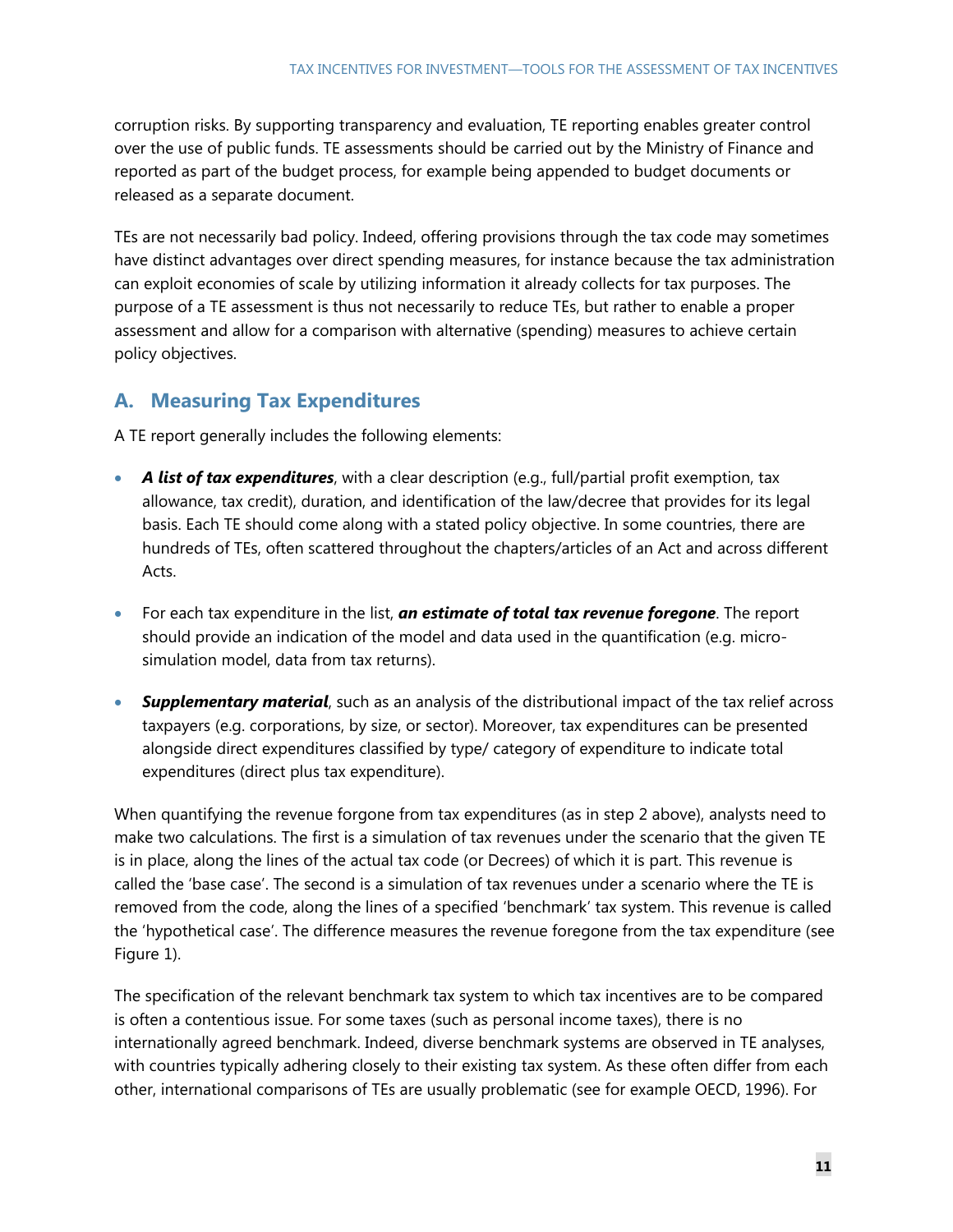corruption risks. By supporting transparency and evaluation, TE reporting enables greater control over the use of public funds. TE assessments should be carried out by the Ministry of Finance and reported as part of the budget process, for example being appended to budget documents or released as a separate document.

TEs are not necessarily bad policy. Indeed, offering provisions through the tax code may sometimes have distinct advantages over direct spending measures, for instance because the tax administration can exploit economies of scale by utilizing information it already collects for tax purposes. The purpose of a TE assessment is thus not necessarily to reduce TEs, but rather to enable a proper assessment and allow for a comparison with alternative (spending) measures to achieve certain policy objectives.

## A. Measuring Tax Expenditures

A TE report generally includes the following elements:

- ***A list of tax expenditures***, with a clear description (e.g., full/partial profit exemption, tax allowance, tax credit), duration, and identification of the law/decree that provides for its legal basis. Each TE should come along with a stated policy objective. In some countries, there are hundreds of TEs, often scattered throughout the chapters/articles of an Act and across different Acts.

- For each tax expenditure in the list, ***an estimate of total tax revenue foregone***. The report should provide an indication of the model and data used in the quantification (e.g. micro-simulation model, data from tax returns).

- ***Supplementary material***, such as an analysis of the distributional impact of the tax relief across taxpayers (e.g. corporations, by size, or sector). Moreover, tax expenditures can be presented alongside direct expenditures classified by type/ category of expenditure to indicate total expenditures (direct plus tax expenditure).

When quantifying the revenue forgone from tax expenditures (as in step 2 above), analysts need to make two calculations. The first is a simulation of tax revenues under the scenario that the given TE is in place, along the lines of the actual tax code (or Decrees) of which it is part. This revenue is called the 'base case'. The second is a simulation of tax revenues under a scenario where the TE is removed from the code, along the lines of a specified 'benchmark' tax system. This revenue is called the 'hypothetical case'. The difference measures the revenue foregone from the tax expenditure (see Figure 1).

The specification of the relevant benchmark tax system to which tax incentives are to be compared is often a contentious issue. For some taxes (such as personal income taxes), there is no internationally agreed benchmark. Indeed, diverse benchmark systems are observed in TE analyses, with countries typically adhering closely to their existing tax system. As these often differ from each other, international comparisons of TEs are usually problematic (see for example OECD, 1996). For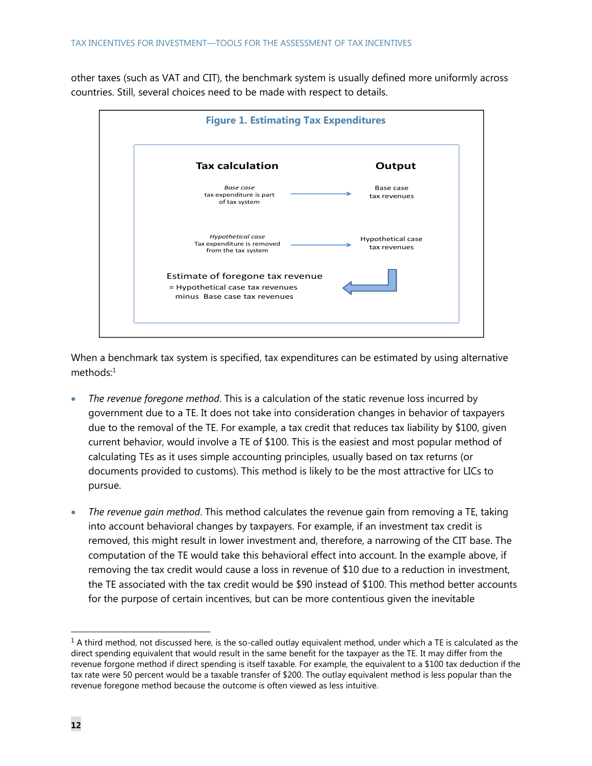other taxes (such as VAT and CIT), the benchmark system is usually defined more uniformly across countries. Still, several choices need to be made with respect to details.

**Figure 1. Estimating Tax Expenditures**

Tax calculation

Output

*Base case*
tax expenditure is part of tax system

Base case tax revenues

*Hypothetical case*
Tax expenditure is removed from the tax system

Hypothetical case tax revenues

Estimate of foregone tax revenue
= Hypothetical case tax revenues minus Base case tax revenues

When a benchmark tax system is specified, tax expenditures can be estimated by using alternative methods:[1]

- *The revenue foregone method*. This is a calculation of the static revenue loss incurred by government due to a TE. It does not take into consideration changes in behavior of taxpayers due to the removal of the TE. For example, a tax credit that reduces tax liability by $100, given current behavior, would involve a TE of $100. This is the easiest and most popular method of calculating TEs as it uses simple accounting principles, usually based on tax returns (or documents provided to customs). This method is likely to be the most attractive for LICs to pursue.

- *The revenue gain method*. This method calculates the revenue gain from removing a TE, taking into account behavioral changes by taxpayers. For example, if an investment tax credit is removed, this might result in lower investment and, therefore, a narrowing of the CIT base. The computation of the TE would take this behavioral effect into account. In the example above, if removing the tax credit would cause a loss in revenue of $10 due to a reduction in investment, the TE associated with the tax credit would be $90 instead of $100. This method better accounts for the purpose of certain incentives, but can be more contentious given the inevitable

[1] A third method, not discussed here, is the so-called outlay equivalent method, under which a TE is calculated as the direct spending equivalent that would result in the same benefit for the taxpayer as the TE. It may differ from the revenue forgone method if direct spending is itself taxable. For example, the equivalent to a $100 tax deduction if the tax rate were 50 percent would be a taxable transfer of $200. The outlay equivalent method is less popular than the revenue foregone method because the outcome is often viewed as less intuitive.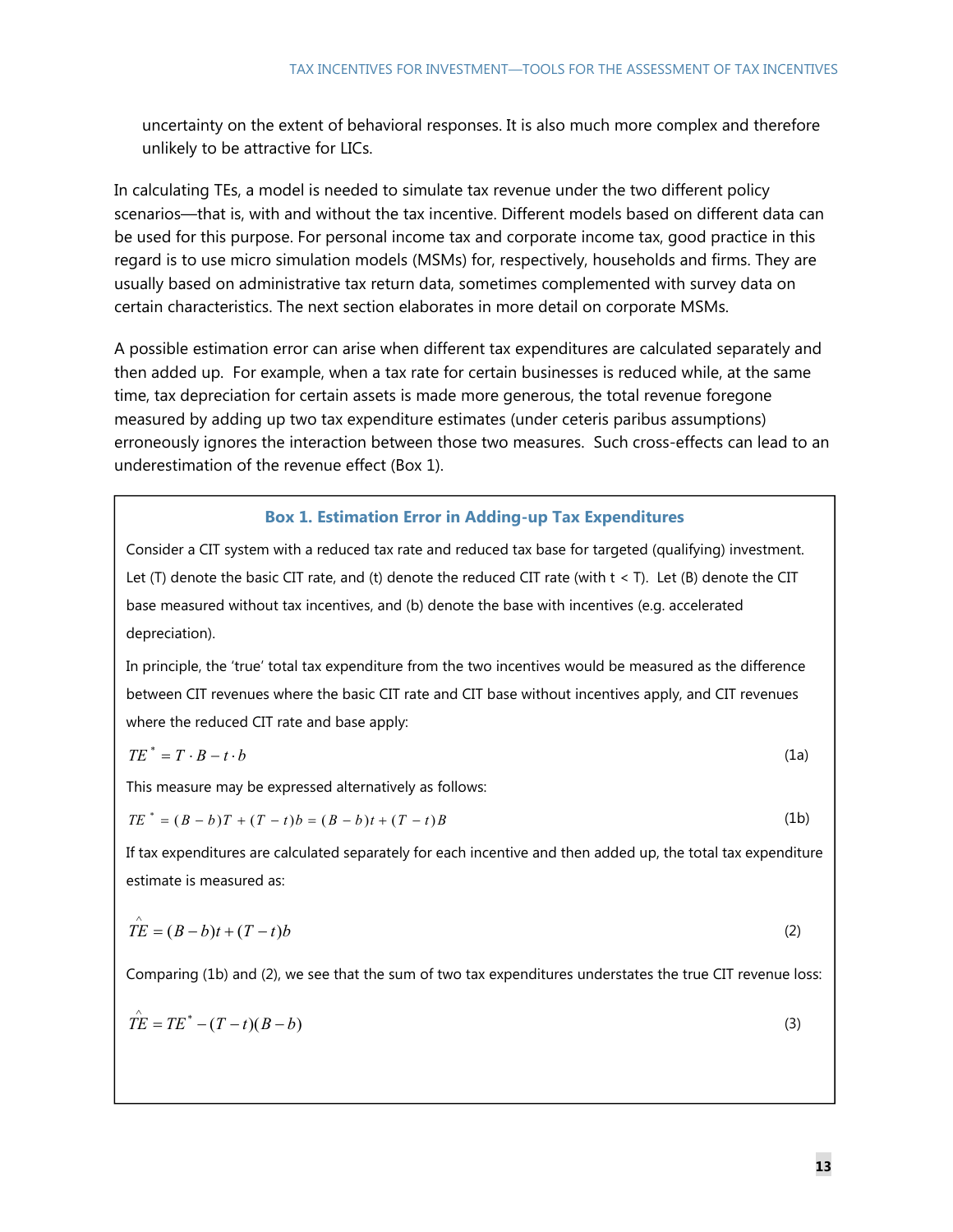uncertainty on the extent of behavioral responses. It is also much more complex and therefore unlikely to be attractive for LICs.

In calculating TEs, a model is needed to simulate tax revenue under the two different policy scenarios—that is, with and without the tax incentive. Different models based on different data can be used for this purpose. For personal income tax and corporate income tax, good practice in this regard is to use micro simulation models (MSMs) for, respectively, households and firms. They are usually based on administrative tax return data, sometimes complemented with survey data on certain characteristics. The next section elaborates in more detail on corporate MSMs.

A possible estimation error can arise when different tax expenditures are calculated separately and then added up. For example, when a tax rate for certain businesses is reduced while, at the same time, tax depreciation for certain assets is made more generous, the total revenue foregone measured by adding up two tax expenditure estimates (under ceteris paribus assumptions) erroneously ignores the interaction between those two measures. Such cross-effects can lead to an underestimation of the revenue effect (Box 1).

### Box 1. Estimation Error in Adding-up Tax Expenditures

Consider a CIT system with a reduced tax rate and reduced tax base for targeted (qualifying) investment. Let (T) denote the basic CIT rate, and (t) denote the reduced CIT rate (with $t < T$). Let (B) denote the CIT base measured without tax incentives, and (b) denote the base with incentives (e.g. accelerated depreciation).

In principle, the 'true' total tax expenditure from the two incentives would be measured as the difference between CIT revenues where the basic CIT rate and CIT base without incentives apply, and CIT revenues where the reduced CIT rate and base apply:

$$TE^{*} = T \cdot B - t \cdot b \qquad \text{(1a)}$$

This measure may be expressed alternatively as follows:

$$TE^{*} = (B-b)T + (T-t)b = (B-b)t + (T-t)B \qquad \text{(1b)}$$

If tax expenditures are calculated separately for each incentive and then added up, the total tax expenditure estimate is measured as:

$$\hat{TE} = (B-b)t + (T-t)b \qquad \text{(2)}$$

Comparing (1b) and (2), we see that the sum of two tax expenditures understates the true CIT revenue loss:

$$\hat{TE} = TE^{*} - (T-t)(B-b) \qquad \text{(3)}$$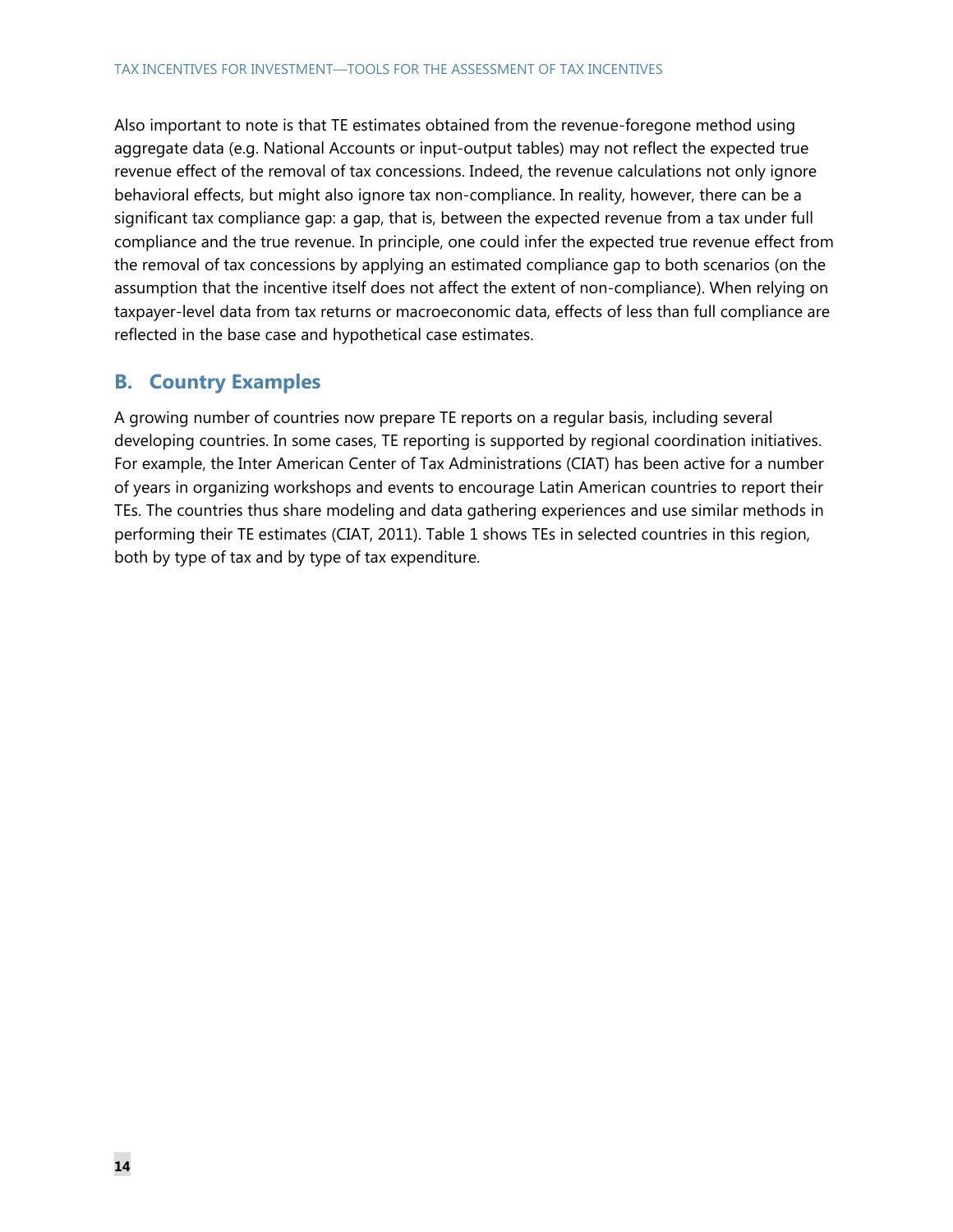Also important to note is that TE estimates obtained from the revenue-foregone method using aggregate data (e.g. National Accounts or input-output tables) may not reflect the expected true revenue effect of the removal of tax concessions. Indeed, the revenue calculations not only ignore behavioral effects, but might also ignore tax non-compliance. In reality, however, there can be a significant tax compliance gap: a gap, that is, between the expected revenue from a tax under full compliance and the true revenue. In principle, one could infer the expected true revenue effect from the removal of tax concessions by applying an estimated compliance gap to both scenarios (on the assumption that the incentive itself does not affect the extent of non-compliance). When relying on taxpayer-level data from tax returns or macroeconomic data, effects of less than full compliance are reflected in the base case and hypothetical case estimates.

## B. Country Examples

A growing number of countries now prepare TE reports on a regular basis, including several developing countries. In some cases, TE reporting is supported by regional coordination initiatives. For example, the Inter American Center of Tax Administrations (CIAT) has been active for a number of years in organizing workshops and events to encourage Latin American countries to report their TEs. The countries thus share modeling and data gathering experiences and use similar methods in performing their TE estimates (CIAT, 2011). Table 1 shows TEs in selected countries in this region, both by type of tax and by type of tax expenditure.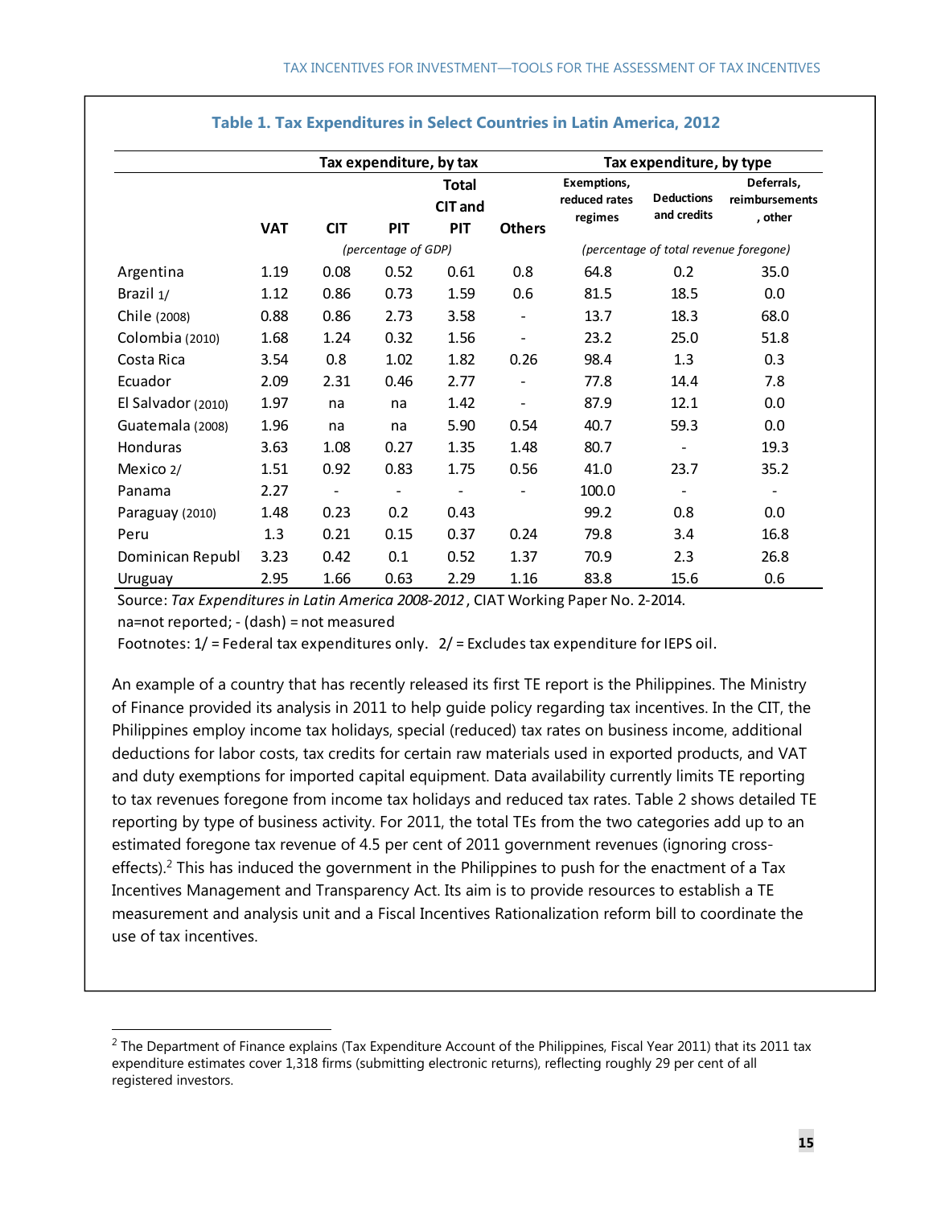**Table 1. Tax Expenditures in Select Countries in Latin America, 2012**

| | Tax expenditure, by tax | | | | | Tax expenditure, by type | | |
|---|---|---|---|---|---|---|---|---|
| | VAT | CIT | PIT | Total CIT and PIT | Others | Exemptions, reduced rates regimes | Deductions and credits | Deferrals, reimbursements, other |
| | *(percentage of GDP)* | | | | | *(percentage of total revenue foregone)* | | |
| Argentina | 1.19 | 0.08 | 0.52 | 0.61 | 0.8 | 64.8 | 0.2 | 35.0 |
| Brazil 1/ | 1.12 | 0.86 | 0.73 | 1.59 | 0.6 | 81.5 | 18.5 | 0.0 |
| Chile (2008) | 0.88 | 0.86 | 2.73 | 3.58 | - | 13.7 | 18.3 | 68.0 |
| Colombia (2010) | 1.68 | 1.24 | 0.32 | 1.56 | - | 23.2 | 25.0 | 51.8 |
| Costa Rica | 3.54 | 0.8 | 1.02 | 1.82 | 0.26 | 98.4 | 1.3 | 0.3 |
| Ecuador | 2.09 | 2.31 | 0.46 | 2.77 | - | 77.8 | 14.4 | 7.8 |
| El Salvador (2010) | 1.97 | na | na | 1.42 | - | 87.9 | 12.1 | 0.0 |
| Guatemala (2008) | 1.96 | na | na | 5.90 | 0.54 | 40.7 | 59.3 | 0.0 |
| Honduras | 3.63 | 1.08 | 0.27 | 1.35 | 1.48 | 80.7 | - | 19.3 |
| Mexico 2/ | 1.51 | 0.92 | 0.83 | 1.75 | 0.56 | 41.0 | 23.7 | 35.2 |
| Panama | 2.27 | - | - | - | - | 100.0 | - | - |
| Paraguay (2010) | 1.48 | 0.23 | 0.2 | 0.43 | | 99.2 | 0.8 | 0.0 |
| Peru | 1.3 | 0.21 | 0.15 | 0.37 | 0.24 | 79.8 | 3.4 | 16.8 |
| Dominican Republ | 3.23 | 0.42 | 0.1 | 0.52 | 1.37 | 70.9 | 2.3 | 26.8 |
| Uruguay | 2.95 | 1.66 | 0.63 | 2.29 | 1.16 | 83.8 | 15.6 | 0.6 |

Source: *Tax Expenditures in Latin America 2008-2012*, CIAT Working Paper No. 2-2014.

na=not reported; - (dash) = not measured

Footnotes: 1/ = Federal tax expenditures only. 2/ = Excludes tax expenditure for IEPS oil.

An example of a country that has recently released its first TE report is the Philippines. The Ministry of Finance provided its analysis in 2011 to help guide policy regarding tax incentives. In the CIT, the Philippines employ income tax holidays, special (reduced) tax rates on business income, additional deductions for labor costs, tax credits for certain raw materials used in exported products, and VAT and duty exemptions for imported capital equipment. Data availability currently limits TE reporting to tax revenues foregone from income tax holidays and reduced tax rates. Table 2 shows detailed TE reporting by type of business activity. For 2011, the total TEs from the two categories add up to an estimated foregone tax revenue of 4.5 per cent of 2011 government revenues (ignoring cross-effects).[2] This has induced the government in the Philippines to push for the enactment of a Tax Incentives Management and Transparency Act. Its aim is to provide resources to establish a TE measurement and analysis unit and a Fiscal Incentives Rationalization reform bill to coordinate the use of tax incentives.

[2] The Department of Finance explains (Tax Expenditure Account of the Philippines, Fiscal Year 2011) that its 2011 tax expenditure estimates cover 1,318 firms (submitting electronic returns), reflecting roughly 29 per cent of all registered investors.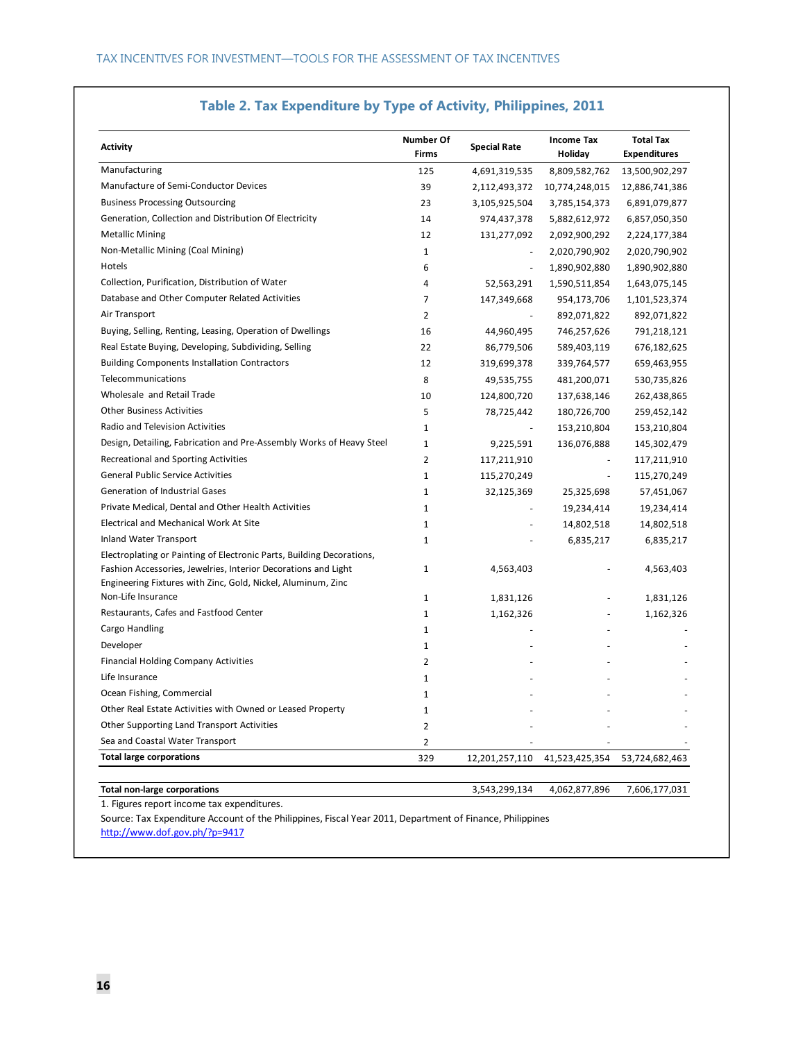## Table 2. Tax Expenditure by Type of Activity, Philippines, 2011

| Activity | Number Of Firms | Special Rate | Income Tax Holiday | Total Tax Expenditures |
|---|---|---|---|---|
| Manufacturing | 125 | 4,691,319,535 | 8,809,582,762 | 13,500,902,297 |
| Manufacture of Semi-Conductor Devices | 39 | 2,112,493,372 | 10,774,248,015 | 12,886,741,386 |
| Business Processing Outsourcing | 23 | 3,105,925,504 | 3,785,154,373 | 6,891,079,877 |
| Generation, Collection and Distribution Of Electricity | 14 | 974,437,378 | 5,882,612,972 | 6,857,050,350 |
| Metallic Mining | 12 | 131,277,092 | 2,092,900,292 | 2,224,177,384 |
| Non-Metallic Mining (Coal Mining) | 1 | - | 2,020,790,902 | 2,020,790,902 |
| Hotels | 6 | - | 1,890,902,880 | 1,890,902,880 |
| Collection, Purification, Distribution of Water | 4 | 52,563,291 | 1,590,511,854 | 1,643,075,145 |
| Database and Other Computer Related Activities | 7 | 147,349,668 | 954,173,706 | 1,101,523,374 |
| Air Transport | 2 | - | 892,071,822 | 892,071,822 |
| Buying, Selling, Renting, Leasing, Operation of Dwellings | 16 | 44,960,495 | 746,257,626 | 791,218,121 |
| Real Estate Buying, Developing, Subdividing, Selling | 22 | 86,779,506 | 589,403,119 | 676,182,625 |
| Building Components Installation Contractors | 12 | 319,699,378 | 339,764,577 | 659,463,955 |
| Telecommunications | 8 | 49,535,755 | 481,200,071 | 530,735,826 |
| Wholesale and Retail Trade | 10 | 124,800,720 | 137,638,146 | 262,438,865 |
| Other Business Activities | 5 | 78,725,442 | 180,726,700 | 259,452,142 |
| Radio and Television Activities | 1 | - | 153,210,804 | 153,210,804 |
| Design, Detailing, Fabrication and Pre-Assembly Works of Heavy Steel | 1 | 9,225,591 | 136,076,888 | 145,302,479 |
| Recreational and Sporting Activities | 2 | 117,211,910 | - | 117,211,910 |
| General Public Service Activities | 1 | 115,270,249 | - | 115,270,249 |
| Generation of Industrial Gases | 1 | 32,125,369 | 25,325,698 | 57,451,067 |
| Private Medical, Dental and Other Health Activities | 1 | - | 19,234,414 | 19,234,414 |
| Electrical and Mechanical Work At Site | 1 | - | 14,802,518 | 14,802,518 |
| Inland Water Transport | 1 | - | 6,835,217 | 6,835,217 |
| Electroplating or Painting of Electronic Parts, Building Decorations, Fashion Accessories, Jewelries, Interior Decorations and Light Engineering Fixtures with Zinc, Gold, Nickel, Aluminum, Zinc | 1 | 4,563,403 | - | 4,563,403 |
| Non-Life Insurance | 1 | 1,831,126 | - | 1,831,126 |
| Restaurants, Cafes and Fastfood Center | 1 | 1,162,326 | - | 1,162,326 |
| Cargo Handling | 1 | - | - | - |
| Developer | 1 | - | - | - |
| Financial Holding Company Activities | 2 | - | - | - |
| Life Insurance | 1 | - | - | - |
| Ocean Fishing, Commercial | 1 | - | - | - |
| Other Real Estate Activities with Owned or Leased Property | 1 | - | - | - |
| Other Supporting Land Transport Activities | 2 | - | - | - |
| Sea and Coastal Water Transport | 2 | - | - | - |
| **Total large corporations** | 329 | 12,201,257,110 | 41,523,425,354 | 53,724,682,463 |
| | | | | |
| **Total non-large corporations** | | 3,543,299,134 | 4,062,877,896 | 7,606,177,031 |

1. Figures report income tax expenditures.

Source: Tax Expenditure Account of the Philippines, Fiscal Year 2011, Department of Finance, Philippines http://www.dof.gov.ph/?p=9417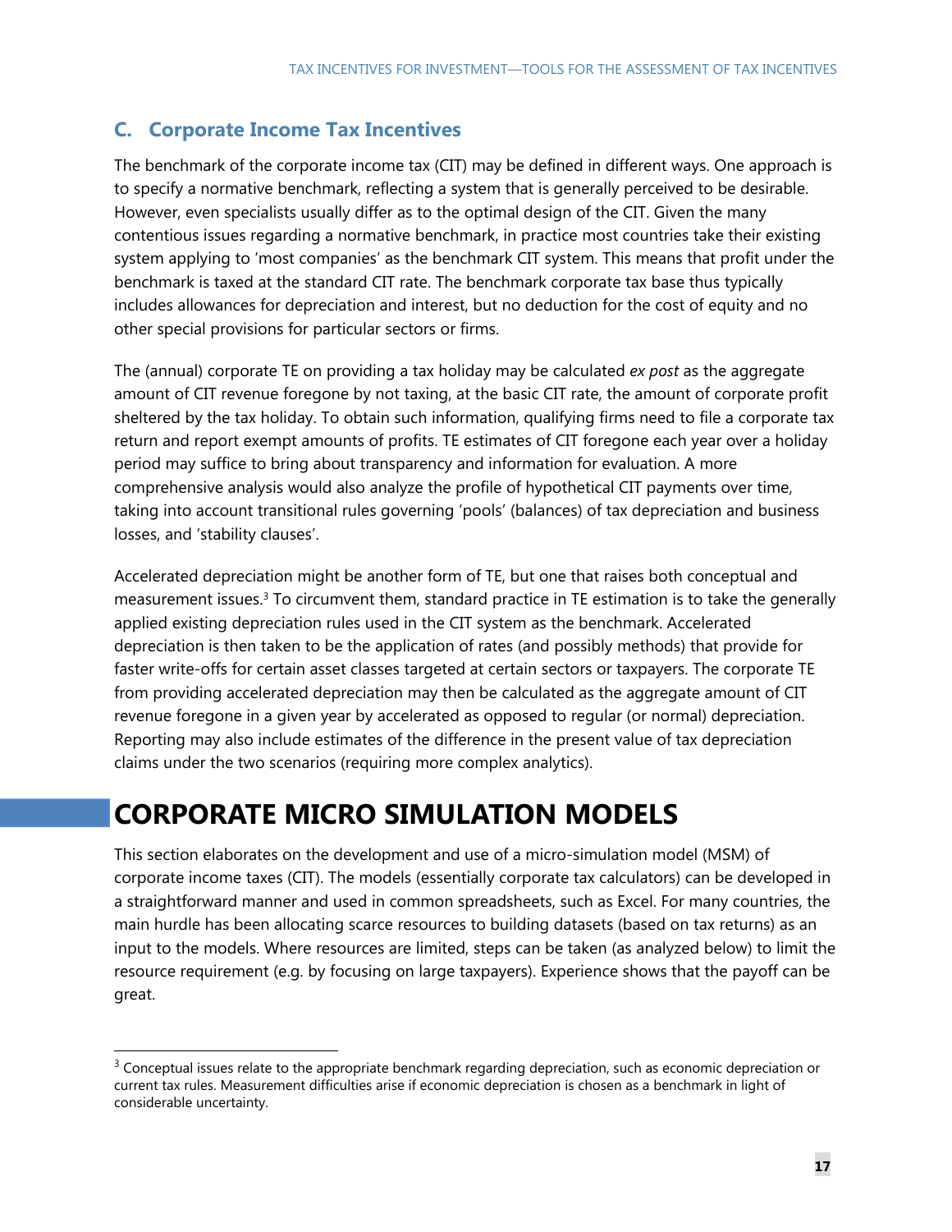## C. Corporate Income Tax Incentives

The benchmark of the corporate income tax (CIT) may be defined in different ways. One approach is to specify a normative benchmark, reflecting a system that is generally perceived to be desirable. However, even specialists usually differ as to the optimal design of the CIT. Given the many contentious issues regarding a normative benchmark, in practice most countries take their existing system applying to 'most companies' as the benchmark CIT system. This means that profit under the benchmark is taxed at the standard CIT rate. The benchmark corporate tax base thus typically includes allowances for depreciation and interest, but no deduction for the cost of equity and no other special provisions for particular sectors or firms.

The (annual) corporate TE on providing a tax holiday may be calculated *ex post* as the aggregate amount of CIT revenue foregone by not taxing, at the basic CIT rate, the amount of corporate profit sheltered by the tax holiday. To obtain such information, qualifying firms need to file a corporate tax return and report exempt amounts of profits. TE estimates of CIT foregone each year over a holiday period may suffice to bring about transparency and information for evaluation. A more comprehensive analysis would also analyze the profile of hypothetical CIT payments over time, taking into account transitional rules governing 'pools' (balances) of tax depreciation and business losses, and 'stability clauses'.

Accelerated depreciation might be another form of TE, but one that raises both conceptual and measurement issues.[3] To circumvent them, standard practice in TE estimation is to take the generally applied existing depreciation rules used in the CIT system as the benchmark. Accelerated depreciation is then taken to be the application of rates (and possibly methods) that provide for faster write-offs for certain asset classes targeted at certain sectors or taxpayers. The corporate TE from providing accelerated depreciation may then be calculated as the aggregate amount of CIT revenue foregone in a given year by accelerated as opposed to regular (or normal) depreciation. Reporting may also include estimates of the difference in the present value of tax depreciation claims under the two scenarios (requiring more complex analytics).

# CORPORATE MICRO SIMULATION MODELS

This section elaborates on the development and use of a micro-simulation model (MSM) of corporate income taxes (CIT). The models (essentially corporate tax calculators) can be developed in a straightforward manner and used in common spreadsheets, such as Excel. For many countries, the main hurdle has been allocating scarce resources to building datasets (based on tax returns) as an input to the models. Where resources are limited, steps can be taken (as analyzed below) to limit the resource requirement (e.g. by focusing on large taxpayers). Experience shows that the payoff can be great.

[3] Conceptual issues relate to the appropriate benchmark regarding depreciation, such as economic depreciation or current tax rules. Measurement difficulties arise if economic depreciation is chosen as a benchmark in light of considerable uncertainty.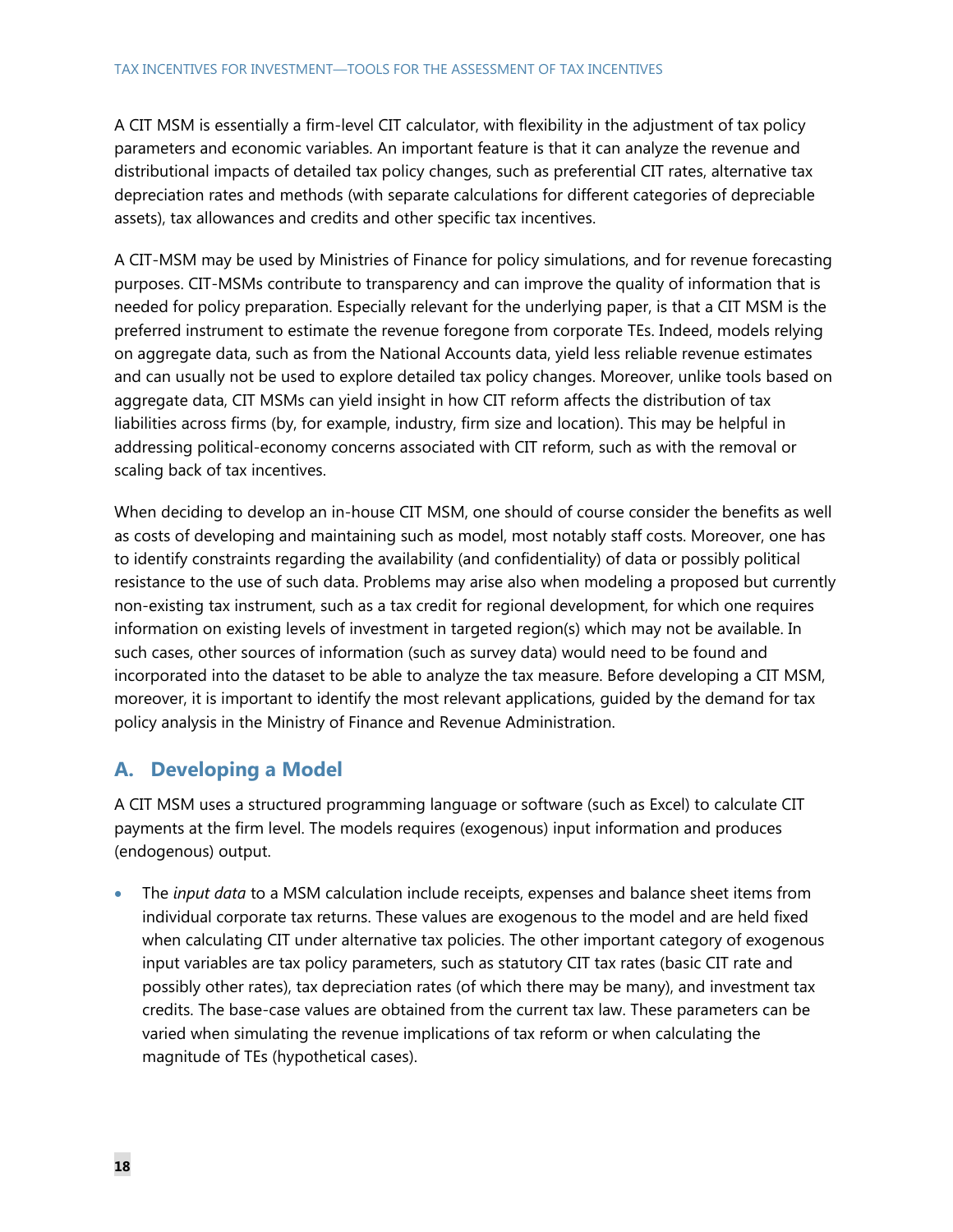A CIT MSM is essentially a firm-level CIT calculator, with flexibility in the adjustment of tax policy parameters and economic variables. An important feature is that it can analyze the revenue and distributional impacts of detailed tax policy changes, such as preferential CIT rates, alternative tax depreciation rates and methods (with separate calculations for different categories of depreciable assets), tax allowances and credits and other specific tax incentives.

A CIT-MSM may be used by Ministries of Finance for policy simulations, and for revenue forecasting purposes. CIT-MSMs contribute to transparency and can improve the quality of information that is needed for policy preparation. Especially relevant for the underlying paper, is that a CIT MSM is the preferred instrument to estimate the revenue foregone from corporate TEs. Indeed, models relying on aggregate data, such as from the National Accounts data, yield less reliable revenue estimates and can usually not be used to explore detailed tax policy changes. Moreover, unlike tools based on aggregate data, CIT MSMs can yield insight in how CIT reform affects the distribution of tax liabilities across firms (by, for example, industry, firm size and location). This may be helpful in addressing political-economy concerns associated with CIT reform, such as with the removal or scaling back of tax incentives.

When deciding to develop an in-house CIT MSM, one should of course consider the benefits as well as costs of developing and maintaining such as model, most notably staff costs. Moreover, one has to identify constraints regarding the availability (and confidentiality) of data or possibly political resistance to the use of such data. Problems may arise also when modeling a proposed but currently non-existing tax instrument, such as a tax credit for regional development, for which one requires information on existing levels of investment in targeted region(s) which may not be available. In such cases, other sources of information (such as survey data) would need to be found and incorporated into the dataset to be able to analyze the tax measure. Before developing a CIT MSM, moreover, it is important to identify the most relevant applications, guided by the demand for tax policy analysis in the Ministry of Finance and Revenue Administration.

## A. Developing a Model

A CIT MSM uses a structured programming language or software (such as Excel) to calculate CIT payments at the firm level. The models requires (exogenous) input information and produces (endogenous) output.

- The *input data* to a MSM calculation include receipts, expenses and balance sheet items from individual corporate tax returns. These values are exogenous to the model and are held fixed when calculating CIT under alternative tax policies. The other important category of exogenous input variables are tax policy parameters, such as statutory CIT tax rates (basic CIT rate and possibly other rates), tax depreciation rates (of which there may be many), and investment tax credits. The base-case values are obtained from the current tax law. These parameters can be varied when simulating the revenue implications of tax reform or when calculating the magnitude of TEs (hypothetical cases).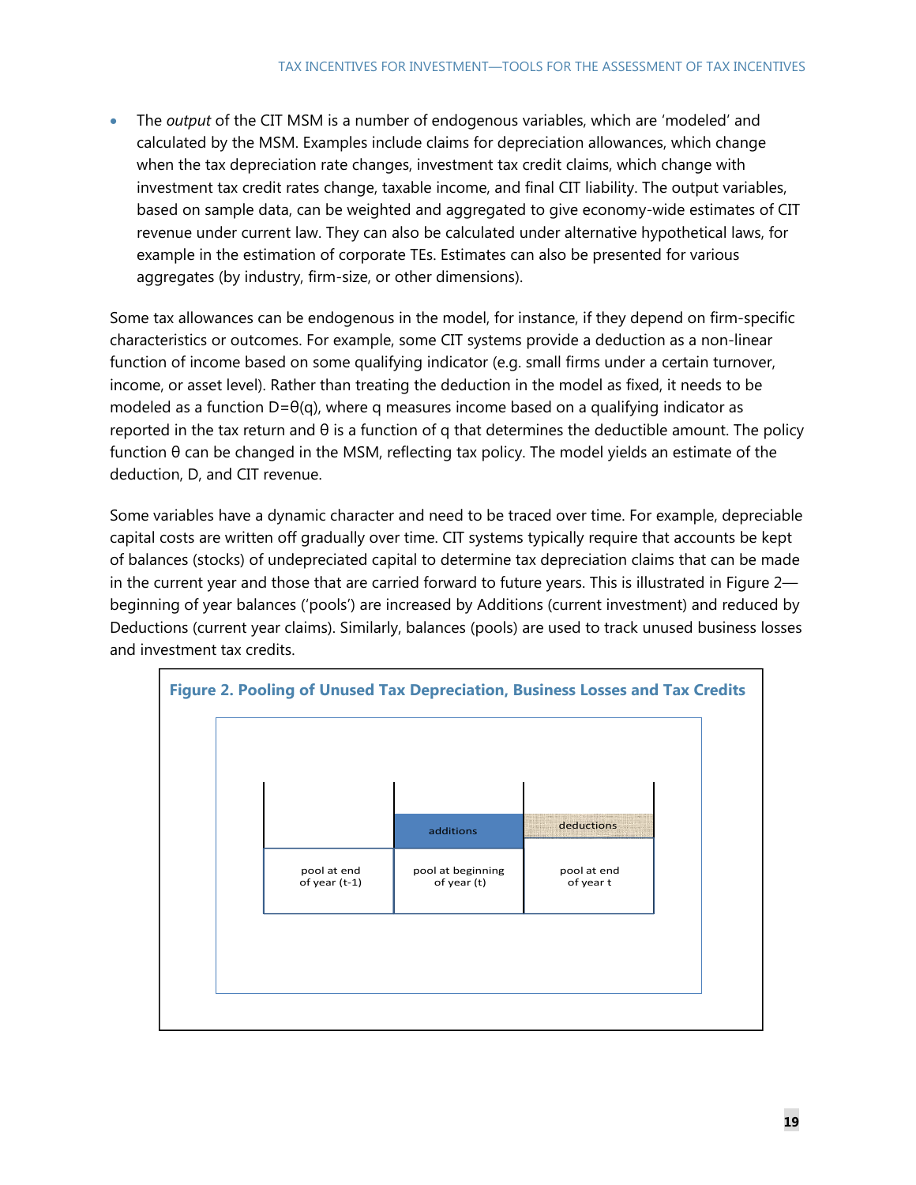- The *output* of the CIT MSM is a number of endogenous variables, which are 'modeled' and calculated by the MSM. Examples include claims for depreciation allowances, which change when the tax depreciation rate changes, investment tax credit claims, which change with investment tax credit rates change, taxable income, and final CIT liability. The output variables, based on sample data, can be weighted and aggregated to give economy-wide estimates of CIT revenue under current law. They can also be calculated under alternative hypothetical laws, for example in the estimation of corporate TEs. Estimates can also be presented for various aggregates (by industry, firm-size, or other dimensions).

Some tax allowances can be endogenous in the model, for instance, if they depend on firm-specific characteristics or outcomes. For example, some CIT systems provide a deduction as a non-linear function of income based on some qualifying indicator (e.g. small firms under a certain turnover, income, or asset level). Rather than treating the deduction in the model as fixed, it needs to be modeled as a function $D=\theta(q)$, where q measures income based on a qualifying indicator as reported in the tax return and $\theta$ is a function of q that determines the deductible amount. The policy function $\theta$ can be changed in the MSM, reflecting tax policy. The model yields an estimate of the deduction, D, and CIT revenue.

Some variables have a dynamic character and need to be traced over time. For example, depreciable capital costs are written off gradually over time. CIT systems typically require that accounts be kept of balances (stocks) of undepreciated capital to determine tax depreciation claims that can be made in the current year and those that are carried forward to future years. This is illustrated in Figure 2—beginning of year balances ('pools') are increased by Additions (current investment) and reduced by Deductions (current year claims). Similarly, balances (pools) are used to track unused business losses and investment tax credits.

**Figure 2. Pooling of Unused Tax Depreciation, Business Losses and Tax Credits**

additions

deductions

pool at end of year (t-1)

pool at beginning of year (t)

pool at end of year t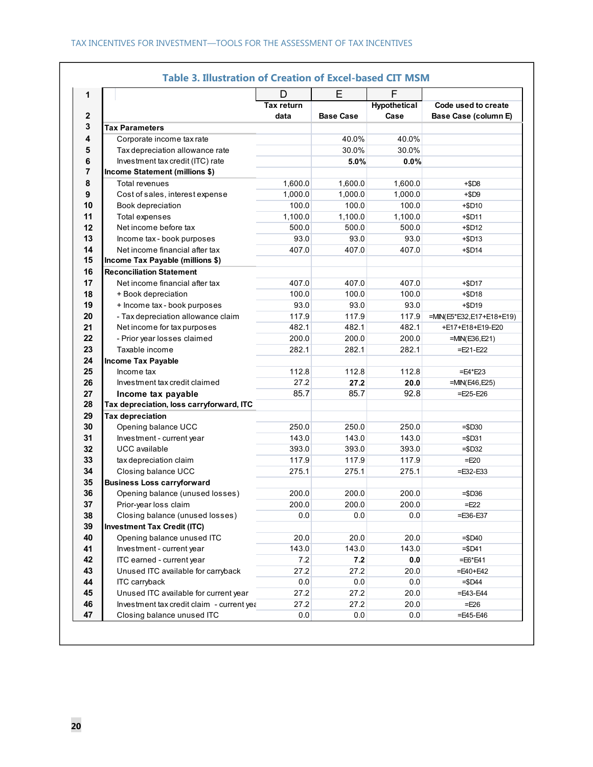### Table 3. Illustration of Creation of Excel-based CIT MSM

| 1 | | D | E | F | |
|---|---|---|---|---|---|
| 2 | | Tax return data | Base Case | Hypothetical Case | Code used to create Base Case (column E) |
| 3 | **Tax Parameters** | | | | |
| 4 | Corporate income tax rate | | 40.0% | 40.0% | |
| 5 | Tax depreciation allowance rate | | 30.0% | 30.0% | |
| 6 | Investment tax credit (ITC) rate | | **5.0%** | **0.0%** | |
| 7 | **Income Statement (millions $)** | | | | |
| 8 | Total revenues | 1,600.0 | 1,600.0 | 1,600.0 | +$D8 |
| 9 | Cost of sales, interest expense | 1,000.0 | 1,000.0 | 1,000.0 | +$D9 |
| 10 | Book depreciation | 100.0 | 100.0 | 100.0 | +$D10 |
| 11 | Total expenses | 1,100.0 | 1,100.0 | 1,100.0 | +$D11 |
| 12 | Net income before tax | 500.0 | 500.0 | 500.0 | +$D12 |
| 13 | Income tax - book purposes | 93.0 | 93.0 | 93.0 | +$D13 |
| 14 | Net income financial after tax | 407.0 | 407.0 | 407.0 | +$D14 |
| 15 | **Income Tax Payable (millions $)** | | | | |
| 16 | **Reconciliation Statement** | | | | |
| 17 | Net income financial after tax | 407.0 | 407.0 | 407.0 | +$D17 |
| 18 | + Book depreciation | 100.0 | 100.0 | 100.0 | +$D18 |
| 19 | + Income tax - book purposes | 93.0 | 93.0 | 93.0 | +$D19 |
| 20 | - Tax depreciation allowance claim | 117.9 | 117.9 | 117.9 | =MIN(E5*E32,E17+E18+E19) |
| 21 | Net income for tax purposes | 482.1 | 482.1 | 482.1 | +E17+E18+E19-E20 |
| 22 | - Prior year losses claimed | 200.0 | 200.0 | 200.0 | =MIN(E36,E21) |
| 23 | Taxable income | 282.1 | 282.1 | 282.1 | =E21-E22 |
| 24 | **Income Tax Payable** | | | | |
| 25 | Income tax | 112.8 | 112.8 | 112.8 | =E4*E23 |
| 26 | Investment tax credit claimed | 27.2 | **27.2** | **20.0** | =MIN(E46,E25) |
| 27 | **Income tax payable** | 85.7 | 85.7 | 92.8 | =E25-E26 |
| 28 | **Tax depreciation, loss carryforward, ITC** | | | | |
| 29 | **Tax depreciation** | | | | |
| 30 | Opening balance UCC | 250.0 | 250.0 | 250.0 | =$D30 |
| 31 | Investment - current year | 143.0 | 143.0 | 143.0 | =$D31 |
| 32 | UCC available | 393.0 | 393.0 | 393.0 | =$D32 |
| 33 | tax depreciation claim | 117.9 | 117.9 | 117.9 | =E20 |
| 34 | Closing balance UCC | 275.1 | 275.1 | 275.1 | =E32-E33 |
| 35 | **Business Loss carryforward** | | | | |
| 36 | Opening balance (unused losses) | 200.0 | 200.0 | 200.0 | =$D36 |
| 37 | Prior-year loss claim | 200.0 | 200.0 | 200.0 | =E22 |
| 38 | Closing balance (unused losses) | 0.0 | 0.0 | 0.0 | =E36-E37 |
| 39 | **Investment Tax Credit (ITC)** | | | | |
| 40 | Opening balance unused ITC | 20.0 | 20.0 | 20.0 | =$D40 |
| 41 | Investment - current year | 143.0 | 143.0 | 143.0 | =$D41 |
| 42 | ITC earned - current year | 7.2 | **7.2** | **0.0** | =E6*E41 |
| 43 | Unused ITC available for carryback | 27.2 | 27.2 | 20.0 | =E40+E42 |
| 44 | ITC carryback | 0.0 | 0.0 | 0.0 | =$D44 |
| 45 | Unused ITC available for current year | 27.2 | 27.2 | 20.0 | =E43-E44 |
| 46 | Investment tax credit claim - current yea | 27.2 | 27.2 | 20.0 | =E26 |
| 47 | Closing balance unused ITC | 0.0 | 0.0 | 0.0 | =E45-E46 |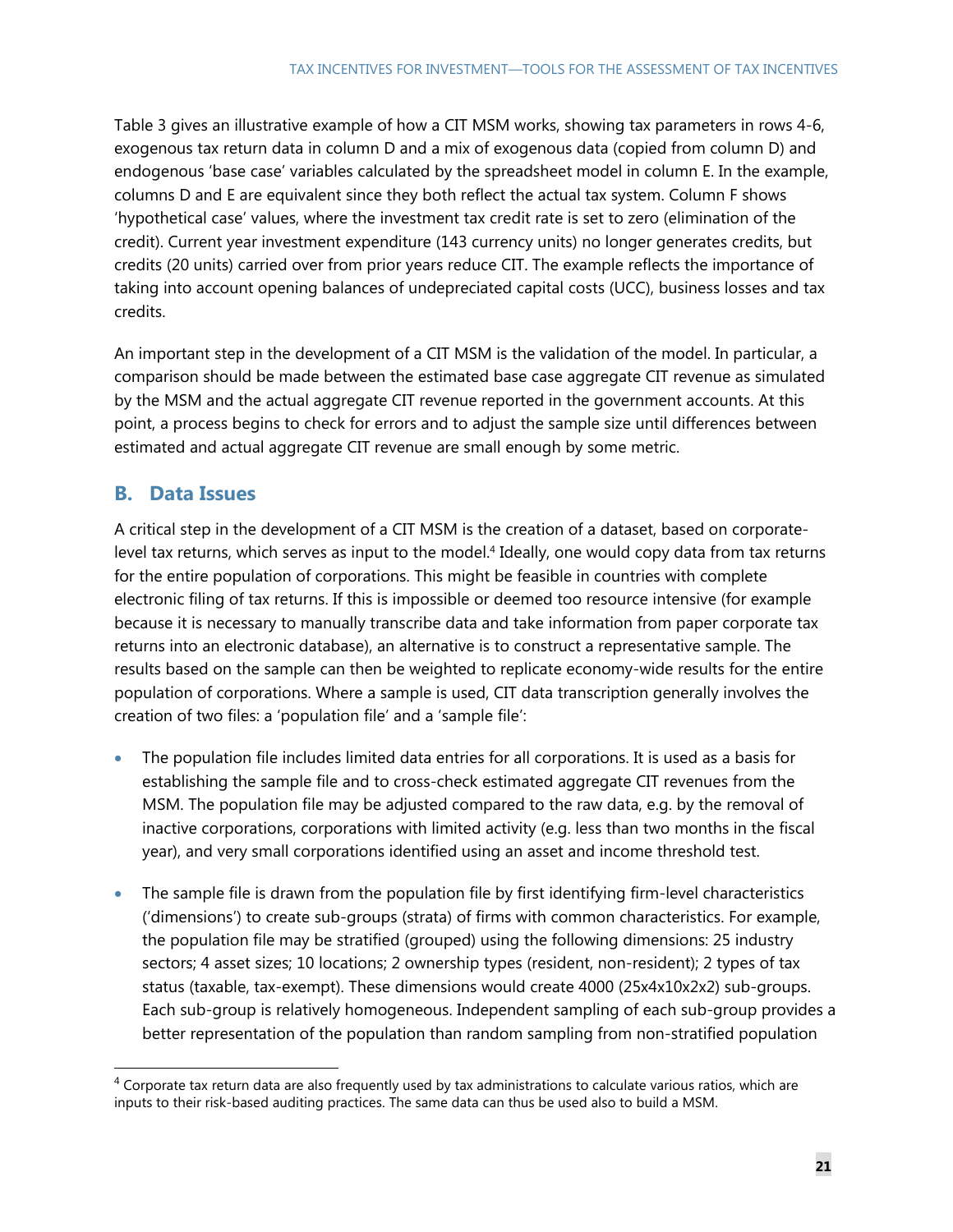Table 3 gives an illustrative example of how a CIT MSM works, showing tax parameters in rows 4-6, exogenous tax return data in column D and a mix of exogenous data (copied from column D) and endogenous 'base case' variables calculated by the spreadsheet model in column E. In the example, columns D and E are equivalent since they both reflect the actual tax system. Column F shows 'hypothetical case' values, where the investment tax credit rate is set to zero (elimination of the credit). Current year investment expenditure (143 currency units) no longer generates credits, but credits (20 units) carried over from prior years reduce CIT. The example reflects the importance of taking into account opening balances of undepreciated capital costs (UCC), business losses and tax credits.

An important step in the development of a CIT MSM is the validation of the model. In particular, a comparison should be made between the estimated base case aggregate CIT revenue as simulated by the MSM and the actual aggregate CIT revenue reported in the government accounts. At this point, a process begins to check for errors and to adjust the sample size until differences between estimated and actual aggregate CIT revenue are small enough by some metric.

## B. Data Issues

A critical step in the development of a CIT MSM is the creation of a dataset, based on corporate-level tax returns, which serves as input to the model.[4] Ideally, one would copy data from tax returns for the entire population of corporations. This might be feasible in countries with complete electronic filing of tax returns. If this is impossible or deemed too resource intensive (for example because it is necessary to manually transcribe data and take information from paper corporate tax returns into an electronic database), an alternative is to construct a representative sample. The results based on the sample can then be weighted to replicate economy-wide results for the entire population of corporations. Where a sample is used, CIT data transcription generally involves the creation of two files: a 'population file' and a 'sample file':

- The population file includes limited data entries for all corporations. It is used as a basis for establishing the sample file and to cross-check estimated aggregate CIT revenues from the MSM. The population file may be adjusted compared to the raw data, e.g. by the removal of inactive corporations, corporations with limited activity (e.g. less than two months in the fiscal year), and very small corporations identified using an asset and income threshold test.
- The sample file is drawn from the population file by first identifying firm-level characteristics ('dimensions') to create sub-groups (strata) of firms with common characteristics. For example, the population file may be stratified (grouped) using the following dimensions: 25 industry sectors; 4 asset sizes; 10 locations; 2 ownership types (resident, non-resident); 2 types of tax status (taxable, tax-exempt). These dimensions would create 4000 (25x4x10x2x2) sub-groups. Each sub-group is relatively homogeneous. Independent sampling of each sub-group provides a better representation of the population than random sampling from non-stratified population

[4] Corporate tax return data are also frequently used by tax administrations to calculate various ratios, which are inputs to their risk-based auditing practices. The same data can thus be used also to build a MSM.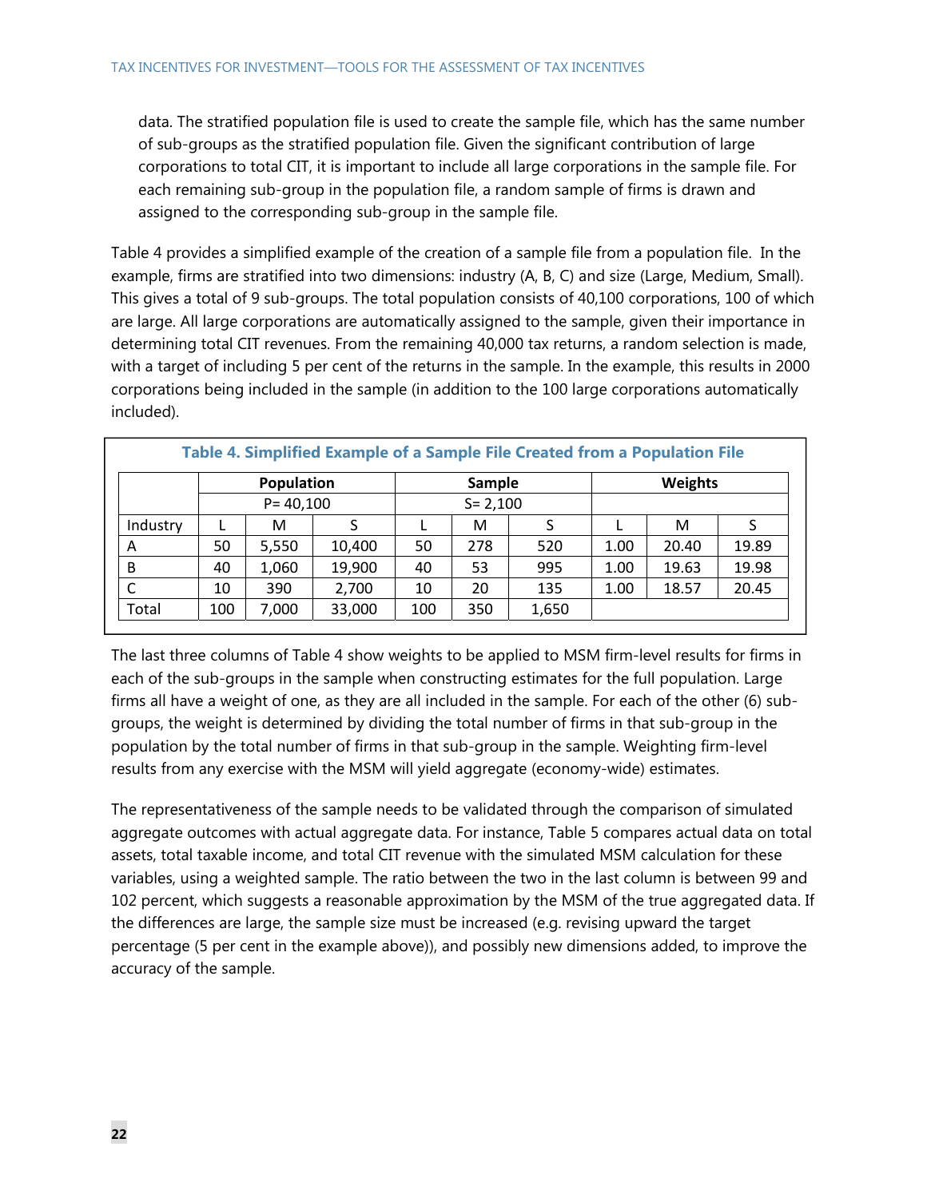data. The stratified population file is used to create the sample file, which has the same number of sub-groups as the stratified population file. Given the significant contribution of large corporations to total CIT, it is important to include all large corporations in the sample file. For each remaining sub-group in the population file, a random sample of firms is drawn and assigned to the corresponding sub-group in the sample file.

Table 4 provides a simplified example of the creation of a sample file from a population file. In the example, firms are stratified into two dimensions: industry (A, B, C) and size (Large, Medium, Small). This gives a total of 9 sub-groups. The total population consists of 40,100 corporations, 100 of which are large. All large corporations are automatically assigned to the sample, given their importance in determining total CIT revenues. From the remaining 40,000 tax returns, a random selection is made, with a target of including 5 per cent of the returns in the sample. In the example, this results in 2000 corporations being included in the sample (in addition to the 100 large corporations automatically included).

**Table 4. Simplified Example of a Sample File Created from a Population File**

| | Population | | | Sample | | | Weights | | |
|---|---|---|---|---|---|---|---|---|---|
| | P= 40,100 | | | S= 2,100 | | | | | |
| Industry | L | M | S | L | M | S | L | M | S |
| A | 50 | 5,550 | 10,400 | 50 | 278 | 520 | 1.00 | 20.40 | 19.89 |
| B | 40 | 1,060 | 19,900 | 40 | 53 | 995 | 1.00 | 19.63 | 19.98 |
| C | 10 | 390 | 2,700 | 10 | 20 | 135 | 1.00 | 18.57 | 20.45 |
| Total | 100 | 7,000 | 33,000 | 100 | 350 | 1,650 | | | |

The last three columns of Table 4 show weights to be applied to MSM firm-level results for firms in each of the sub-groups in the sample when constructing estimates for the full population. Large firms all have a weight of one, as they are all included in the sample. For each of the other (6) sub-groups, the weight is determined by dividing the total number of firms in that sub-group in the population by the total number of firms in that sub-group in the sample. Weighting firm-level results from any exercise with the MSM will yield aggregate (economy-wide) estimates.

The representativeness of the sample needs to be validated through the comparison of simulated aggregate outcomes with actual aggregate data. For instance, Table 5 compares actual data on total assets, total taxable income, and total CIT revenue with the simulated MSM calculation for these variables, using a weighted sample. The ratio between the two in the last column is between 99 and 102 percent, which suggests a reasonable approximation by the MSM of the true aggregated data. If the differences are large, the sample size must be increased (e.g. revising upward the target percentage (5 per cent in the example above)), and possibly new dimensions added, to improve the accuracy of the sample.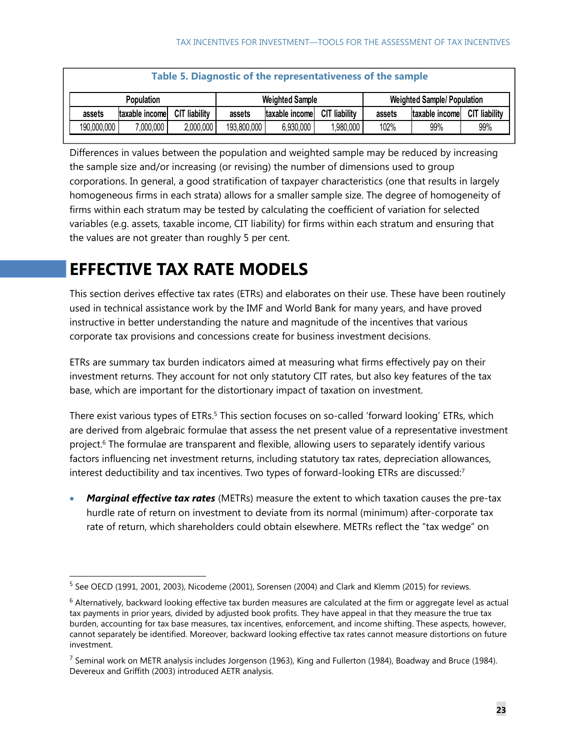**Table 5. Diagnostic of the representativeness of the sample**

| Population | | | Weighted Sample | | | Weighted Sample/ Population | | |
|---|---|---|---|---|---|---|---|---|
| assets | taxable income | CIT liability | assets | taxable income | CIT liability | assets | taxable income | CIT liability |
| 190,000,000 | 7,000,000 | 2,000,000 | 193,800,000 | 6,930,000 | 1,980,000 | 102% | 99% | 99% |

Differences in values between the population and weighted sample may be reduced by increasing the sample size and/or increasing (or revising) the number of dimensions used to group corporations. In general, a good stratification of taxpayer characteristics (one that results in largely homogeneous firms in each strata) allows for a smaller sample size. The degree of homogeneity of firms within each stratum may be tested by calculating the coefficient of variation for selected variables (e.g. assets, taxable income, CIT liability) for firms within each stratum and ensuring that the values are not greater than roughly 5 per cent.

# EFFECTIVE TAX RATE MODELS

This section derives effective tax rates (ETRs) and elaborates on their use. These have been routinely used in technical assistance work by the IMF and World Bank for many years, and have proved instructive in better understanding the nature and magnitude of the incentives that various corporate tax provisions and concessions create for business investment decisions.

ETRs are summary tax burden indicators aimed at measuring what firms effectively pay on their investment returns. They account for not only statutory CIT rates, but also key features of the tax base, which are important for the distortionary impact of taxation on investment.

There exist various types of ETRs.[5] This section focuses on so-called 'forward looking' ETRs, which are derived from algebraic formulae that assess the net present value of a representative investment project.[6] The formulae are transparent and flexible, allowing users to separately identify various factors influencing net investment returns, including statutory tax rates, depreciation allowances, interest deductibility and tax incentives. Two types of forward-looking ETRs are discussed:[7]

- ***Marginal effective tax rates*** (METRs) measure the extent to which taxation causes the pre-tax hurdle rate of return on investment to deviate from its normal (minimum) after-corporate tax rate of return, which shareholders could obtain elsewhere. METRs reflect the "tax wedge" on

---

[5] See OECD (1991, 2001, 2003), Nicodeme (2001), Sorensen (2004) and Clark and Klemm (2015) for reviews.

[6] Alternatively, backward looking effective tax burden measures are calculated at the firm or aggregate level as actual tax payments in prior years, divided by adjusted book profits. They have appeal in that they measure the true tax burden, accounting for tax base measures, tax incentives, enforcement, and income shifting. These aspects, however, cannot separately be identified. Moreover, backward looking effective tax rates cannot measure distortions on future investment.

[7] Seminal work on METR analysis includes Jorgenson (1963), King and Fullerton (1984), Boadway and Bruce (1984). Devereux and Griffith (2003) introduced AETR analysis.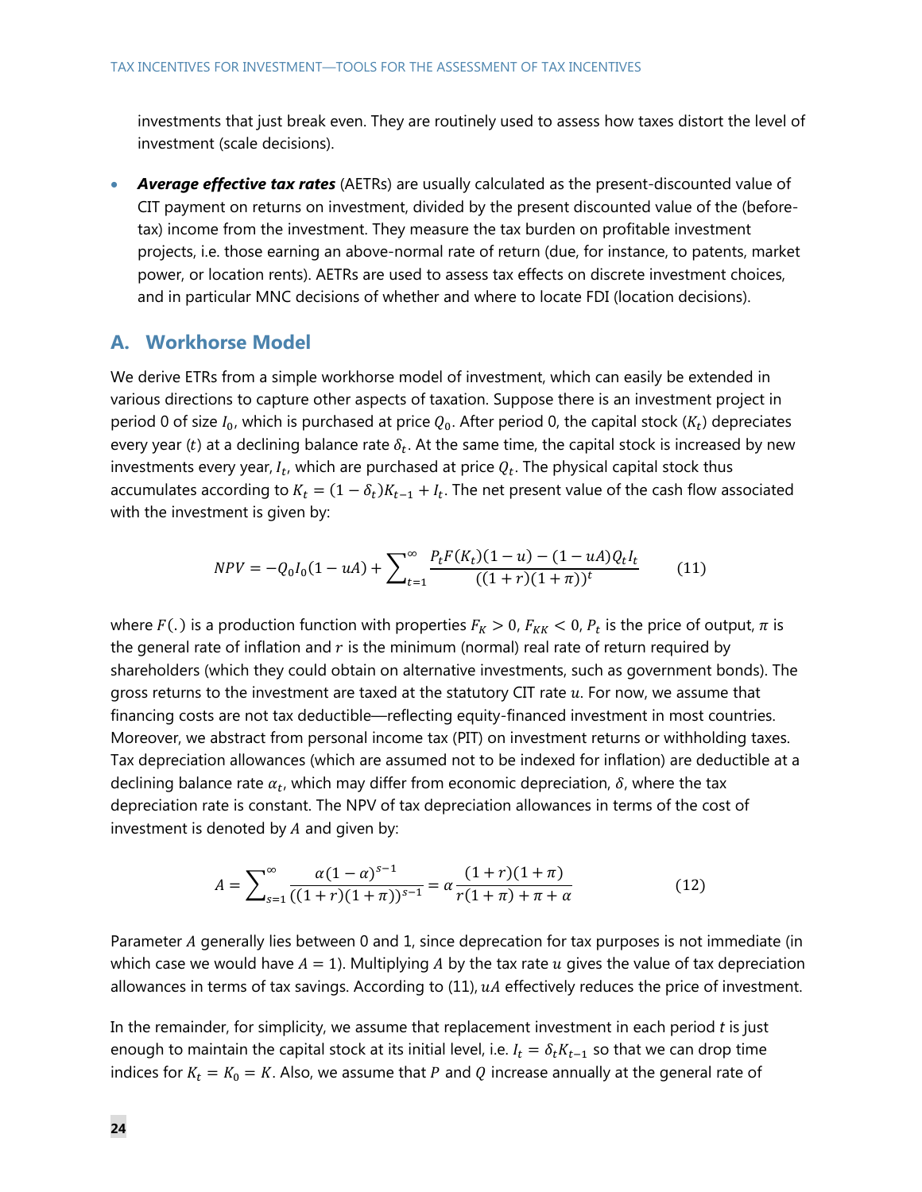investments that just break even. They are routinely used to assess how taxes distort the level of investment (scale decisions).

- ***Average effective tax rates*** (AETRs) are usually calculated as the present-discounted value of CIT payment on returns on investment, divided by the present discounted value of the (before-tax) income from the investment. They measure the tax burden on profitable investment projects, i.e. those earning an above-normal rate of return (due, for instance, to patents, market power, or location rents). AETRs are used to assess tax effects on discrete investment choices, and in particular MNC decisions of whether and where to locate FDI (location decisions).

## A. Workhorse Model

We derive ETRs from a simple workhorse model of investment, which can easily be extended in various directions to capture other aspects of taxation. Suppose there is an investment project in period 0 of size $I_0$, which is purchased at price $Q_0$. After period 0, the capital stock ($K_t$) depreciates every year ($t$) at a declining balance rate $\delta_t$. At the same time, the capital stock is increased by new investments every year, $I_t$, which are purchased at price $Q_t$. The physical capital stock thus accumulates according to $K_t = (1-\delta_t)K_{t-1} + I_t$. The net present value of the cash flow associated with the investment is given by:

$$NPV = -Q_0 I_0(1-uA) + \sum_{t=1}^{\infty} \frac{P_t F(K_t)(1-u) - (1-uA)Q_t I_t}{((1+r)(1+\pi))^t} \qquad (11)$$

where $F(.)$ is a production function with properties $F_K > 0$, $F_{KK} < 0$, $P_t$ is the price of output, $\pi$ is the general rate of inflation and $r$ is the minimum (normal) real rate of return required by shareholders (which they could obtain on alternative investments, such as government bonds). The gross returns to the investment are taxed at the statutory CIT rate $u$. For now, we assume that financing costs are not tax deductible—reflecting equity-financed investment in most countries. Moreover, we abstract from personal income tax (PIT) on investment returns or withholding taxes. Tax depreciation allowances (which are assumed not to be indexed for inflation) are deductible at a declining balance rate $\alpha_t$, which may differ from economic depreciation, $\delta$, where the tax depreciation rate is constant. The NPV of tax depreciation allowances in terms of the cost of investment is denoted by $A$ and given by:

$$A = \sum_{s=1}^{\infty} \frac{\alpha(1-\alpha)^{s-1}}{((1+r)(1+\pi))^{s-1}} = \alpha \frac{(1+r)(1+\pi)}{r(1+\pi)+\pi+\alpha} \qquad (12)$$

Parameter $A$ generally lies between 0 and 1, since deprecation for tax purposes is not immediate (in which case we would have $A = 1$). Multiplying $A$ by the tax rate $u$ gives the value of tax depreciation allowances in terms of tax savings. According to (11), $uA$ effectively reduces the price of investment.

In the remainder, for simplicity, we assume that replacement investment in each period $t$ is just enough to maintain the capital stock at its initial level, i.e. $I_t = \delta_t K_{t-1}$ so that we can drop time indices for $K_t = K_0 = K$. Also, we assume that $P$ and $Q$ increase annually at the general rate of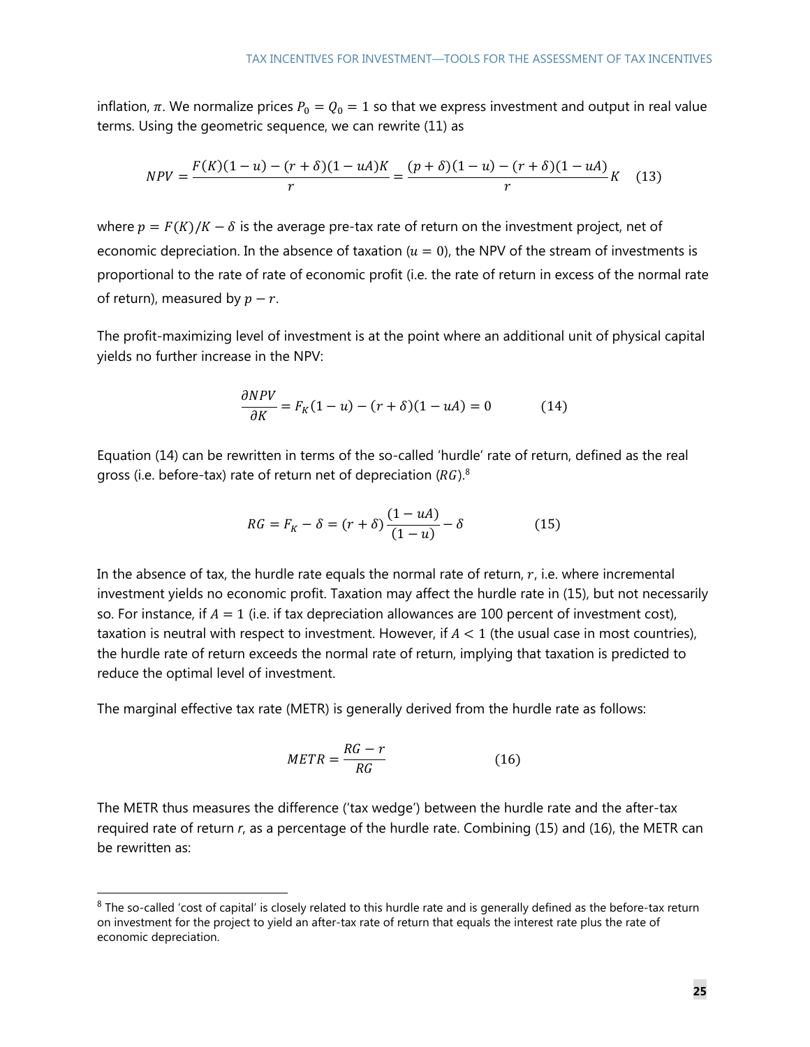inflation, $\pi$. We normalize prices $P_0 = Q_0 = 1$ so that we express investment and output in real value terms. Using the geometric sequence, we can rewrite (11) as

$$NPV = \frac{F(K)(1-u) - (r+\delta)(1-uA)K}{r} = \frac{(p+\delta)(1-u) - (r+\delta)(1-uA)}{r}K \quad (13)$$

where $p = F(K)/K - \delta$ is the average pre-tax rate of return on the investment project, net of economic depreciation. In the absence of taxation ($u = 0$), the NPV of the stream of investments is proportional to the rate of rate of economic profit (i.e. the rate of return in excess of the normal rate of return), measured by $p - r$.

The profit-maximizing level of investment is at the point where an additional unit of physical capital yields no further increase in the NPV:

$$\frac{\partial NPV}{\partial K} = F_K(1-u) - (r+\delta)(1-uA) = 0 \quad (14)$$

Equation (14) can be rewritten in terms of the so-called 'hurdle' rate of return, defined as the real gross (i.e. before-tax) rate of return net of depreciation ($RG$).[8]

$$RG = F_K - \delta = (r+\delta)\frac{(1-uA)}{(1-u)} - \delta \quad (15)$$

In the absence of tax, the hurdle rate equals the normal rate of return, $r$, i.e. where incremental investment yields no economic profit. Taxation may affect the hurdle rate in (15), but not necessarily so. For instance, if $A = 1$ (i.e. if tax depreciation allowances are 100 percent of investment cost), taxation is neutral with respect to investment. However, if $A < 1$ (the usual case in most countries), the hurdle rate of return exceeds the normal rate of return, implying that taxation is predicted to reduce the optimal level of investment.

The marginal effective tax rate (METR) is generally derived from the hurdle rate as follows:

$$METR = \frac{RG - r}{RG} \quad (16)$$

The METR thus measures the difference ('tax wedge') between the hurdle rate and the after-tax required rate of return *r*, as a percentage of the hurdle rate. Combining (15) and (16), the METR can be rewritten as:

---

[8] The so-called 'cost of capital' is closely related to this hurdle rate and is generally defined as the before-tax return on investment for the project to yield an after-tax rate of return that equals the interest rate plus the rate of economic depreciation.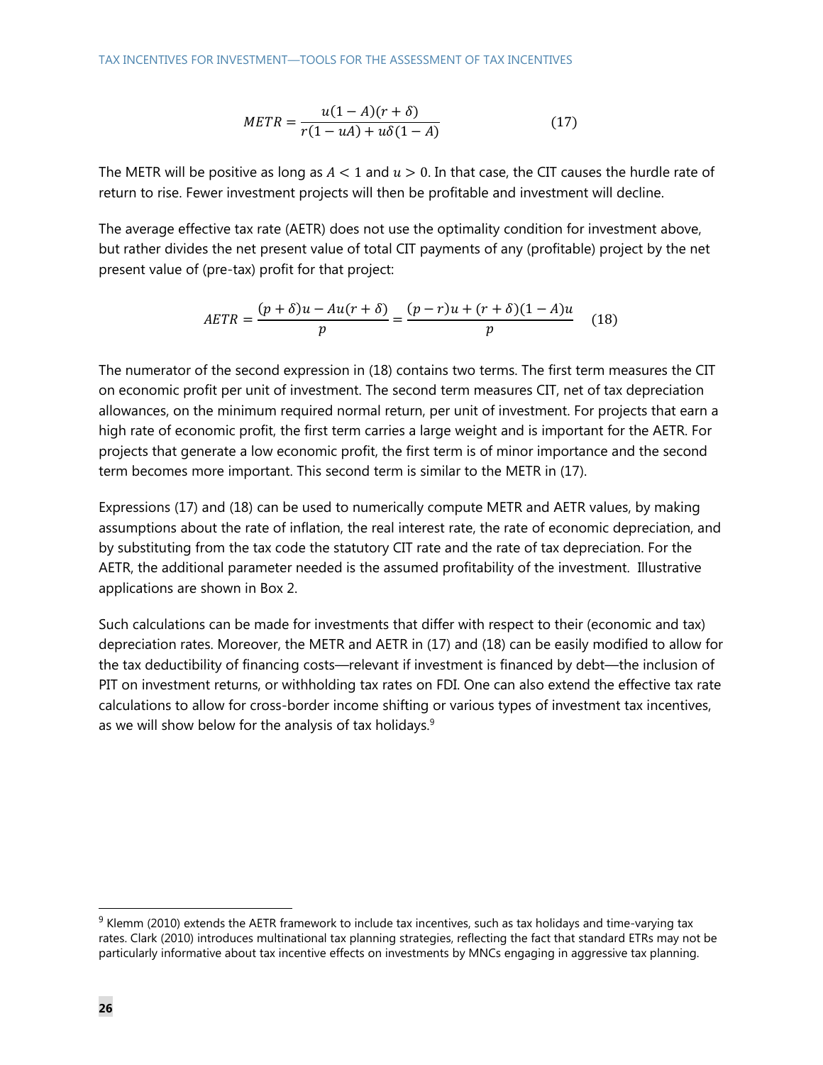$$METR = \frac{u(1-A)(r+\delta)}{r(1-uA)+u\delta(1-A)} \qquad (17)$$

The METR will be positive as long as $A < 1$ and $u > 0$. In that case, the CIT causes the hurdle rate of return to rise. Fewer investment projects will then be profitable and investment will decline.

The average effective tax rate (AETR) does not use the optimality condition for investment above, but rather divides the net present value of total CIT payments of any (profitable) project by the net present value of (pre-tax) profit for that project:

$$AETR = \frac{(p+\delta)u - Au(r+\delta)}{p} = \frac{(p-r)u + (r+\delta)(1-A)u}{p} \qquad (18)$$

The numerator of the second expression in (18) contains two terms. The first term measures the CIT on economic profit per unit of investment. The second term measures CIT, net of tax depreciation allowances, on the minimum required normal return, per unit of investment. For projects that earn a high rate of economic profit, the first term carries a large weight and is important for the AETR. For projects that generate a low economic profit, the first term is of minor importance and the second term becomes more important. This second term is similar to the METR in (17).

Expressions (17) and (18) can be used to numerically compute METR and AETR values, by making assumptions about the rate of inflation, the real interest rate, the rate of economic depreciation, and by substituting from the tax code the statutory CIT rate and the rate of tax depreciation. For the AETR, the additional parameter needed is the assumed profitability of the investment. Illustrative applications are shown in Box 2.

Such calculations can be made for investments that differ with respect to their (economic and tax) depreciation rates. Moreover, the METR and AETR in (17) and (18) can be easily modified to allow for the tax deductibility of financing costs—relevant if investment is financed by debt—the inclusion of PIT on investment returns, or withholding tax rates on FDI. One can also extend the effective tax rate calculations to allow for cross-border income shifting or various types of investment tax incentives, as we will show below for the analysis of tax holidays.[9]

[9] Klemm (2010) extends the AETR framework to include tax incentives, such as tax holidays and time-varying tax rates. Clark (2010) introduces multinational tax planning strategies, reflecting the fact that standard ETRs may not be particularly informative about tax incentive effects on investments by MNCs engaging in aggressive tax planning.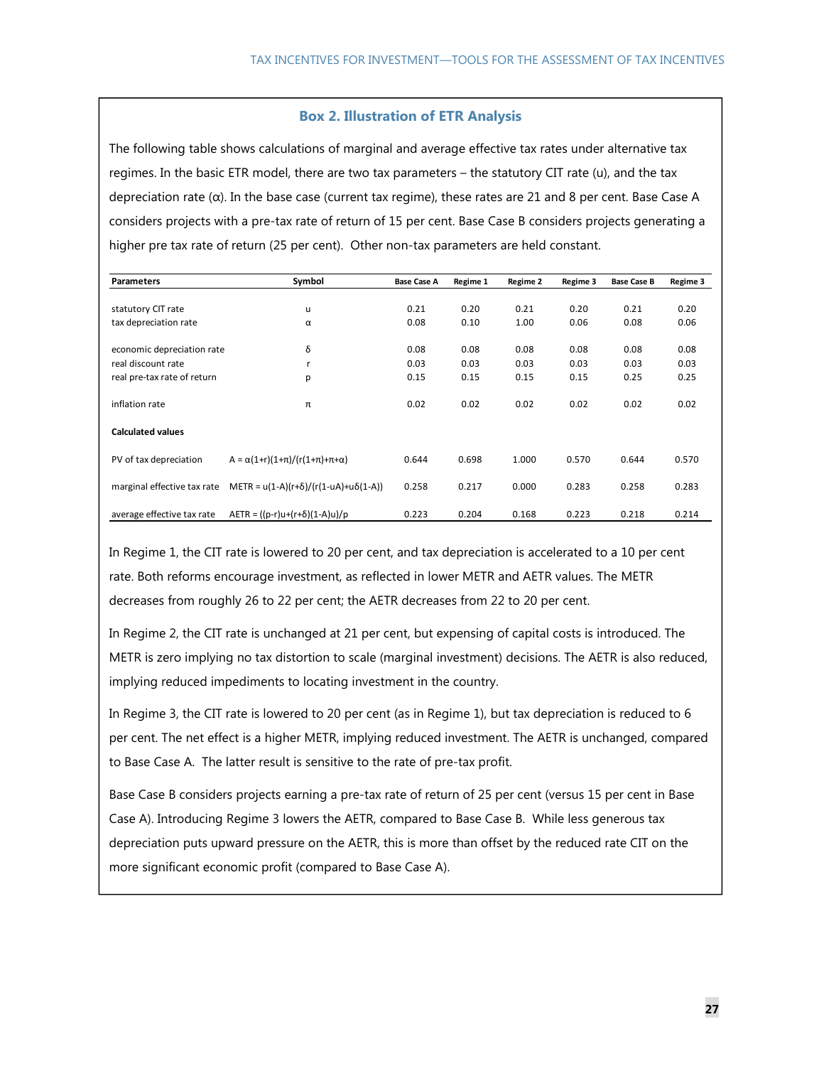### Box 2. Illustration of ETR Analysis

The following table shows calculations of marginal and average effective tax rates under alternative tax regimes. In the basic ETR model, there are two tax parameters – the statutory CIT rate (u), and the tax depreciation rate (α). In the base case (current tax regime), these rates are 21 and 8 per cent. Base Case A considers projects with a pre-tax rate of return of 15 per cent. Base Case B considers projects generating a higher pre tax rate of return (25 per cent). Other non-tax parameters are held constant.

| Parameters | Symbol | Base Case A | Regime 1 | Regime 2 | Regime 3 | Base Case B | Regime 3 |
|---|---|---|---|---|---|---|---|
| statutory CIT rate | $u$ | 0.21 | 0.20 | 0.21 | 0.20 | 0.21 | 0.20 |
| tax depreciation rate | $\alpha$ | 0.08 | 0.10 | 1.00 | 0.06 | 0.08 | 0.06 |
| economic depreciation rate | $\delta$ | 0.08 | 0.08 | 0.08 | 0.08 | 0.08 | 0.08 |
| real discount rate | $r$ | 0.03 | 0.03 | 0.03 | 0.03 | 0.03 | 0.03 |
| real pre-tax rate of return | $p$ | 0.15 | 0.15 | 0.15 | 0.15 | 0.25 | 0.25 |
| inflation rate | $\pi$ | 0.02 | 0.02 | 0.02 | 0.02 | 0.02 | 0.02 |
| **Calculated values** | | | | | | | |
| PV of tax depreciation | $A = \alpha(1+r)(1+\pi)/(r(1+\pi)+\pi+\alpha)$ | 0.644 | 0.698 | 1.000 | 0.570 | 0.644 | 0.570 |
| marginal effective tax rate | $METR = u(1-A)(r+\delta)/(r(1-uA)+u\delta(1-A))$ | 0.258 | 0.217 | 0.000 | 0.283 | 0.258 | 0.283 |
| average effective tax rate | $AETR = ((p-r)u+(r+\delta)(1-A)u)/p$ | 0.223 | 0.204 | 0.168 | 0.223 | 0.218 | 0.214 |

In Regime 1, the CIT rate is lowered to 20 per cent, and tax depreciation is accelerated to a 10 per cent rate. Both reforms encourage investment, as reflected in lower METR and AETR values. The METR decreases from roughly 26 to 22 per cent; the AETR decreases from 22 to 20 per cent.

In Regime 2, the CIT rate is unchanged at 21 per cent, but expensing of capital costs is introduced. The METR is zero implying no tax distortion to scale (marginal investment) decisions. The AETR is also reduced, implying reduced impediments to locating investment in the country.

In Regime 3, the CIT rate is lowered to 20 per cent (as in Regime 1), but tax depreciation is reduced to 6 per cent. The net effect is a higher METR, implying reduced investment. The AETR is unchanged, compared to Base Case A. The latter result is sensitive to the rate of pre-tax profit.

Base Case B considers projects earning a pre-tax rate of return of 25 per cent (versus 15 per cent in Base Case A). Introducing Regime 3 lowers the AETR, compared to Base Case B. While less generous tax depreciation puts upward pressure on the AETR, this is more than offset by the reduced rate CIT on the more significant economic profit (compared to Base Case A).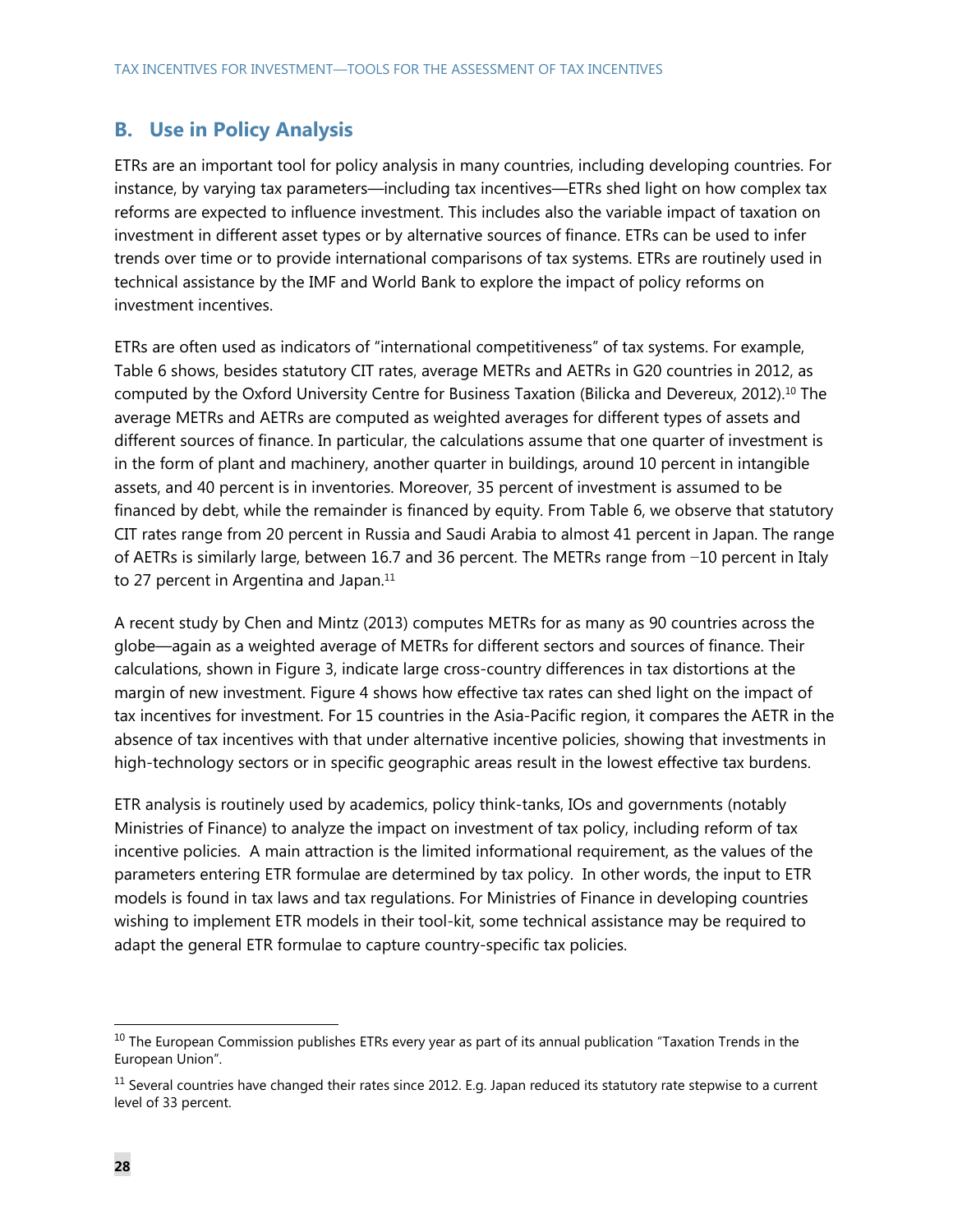## B. Use in Policy Analysis

ETRs are an important tool for policy analysis in many countries, including developing countries. For instance, by varying tax parameters—including tax incentives—ETRs shed light on how complex tax reforms are expected to influence investment. This includes also the variable impact of taxation on investment in different asset types or by alternative sources of finance. ETRs can be used to infer trends over time or to provide international comparisons of tax systems. ETRs are routinely used in technical assistance by the IMF and World Bank to explore the impact of policy reforms on investment incentives.

ETRs are often used as indicators of "international competitiveness" of tax systems. For example, Table 6 shows, besides statutory CIT rates, average METRs and AETRs in G20 countries in 2012, as computed by the Oxford University Centre for Business Taxation (Bilicka and Devereux, 2012).[10] The average METRs and AETRs are computed as weighted averages for different types of assets and different sources of finance. In particular, the calculations assume that one quarter of investment is in the form of plant and machinery, another quarter in buildings, around 10 percent in intangible assets, and 40 percent is in inventories. Moreover, 35 percent of investment is assumed to be financed by debt, while the remainder is financed by equity. From Table 6, we observe that statutory CIT rates range from 20 percent in Russia and Saudi Arabia to almost 41 percent in Japan. The range of AETRs is similarly large, between 16.7 and 36 percent. The METRs range from −10 percent in Italy to 27 percent in Argentina and Japan.[11]

A recent study by Chen and Mintz (2013) computes METRs for as many as 90 countries across the globe—again as a weighted average of METRs for different sectors and sources of finance. Their calculations, shown in Figure 3, indicate large cross-country differences in tax distortions at the margin of new investment. Figure 4 shows how effective tax rates can shed light on the impact of tax incentives for investment. For 15 countries in the Asia-Pacific region, it compares the AETR in the absence of tax incentives with that under alternative incentive policies, showing that investments in high-technology sectors or in specific geographic areas result in the lowest effective tax burdens.

ETR analysis is routinely used by academics, policy think-tanks, IOs and governments (notably Ministries of Finance) to analyze the impact on investment of tax policy, including reform of tax incentive policies. A main attraction is the limited informational requirement, as the values of the parameters entering ETR formulae are determined by tax policy. In other words, the input to ETR models is found in tax laws and tax regulations. For Ministries of Finance in developing countries wishing to implement ETR models in their tool-kit, some technical assistance may be required to adapt the general ETR formulae to capture country-specific tax policies.

---

[10] The European Commission publishes ETRs every year as part of its annual publication "Taxation Trends in the European Union".

[11] Several countries have changed their rates since 2012. E.g. Japan reduced its statutory rate stepwise to a current level of 33 percent.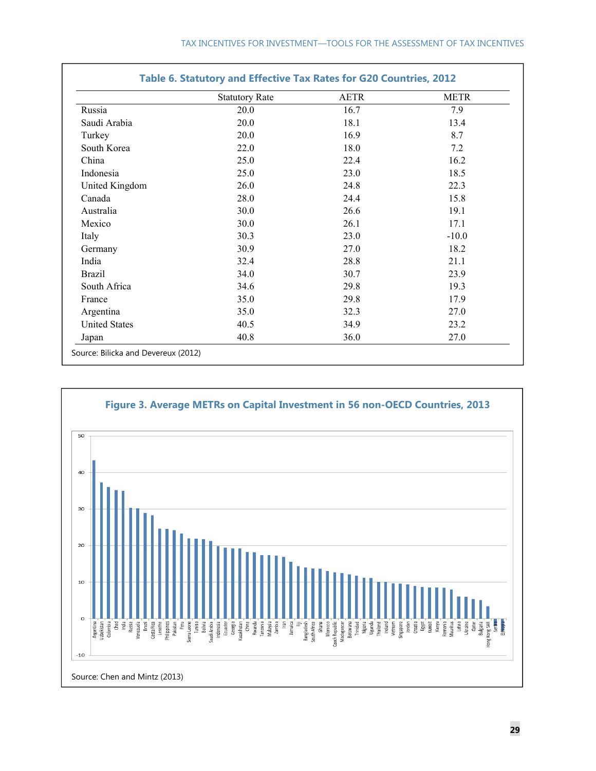**Table 6. Statutory and Effective Tax Rates for G20 Countries, 2012**

| | Statutory Rate | AETR | METR |
|---|---|---|---|
| Russia | 20.0 | 16.7 | 7.9 |
| Saudi Arabia | 20.0 | 18.1 | 13.4 |
| Turkey | 20.0 | 16.9 | 8.7 |
| South Korea | 22.0 | 18.0 | 7.2 |
| China | 25.0 | 22.4 | 16.2 |
| Indonesia | 25.0 | 23.0 | 18.5 |
| United Kingdom | 26.0 | 24.8 | 22.3 |
| Canada | 28.0 | 24.4 | 15.8 |
| Australia | 30.0 | 26.6 | 19.1 |
| Mexico | 30.0 | 26.1 | 17.1 |
| Italy | 30.3 | 23.0 | -10.0 |
| Germany | 30.9 | 27.0 | 18.2 |
| India | 32.4 | 28.8 | 21.1 |
| Brazil | 34.0 | 30.7 | 23.9 |
| South Africa | 34.6 | 29.8 | 19.3 |
| France | 35.0 | 29.8 | 17.9 |
| Argentina | 35.0 | 32.3 | 27.0 |
| United States | 40.5 | 34.9 | 23.2 |
| Japan | 40.8 | 36.0 | 27.0 |

Source: Bilicka and Devereux (2012)

**Figure 3. Average METRs on Capital Investment in 56 non-OECD Countries, 2013**

50
40
30
20
10
0
-10

Argentina, Uzbekistan, Colombia, Chad, India, Russia, Venezuela, Brazil, Costa Rica, Lesotho, Philippines, Pakistan, Peru, Sierra Leone, Tunisia, Bolivia, Saudi Arabia, Indonesia, Ecuador, Georgia, Kazakhstan, China, Rwanda, Tanzania, Malaysia, Zambia, Iran, Jamaica, Fiji, Bangladesh, South Africa, Ghana, Morocco, Czech Republic, Madagascar, Botswana, Trinidad, Nigeria, Uganda, Thailand, Ireland, Vietnam, Singapore, Jordan, Croatia, Egypt, Kuwait, Kenya, Romania, Mauritius, Latvia, Ukraine, Qatar, Bulgaria, Hong Kong SAR, Serbia, Ethiopia

Source: Chen and Mintz (2013)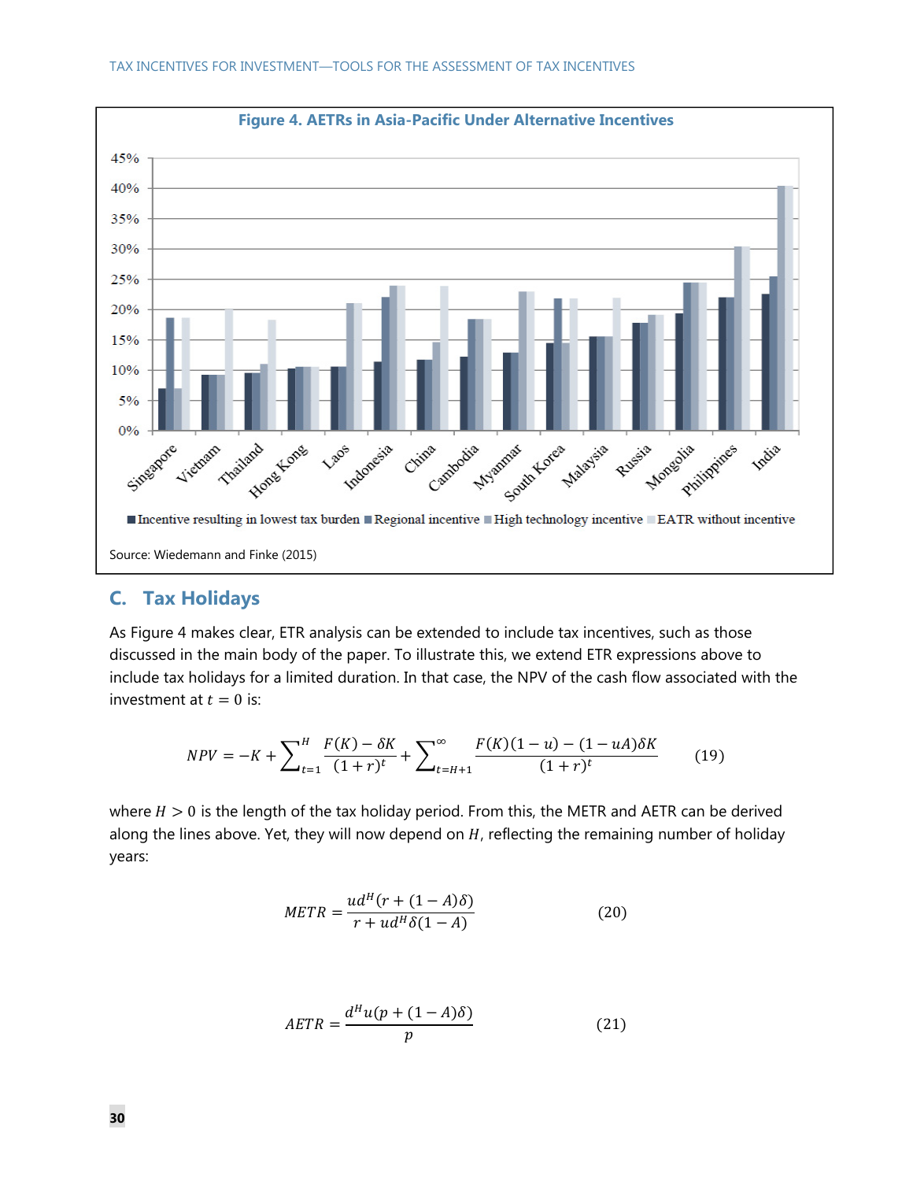**Figure 4. AETRs in Asia-Pacific Under Alternative Incentives**

45%
40%
35%
30%
25%
20%
15%
10%
5%
0%

Singapore, Vietnam, Thailand, Hong Kong, Laos, Indonesia, China, Cambodia, Myanmar, South Korea, Malaysia, Russia, Mongolia, Philippines, India

Incentive resulting in lowest tax burden | Regional incentive | High technology incentive | EATR without incentive

Source: Wiedemann and Finke (2015)

## C. Tax Holidays

As Figure 4 makes clear, ETR analysis can be extended to include tax incentives, such as those discussed in the main body of the paper. To illustrate this, we extend ETR expressions above to include tax holidays for a limited duration. In that case, the NPV of the cash flow associated with the investment at $t = 0$ is:

$$NPV = -K + \sum_{t=1}^{H} \frac{F(K) - \delta K}{(1+r)^t} + \sum_{t=H+1}^{\infty} \frac{F(K)(1-u) - (1-uA)\delta K}{(1+r)^t} \qquad (19)$$

where $H > 0$ is the length of the tax holiday period. From this, the METR and AETR can be derived along the lines above. Yet, they will now depend on $H$, reflecting the remaining number of holiday years:

$$METR = \frac{ud^H(r + (1-A)\delta)}{r + ud^H\delta(1-A)} \qquad (20)$$

$$AETR = \frac{d^H u(p + (1-A)\delta)}{p} \qquad (21)$$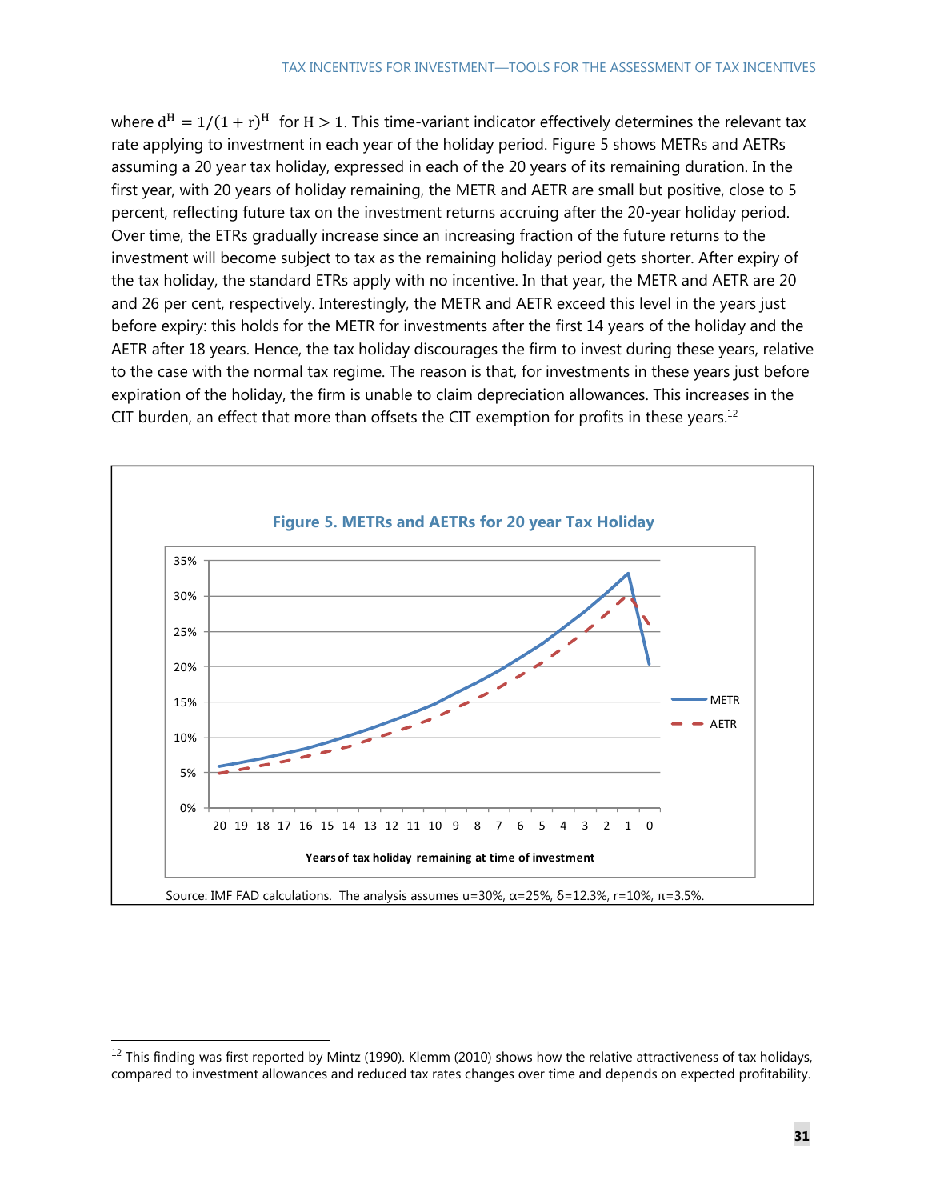where $d^H = 1/(1+r)^H$ for $H > 1$. This time-variant indicator effectively determines the relevant tax rate applying to investment in each year of the holiday period. Figure 5 shows METRs and AETRs assuming a 20 year tax holiday, expressed in each of the 20 years of its remaining duration. In the first year, with 20 years of holiday remaining, the METR and AETR are small but positive, close to 5 percent, reflecting future tax on the investment returns accruing after the 20-year holiday period. Over time, the ETRs gradually increase since an increasing fraction of the future returns to the investment will become subject to tax as the remaining holiday period gets shorter. After expiry of the tax holiday, the standard ETRs apply with no incentive. In that year, the METR and AETR are 20 and 26 per cent, respectively. Interestingly, the METR and AETR exceed this level in the years just before expiry: this holds for the METR for investments after the first 14 years of the holiday and the AETR after 18 years. Hence, the tax holiday discourages the firm to invest during these years, relative to the case with the normal tax regime. The reason is that, for investments in these years just before expiration of the holiday, the firm is unable to claim depreciation allowances. This increases in the CIT burden, an effect that more than offsets the CIT exemption for profits in these years.[12]

**Figure 5. METRs and AETRs for 20 year Tax Holiday**

35%
30%
25%
20%
15%
10%
5%
0%

20 19 18 17 16 15 14 13 12 11 10 9 8 7 6 5 4 3 2 1 0

Years of tax holiday remaining at time of investment

METR
AETR

Source: IMF FAD calculations. The analysis assumes u=30%, α=25%, δ=12.3%, r=10%, π=3.5%.

[12] This finding was first reported by Mintz (1990). Klemm (2010) shows how the relative attractiveness of tax holidays, compared to investment allowances and reduced tax rates changes over time and depends on expected profitability.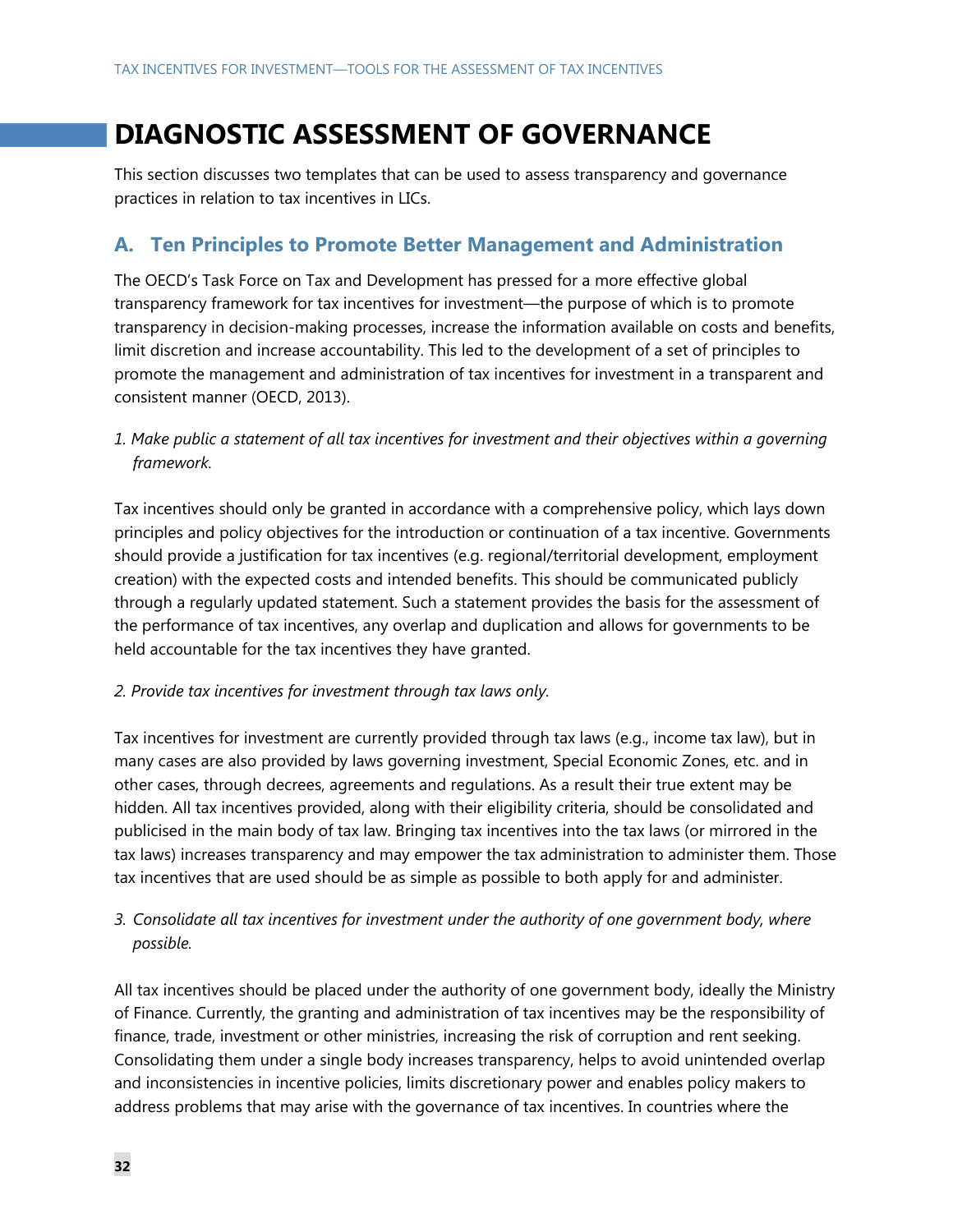# DIAGNOSTIC ASSESSMENT OF GOVERNANCE

This section discusses two templates that can be used to assess transparency and governance practices in relation to tax incentives in LICs.

## A. Ten Principles to Promote Better Management and Administration

The OECD's Task Force on Tax and Development has pressed for a more effective global transparency framework for tax incentives for investment—the purpose of which is to promote transparency in decision-making processes, increase the information available on costs and benefits, limit discretion and increase accountability. This led to the development of a set of principles to promote the management and administration of tax incentives for investment in a transparent and consistent manner (OECD, 2013).

*1. Make public a statement of all tax incentives for investment and their objectives within a governing framework.*

Tax incentives should only be granted in accordance with a comprehensive policy, which lays down principles and policy objectives for the introduction or continuation of a tax incentive. Governments should provide a justification for tax incentives (e.g. regional/territorial development, employment creation) with the expected costs and intended benefits. This should be communicated publicly through a regularly updated statement. Such a statement provides the basis for the assessment of the performance of tax incentives, any overlap and duplication and allows for governments to be held accountable for the tax incentives they have granted.

*2. Provide tax incentives for investment through tax laws only.*

Tax incentives for investment are currently provided through tax laws (e.g., income tax law), but in many cases are also provided by laws governing investment, Special Economic Zones, etc. and in other cases, through decrees, agreements and regulations. As a result their true extent may be hidden. All tax incentives provided, along with their eligibility criteria, should be consolidated and publicised in the main body of tax law. Bringing tax incentives into the tax laws (or mirrored in the tax laws) increases transparency and may empower the tax administration to administer them. Those tax incentives that are used should be as simple as possible to both apply for and administer.

*3. Consolidate all tax incentives for investment under the authority of one government body, where possible.*

All tax incentives should be placed under the authority of one government body, ideally the Ministry of Finance. Currently, the granting and administration of tax incentives may be the responsibility of finance, trade, investment or other ministries, increasing the risk of corruption and rent seeking. Consolidating them under a single body increases transparency, helps to avoid unintended overlap and inconsistencies in incentive policies, limits discretionary power and enables policy makers to address problems that may arise with the governance of tax incentives. In countries where the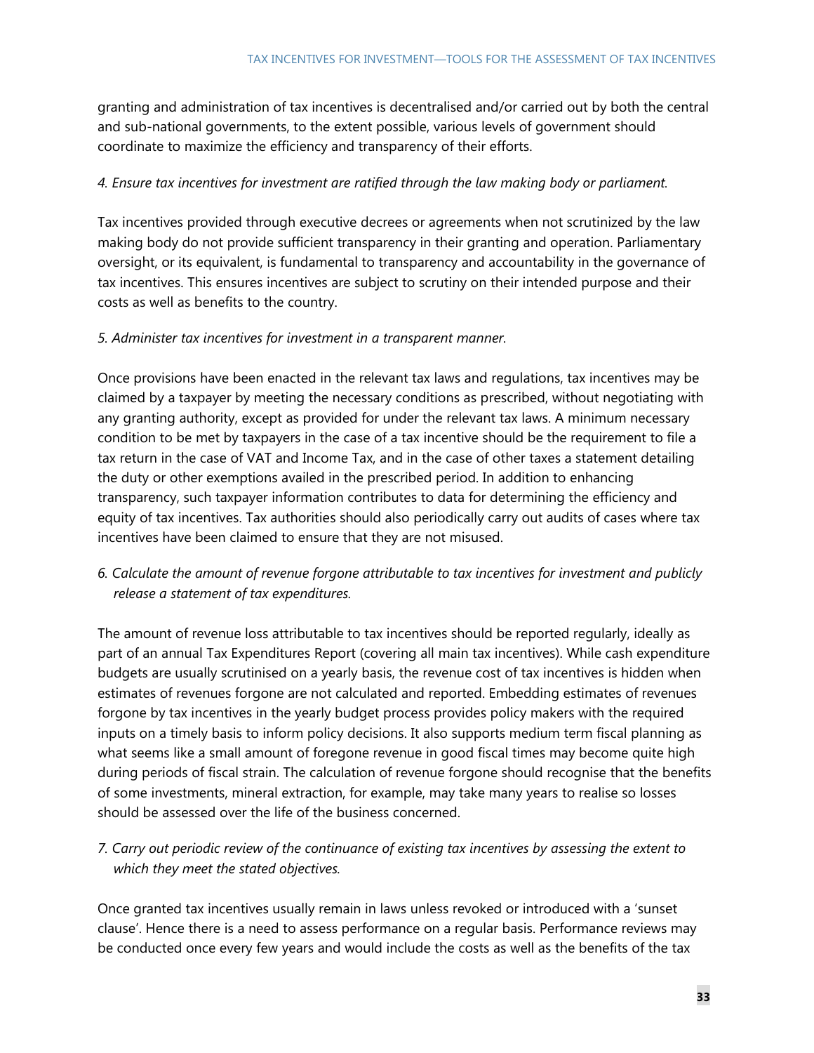granting and administration of tax incentives is decentralised and/or carried out by both the central and sub-national governments, to the extent possible, various levels of government should coordinate to maximize the efficiency and transparency of their efforts.

*4. Ensure tax incentives for investment are ratified through the law making body or parliament.*

Tax incentives provided through executive decrees or agreements when not scrutinized by the law making body do not provide sufficient transparency in their granting and operation. Parliamentary oversight, or its equivalent, is fundamental to transparency and accountability in the governance of tax incentives. This ensures incentives are subject to scrutiny on their intended purpose and their costs as well as benefits to the country.

*5. Administer tax incentives for investment in a transparent manner.*

Once provisions have been enacted in the relevant tax laws and regulations, tax incentives may be claimed by a taxpayer by meeting the necessary conditions as prescribed, without negotiating with any granting authority, except as provided for under the relevant tax laws. A minimum necessary condition to be met by taxpayers in the case of a tax incentive should be the requirement to file a tax return in the case of VAT and Income Tax, and in the case of other taxes a statement detailing the duty or other exemptions availed in the prescribed period. In addition to enhancing transparency, such taxpayer information contributes to data for determining the efficiency and equity of tax incentives. Tax authorities should also periodically carry out audits of cases where tax incentives have been claimed to ensure that they are not misused.

*6. Calculate the amount of revenue forgone attributable to tax incentives for investment and publicly release a statement of tax expenditures.*

The amount of revenue loss attributable to tax incentives should be reported regularly, ideally as part of an annual Tax Expenditures Report (covering all main tax incentives). While cash expenditure budgets are usually scrutinised on a yearly basis, the revenue cost of tax incentives is hidden when estimates of revenues forgone are not calculated and reported. Embedding estimates of revenues forgone by tax incentives in the yearly budget process provides policy makers with the required inputs on a timely basis to inform policy decisions. It also supports medium term fiscal planning as what seems like a small amount of foregone revenue in good fiscal times may become quite high during periods of fiscal strain. The calculation of revenue forgone should recognise that the benefits of some investments, mineral extraction, for example, may take many years to realise so losses should be assessed over the life of the business concerned.

*7. Carry out periodic review of the continuance of existing tax incentives by assessing the extent to which they meet the stated objectives.*

Once granted tax incentives usually remain in laws unless revoked or introduced with a 'sunset clause'. Hence there is a need to assess performance on a regular basis. Performance reviews may be conducted once every few years and would include the costs as well as the benefits of the tax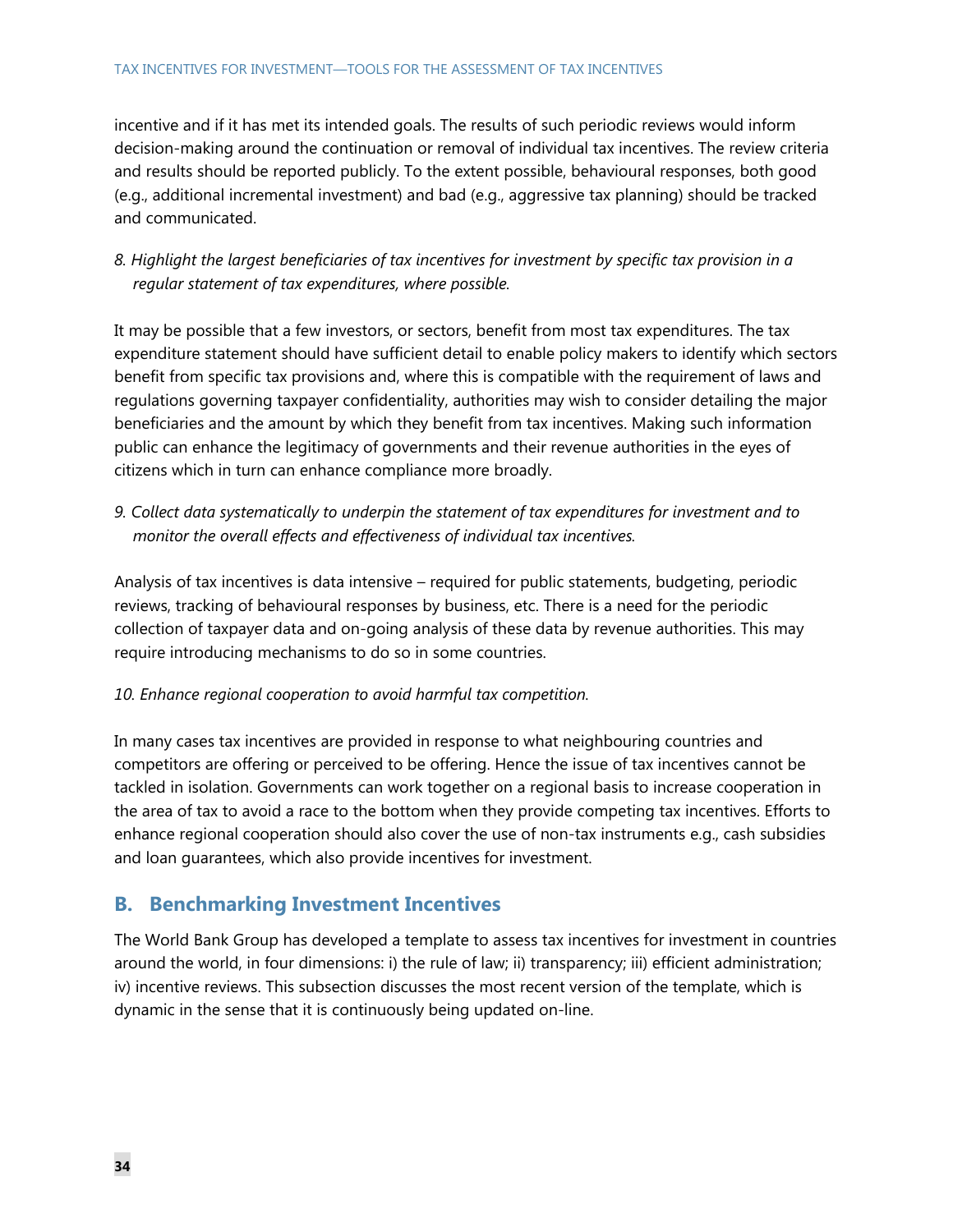incentive and if it has met its intended goals. The results of such periodic reviews would inform decision-making around the continuation or removal of individual tax incentives. The review criteria and results should be reported publicly. To the extent possible, behavioural responses, both good (e.g., additional incremental investment) and bad (e.g., aggressive tax planning) should be tracked and communicated.

*8. Highlight the largest beneficiaries of tax incentives for investment by specific tax provision in a regular statement of tax expenditures, where possible.*

It may be possible that a few investors, or sectors, benefit from most tax expenditures. The tax expenditure statement should have sufficient detail to enable policy makers to identify which sectors benefit from specific tax provisions and, where this is compatible with the requirement of laws and regulations governing taxpayer confidentiality, authorities may wish to consider detailing the major beneficiaries and the amount by which they benefit from tax incentives. Making such information public can enhance the legitimacy of governments and their revenue authorities in the eyes of citizens which in turn can enhance compliance more broadly.

*9. Collect data systematically to underpin the statement of tax expenditures for investment and to monitor the overall effects and effectiveness of individual tax incentives.*

Analysis of tax incentives is data intensive – required for public statements, budgeting, periodic reviews, tracking of behavioural responses by business, etc. There is a need for the periodic collection of taxpayer data and on-going analysis of these data by revenue authorities. This may require introducing mechanisms to do so in some countries.

*10. Enhance regional cooperation to avoid harmful tax competition.*

In many cases tax incentives are provided in response to what neighbouring countries and competitors are offering or perceived to be offering. Hence the issue of tax incentives cannot be tackled in isolation. Governments can work together on a regional basis to increase cooperation in the area of tax to avoid a race to the bottom when they provide competing tax incentives. Efforts to enhance regional cooperation should also cover the use of non-tax instruments e.g., cash subsidies and loan guarantees, which also provide incentives for investment.

## B. Benchmarking Investment Incentives

The World Bank Group has developed a template to assess tax incentives for investment in countries around the world, in four dimensions: i) the rule of law; ii) transparency; iii) efficient administration; iv) incentive reviews. This subsection discusses the most recent version of the template, which is dynamic in the sense that it is continuously being updated on-line.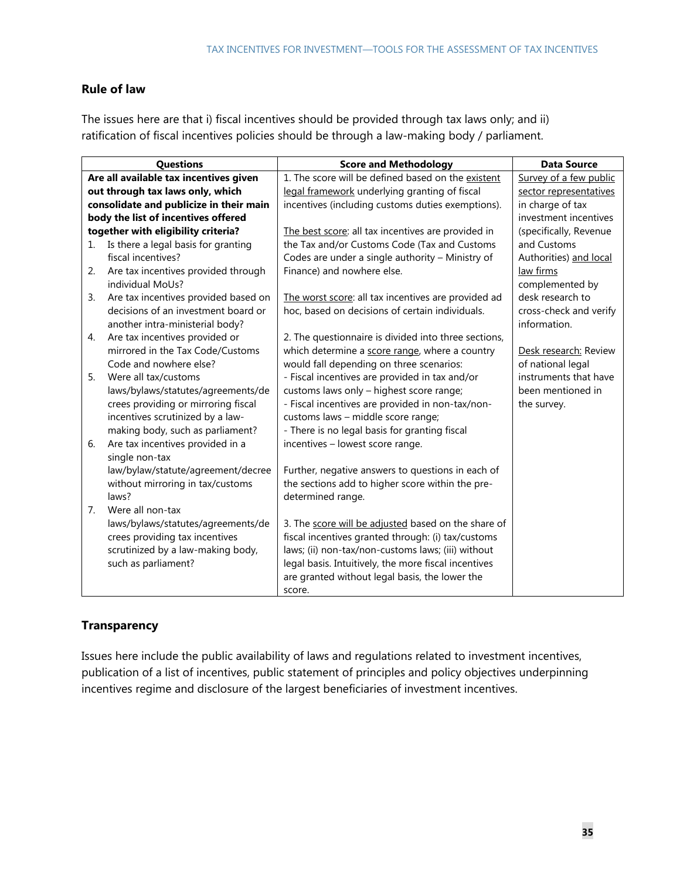## Rule of law

The issues here are that i) fiscal incentives should be provided through tax laws only; and ii) ratification of fiscal incentives policies should be through a law-making body / parliament.

| Questions | Score and Methodology | Data Source |
|---|---|---|
| **Are all available tax incentives given out through tax laws only, which consolidate and publicize in their main body the list of incentives offered together with eligibility criteria?**<br>1. Is there a legal basis for granting fiscal incentives?<br>2. Are tax incentives provided through individual MoUs?<br>3. Are tax incentives provided based on decisions of an investment board or another intra-ministerial body?<br>4. Are tax incentives provided or mirrored in the Tax Code/Customs Code and nowhere else?<br>5. Were all tax/customs laws/bylaws/statutes/agreements/decrees providing or mirroring fiscal incentives scrutinized by a law-making body, such as parliament?<br>6. Are tax incentives provided in a single non-tax law/bylaw/statute/agreement/decree without mirroring in tax/customs laws?<br>7. Were all non-tax laws/bylaws/statutes/agreements/decrees providing tax incentives scrutinized by a law-making body, such as parliament? | 1. The score will be defined based on the existent legal framework underlying granting of fiscal incentives (including customs duties exemptions).<br><br>The best score: all tax incentives are provided in the Tax and/or Customs Code (Tax and Customs Codes are under a single authority – Ministry of Finance) and nowhere else.<br><br>The worst score: all tax incentives are provided ad hoc, based on decisions of certain individuals.<br><br>2. The questionnaire is divided into three sections, which determine a score range, where a country would fall depending on three scenarios:<br>- Fiscal incentives are provided in tax and/or customs laws only – highest score range;<br>- Fiscal incentives are provided in non-tax/non-customs laws – middle score range;<br>- There is no legal basis for granting fiscal incentives – lowest score range.<br><br>Further, negative answers to questions in each of the sections add to higher score within the pre-determined range.<br><br>3. The score will be adjusted based on the share of fiscal incentives granted through: (i) tax/customs laws; (ii) non-tax/non-customs laws; (iii) without legal basis. Intuitively, the more fiscal incentives are granted without legal basis, the lower the score. | Survey of a few public sector representatives in charge of tax investment incentives (specifically, Revenue and Customs Authorities) and local law firms complemented by desk research to cross-check and verify information.<br><br>Desk research: Review of national legal instruments that have been mentioned in the survey. |

## Transparency

Issues here include the public availability of laws and regulations related to investment incentives, publication of a list of incentives, public statement of principles and policy objectives underpinning incentives regime and disclosure of the largest beneficiaries of investment incentives.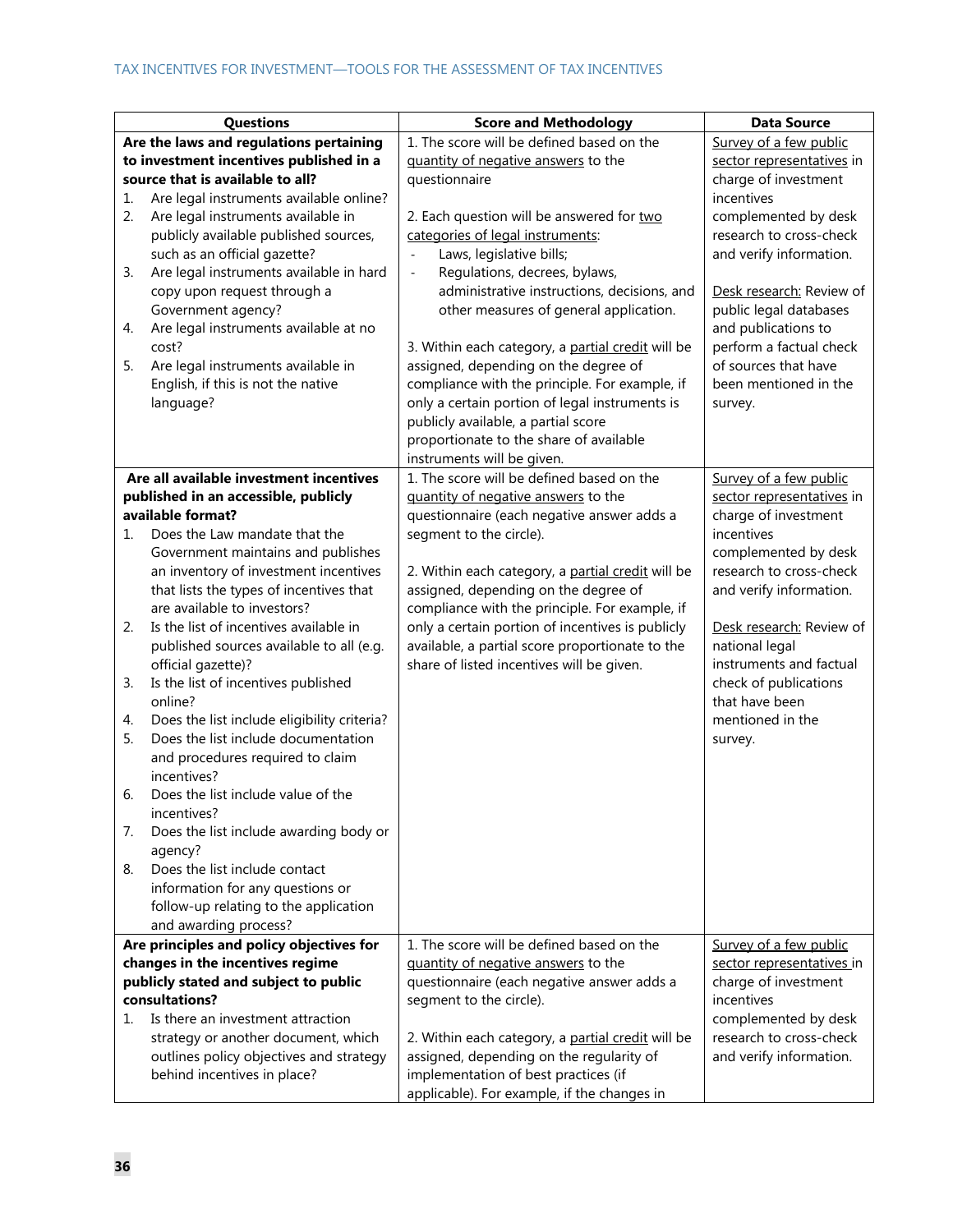| Questions | Score and Methodology | Data Source |
|---|---|---|
| **Are the laws and regulations pertaining to investment incentives published in a source that is available to all?**<br>1. Are legal instruments available online?<br>2. Are legal instruments available in publicly available published sources, such as an official gazette?<br>3. Are legal instruments available in hard copy upon request through a Government agency?<br>4. Are legal instruments available at no cost?<br>5. Are legal instruments available in English, if this is not the native language? | 1. The score will be defined based on the quantity of negative answers to the questionnaire<br><br>2. Each question will be answered for two categories of legal instruments:<br>- Laws, legislative bills;<br>- Regulations, decrees, bylaws, administrative instructions, decisions, and other measures of general application.<br><br>3. Within each category, a partial credit will be assigned, depending on the degree of compliance with the principle. For example, if only a certain portion of legal instruments is publicly available, a partial score proportionate to the share of available instruments will be given. | Survey of a few public sector representatives in charge of investment incentives complemented by desk research to cross-check and verify information.<br><br>Desk research: Review of public legal databases and publications to perform a factual check of sources that have been mentioned in the survey. |
| **Are all available investment incentives published in an accessible, publicly available format?**<br>1. Does the Law mandate that the Government maintains and publishes an inventory of investment incentives that lists the types of incentives that are available to investors?<br>2. Is the list of incentives available in published sources available to all (e.g. official gazette)?<br>3. Is the list of incentives published online?<br>4. Does the list include eligibility criteria?<br>5. Does the list include documentation and procedures required to claim incentives?<br>6. Does the list include value of the incentives?<br>7. Does the list include awarding body or agency?<br>8. Does the list include contact information for any questions or follow-up relating to the application and awarding process? | 1. The score will be defined based on the quantity of negative answers to the questionnaire (each negative answer adds a segment to the circle).<br><br>2. Within each category, a partial credit will be assigned, depending on the degree of compliance with the principle. For example, if only a certain portion of incentives is publicly available, a partial score proportionate to the share of listed incentives will be given. | Survey of a few public sector representatives in charge of investment incentives complemented by desk research to cross-check and verify information.<br><br>Desk research: Review of national legal instruments and factual check of publications that have been mentioned in the survey. |
| **Are principles and policy objectives for changes in the incentives regime publicly stated and subject to public consultations?**<br>1. Is there an investment attraction strategy or another document, which outlines policy objectives and strategy behind incentives in place? | 1. The score will be defined based on the quantity of negative answers to the questionnaire (each negative answer adds a segment to the circle).<br><br>2. Within each category, a partial credit will be assigned, depending on the regularity of implementation of best practices (if applicable). For example, if the changes in | Survey of a few public sector representatives in charge of investment incentives complemented by desk research to cross-check and verify information. |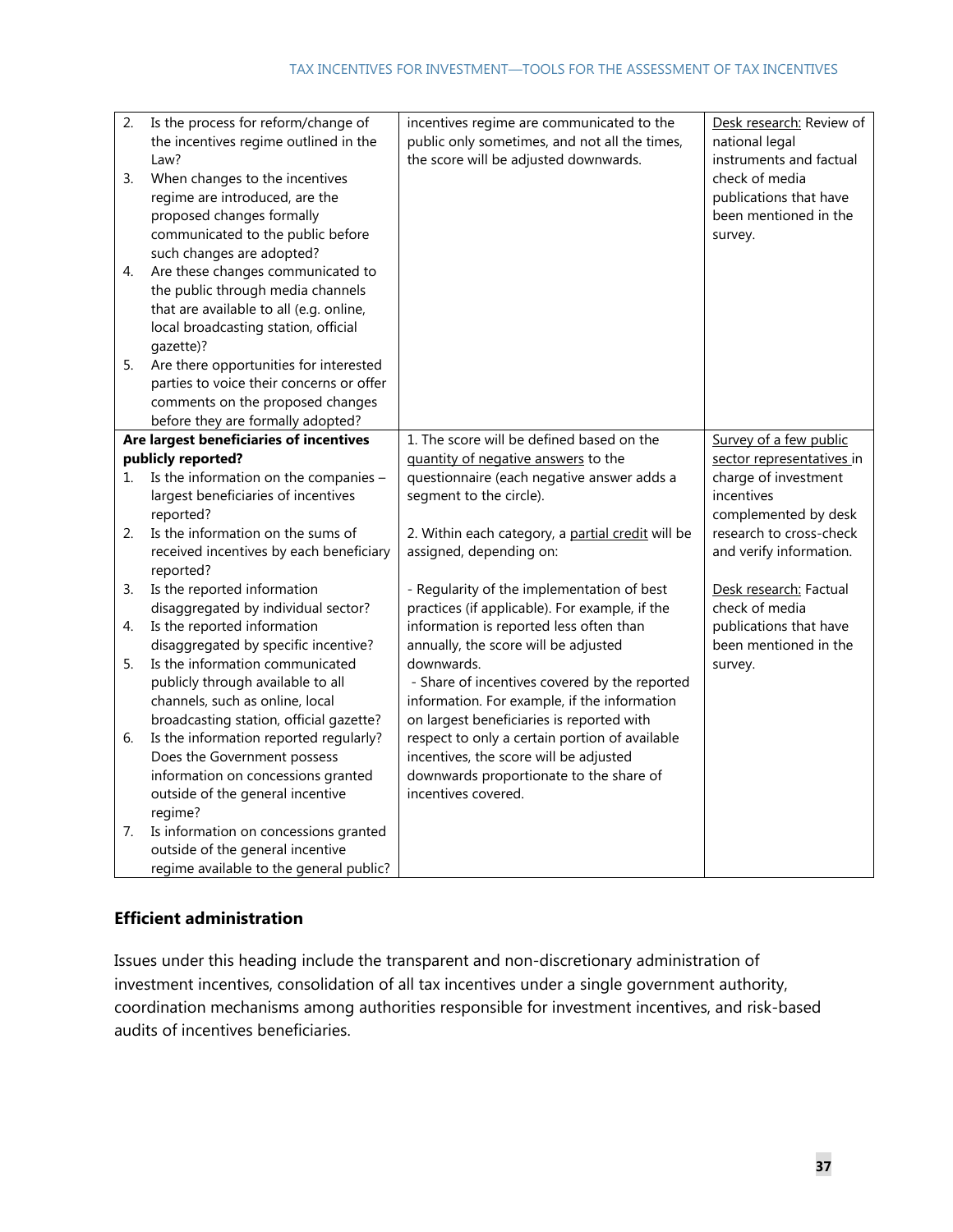| | | |
|---|---|---|
| 2. Is the process for reform/change of the incentives regime outlined in the Law?<br>3. When changes to the incentives regime are introduced, are the proposed changes formally communicated to the public before such changes are adopted?<br>4. Are these changes communicated to the public through media channels that are available to all (e.g. online, local broadcasting station, official gazette)?<br>5. Are there opportunities for interested parties to voice their concerns or offer comments on the proposed changes before they are formally adopted? | incentives regime are communicated to the public only sometimes, and not all the times, the score will be adjusted downwards. | Desk research: Review of national legal instruments and factual check of media publications that have been mentioned in the survey. |
| **Are largest beneficiaries of incentives publicly reported?**<br>1. Is the information on the companies – largest beneficiaries of incentives reported?<br>2. Is the information on the sums of received incentives by each beneficiary reported?<br>3. Is the reported information disaggregated by individual sector?<br>4. Is the reported information disaggregated by specific incentive?<br>5. Is the information communicated publicly through available to all channels, such as online, local broadcasting station, official gazette?<br>6. Is the information reported regularly? Does the Government possess information on concessions granted outside of the general incentive regime?<br>7. Is information on concessions granted outside of the general incentive regime available to the general public? | 1. The score will be defined based on the quantity of negative answers to the questionnaire (each negative answer adds a segment to the circle).<br><br>2. Within each category, a partial credit will be assigned, depending on:<br><br>- Regularity of the implementation of best practices (if applicable). For example, if the information is reported less often than annually, the score will be adjusted downwards.<br>- Share of incentives covered by the reported information. For example, if the information on largest beneficiaries is reported with respect to only a certain portion of available incentives, the score will be adjusted downwards proportionate to the share of incentives covered. | Survey of a few public sector representatives in charge of investment incentives complemented by desk research to cross-check and verify information.<br><br>Desk research: Factual check of media publications that have been mentioned in the survey. |

### Efficient administration

Issues under this heading include the transparent and non-discretionary administration of investment incentives, consolidation of all tax incentives under a single government authority, coordination mechanisms among authorities responsible for investment incentives, and risk-based audits of incentives beneficiaries.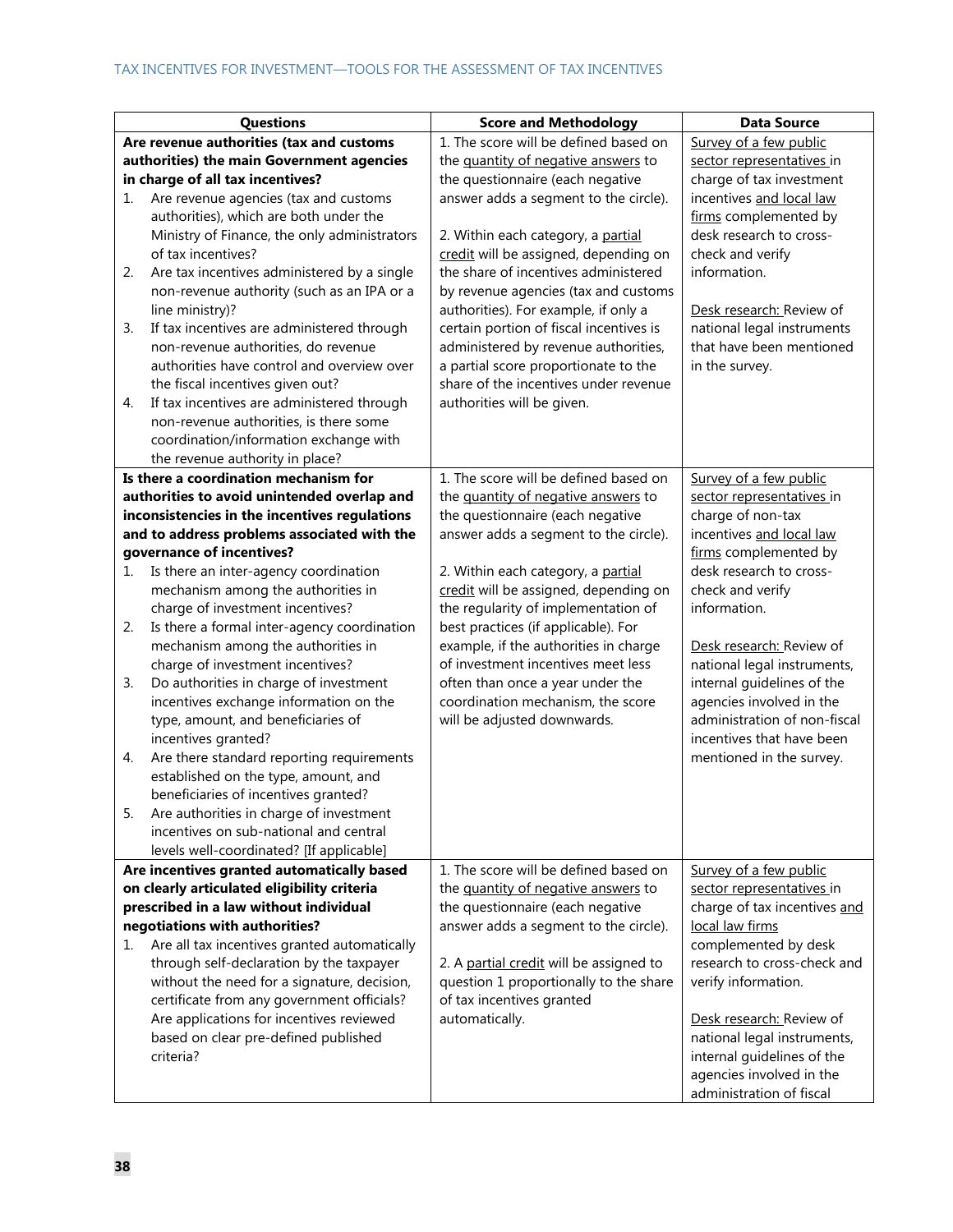| Questions | Score and Methodology | Data Source |
|---|---|---|
| **Are revenue authorities (tax and customs authorities) the main Government agencies in charge of all tax incentives?**<br>1. Are revenue agencies (tax and customs authorities), which are both under the Ministry of Finance, the only administrators of tax incentives?<br>2. Are tax incentives administered by a single non-revenue authority (such as an IPA or a line ministry)?<br>3. If tax incentives are administered through non-revenue authorities, do revenue authorities have control and overview over the fiscal incentives given out?<br>4. If tax incentives are administered through non-revenue authorities, is there some coordination/information exchange with the revenue authority in place? | 1. The score will be defined based on the quantity of negative answers to the questionnaire (each negative answer adds a segment to the circle).<br><br>2. Within each category, a partial credit will be assigned, depending on the share of incentives administered by revenue agencies (tax and customs authorities). For example, if only a certain portion of fiscal incentives is administered by revenue authorities, a partial score proportionate to the share of the incentives under revenue authorities will be given. | Survey of a few public sector representatives in charge of tax investment incentives and local law firms complemented by desk research to cross-check and verify information.<br><br>Desk research: Review of national legal instruments that have been mentioned in the survey. |
| **Is there a coordination mechanism for authorities to avoid unintended overlap and inconsistencies in the incentives regulations and to address problems associated with the governance of incentives?**<br>1. Is there an inter-agency coordination mechanism among the authorities in charge of investment incentives?<br>2. Is there a formal inter-agency coordination mechanism among the authorities in charge of investment incentives?<br>3. Do authorities in charge of investment incentives exchange information on the type, amount, and beneficiaries of incentives granted?<br>4. Are there standard reporting requirements established on the type, amount, and beneficiaries of incentives granted?<br>5. Are authorities in charge of investment incentives on sub-national and central levels well-coordinated? [If applicable] | 1. The score will be defined based on the quantity of negative answers to the questionnaire (each negative answer adds a segment to the circle).<br><br>2. Within each category, a partial credit will be assigned, depending on the regularity of implementation of best practices (if applicable). For example, if the authorities in charge of investment incentives meet less often than once a year under the coordination mechanism, the score will be adjusted downwards. | Survey of a few public sector representatives in charge of non-tax incentives and local law firms complemented by desk research to cross-check and verify information.<br><br>Desk research: Review of national legal instruments, internal guidelines of the agencies involved in the administration of non-fiscal incentives that have been mentioned in the survey. |
| **Are incentives granted automatically based on clearly articulated eligibility criteria prescribed in a law without individual negotiations with authorities?**<br>1. Are all tax incentives granted automatically through self-declaration by the taxpayer without the need for a signature, decision, certificate from any government officials? Are applications for incentives reviewed based on clear pre-defined published criteria? | 1. The score will be defined based on the quantity of negative answers to the questionnaire (each negative answer adds a segment to the circle).<br><br>2. A partial credit will be assigned to question 1 proportionally to the share of tax incentives granted automatically. | Survey of a few public sector representatives in charge of tax incentives and local law firms complemented by desk research to cross-check and verify information.<br><br>Desk research: Review of national legal instruments, internal guidelines of the agencies involved in the administration of fiscal |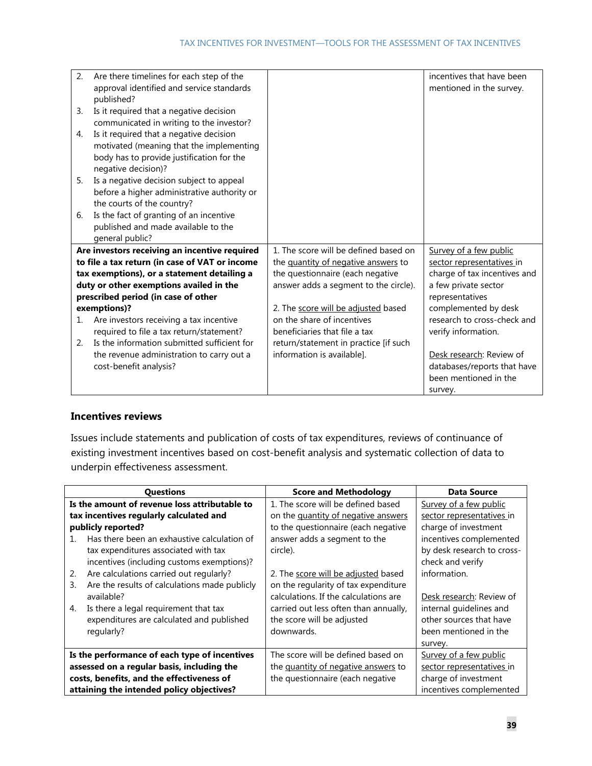| | | |
|---|---|---|
| 2. Are there timelines for each step of the approval identified and service standards published?<br>3. Is it required that a negative decision communicated in writing to the investor?<br>4. Is it required that a negative decision motivated (meaning that the implementing body has to provide justification for the negative decision)?<br>5. Is a negative decision subject to appeal before a higher administrative authority or the courts of the country?<br>6. Is the fact of granting of an incentive published and made available to the general public? | | incentives that have been mentioned in the survey. |
| **Are investors receiving an incentive required to file a tax return (in case of VAT or income tax exemptions), or a statement detailing a duty or other exemptions availed in the prescribed period (in case of other exemptions)?**<br>1. Are investors receiving a tax incentive required to file a tax return/statement?<br>2. Is the information submitted sufficient for the revenue administration to carry out a cost-benefit analysis? | 1. The score will be defined based on the quantity of negative answers to the questionnaire (each negative answer adds a segment to the circle).<br><br>2. The score will be adjusted based on the share of incentives beneficiaries that file a tax return/statement in practice [if such information is available]. | Survey of a few public sector representatives in charge of tax incentives and a few private sector representatives complemented by desk research to cross-check and verify information.<br><br>Desk research: Review of databases/reports that have been mentioned in the survey. |

**Incentives reviews**

Issues include statements and publication of costs of tax expenditures, reviews of continuance of existing investment incentives based on cost-benefit analysis and systematic collection of data to underpin effectiveness assessment.

| Questions | Score and Methodology | Data Source |
|---|---|---|
| **Is the amount of revenue loss attributable to tax incentives regularly calculated and publicly reported?**<br>1. Has there been an exhaustive calculation of tax expenditures associated with tax incentives (including customs exemptions)?<br>2. Are calculations carried out regularly?<br>3. Are the results of calculations made publicly available?<br>4. Is there a legal requirement that tax expenditures are calculated and published regularly? | 1. The score will be defined based on the quantity of negative answers to the questionnaire (each negative answer adds a segment to the circle).<br><br>2. The score will be adjusted based on the regularity of tax expenditure calculations. If the calculations are carried out less often than annually, the score will be adjusted downwards. | Survey of a few public sector representatives in charge of investment incentives complemented by desk research to cross-check and verify information.<br><br>Desk research: Review of internal guidelines and other sources that have been mentioned in the survey. |
| **Is the performance of each type of incentives assessed on a regular basis, including the costs, benefits, and the effectiveness of attaining the intended policy objectives?** | The score will be defined based on the quantity of negative answers to the questionnaire (each negative | Survey of a few public sector representatives in charge of investment incentives complemented |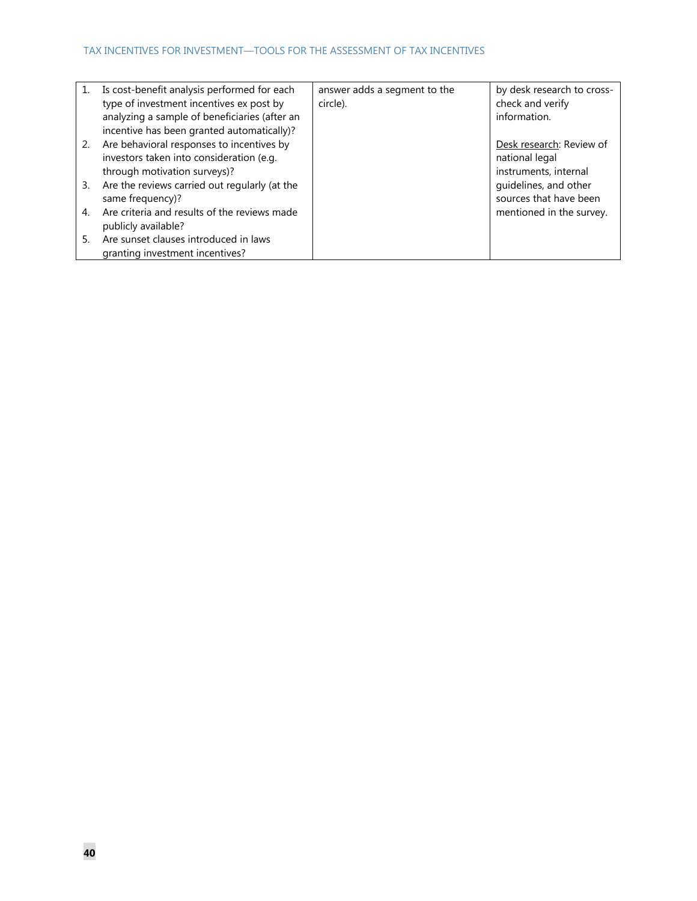| | | |
|---|---|---|
| 1. Is cost-benefit analysis performed for each type of investment incentives ex post by analyzing a sample of beneficiaries (after an incentive has been granted automatically)?<br>2. Are behavioral responses to incentives by investors taken into consideration (e.g. through motivation surveys)?<br>3. Are the reviews carried out regularly (at the same frequency)?<br>4. Are criteria and results of the reviews made publicly available?<br>5. Are sunset clauses introduced in laws granting investment incentives? | answer adds a segment to the circle). | by desk research to cross-check and verify information.<br><br><u>Desk research</u>: Review of national legal instruments, internal guidelines, and other sources that have been mentioned in the survey. |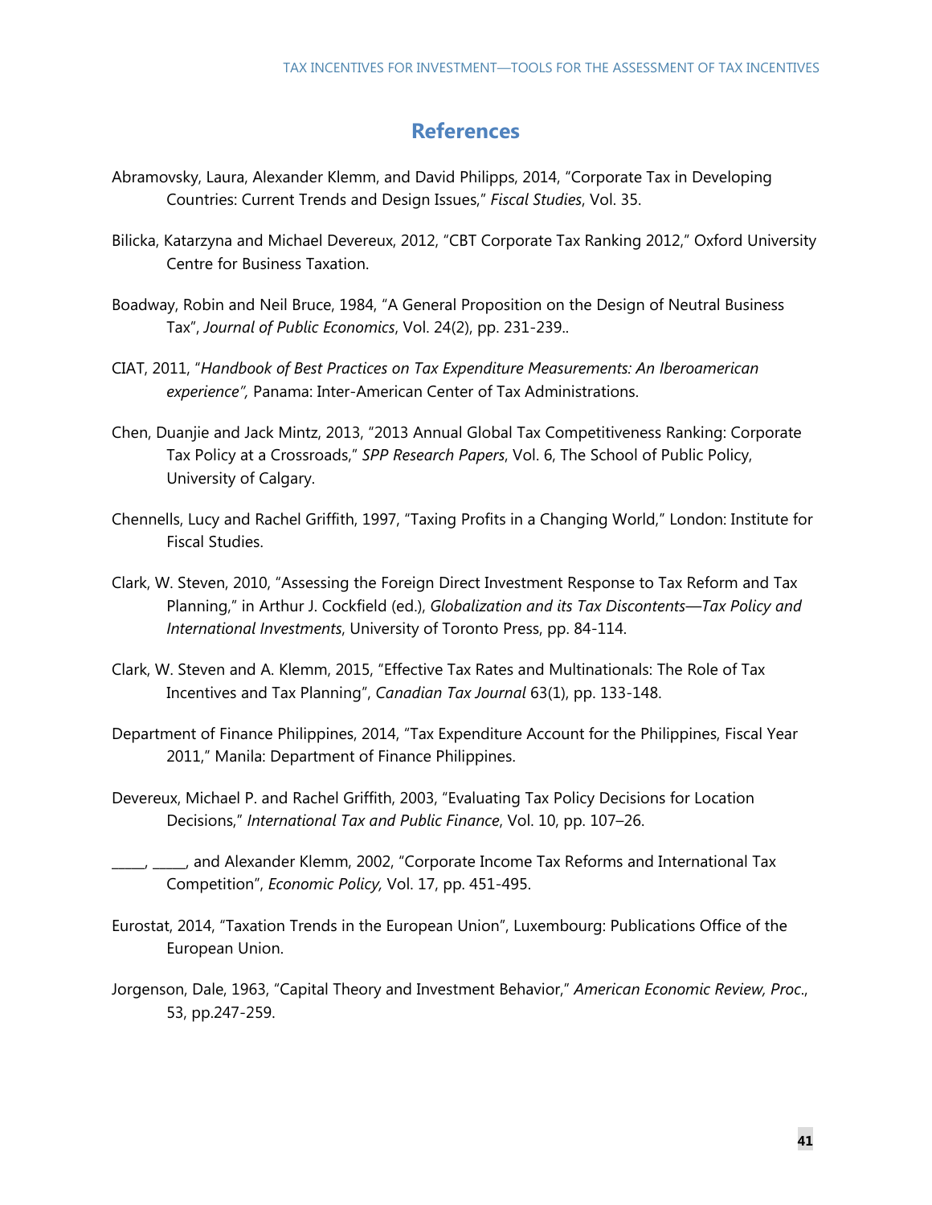# References

Abramovsky, Laura, Alexander Klemm, and David Philipps, 2014, "Corporate Tax in Developing Countries: Current Trends and Design Issues," *Fiscal Studies*, Vol. 35.

Bilicka, Katarzyna and Michael Devereux, 2012, "CBT Corporate Tax Ranking 2012," Oxford University Centre for Business Taxation.

Boadway, Robin and Neil Bruce, 1984, "A General Proposition on the Design of Neutral Business Tax", *Journal of Public Economics*, Vol. 24(2), pp. 231-239..

CIAT, 2011, "*Handbook of Best Practices on Tax Expenditure Measurements: An Iberoamerican experience",* Panama: Inter-American Center of Tax Administrations.

Chen, Duanjie and Jack Mintz, 2013, "2013 Annual Global Tax Competitiveness Ranking: Corporate Tax Policy at a Crossroads," *SPP Research Papers*, Vol. 6, The School of Public Policy, University of Calgary.

Chennells, Lucy and Rachel Griffith, 1997, "Taxing Profits in a Changing World," London: Institute for Fiscal Studies.

Clark, W. Steven, 2010, "Assessing the Foreign Direct Investment Response to Tax Reform and Tax Planning," in Arthur J. Cockfield (ed.), *Globalization and its Tax Discontents—Tax Policy and International Investments*, University of Toronto Press, pp. 84-114.

Clark, W. Steven and A. Klemm, 2015, "Effective Tax Rates and Multinationals: The Role of Tax Incentives and Tax Planning", *Canadian Tax Journal* 63(1), pp. 133-148.

Department of Finance Philippines, 2014, "Tax Expenditure Account for the Philippines, Fiscal Year 2011," Manila: Department of Finance Philippines.

Devereux, Michael P. and Rachel Griffith, 2003, "Evaluating Tax Policy Decisions for Location Decisions," *International Tax and Public Finance*, Vol. 10, pp. 107–26.

_____, _____, and Alexander Klemm, 2002, "Corporate Income Tax Reforms and International Tax Competition", *Economic Policy,* Vol. 17, pp. 451-495.

Eurostat, 2014, "Taxation Trends in the European Union", Luxembourg: Publications Office of the European Union.

Jorgenson, Dale, 1963, "Capital Theory and Investment Behavior," *American Economic Review, Proc*., 53, pp.247-259.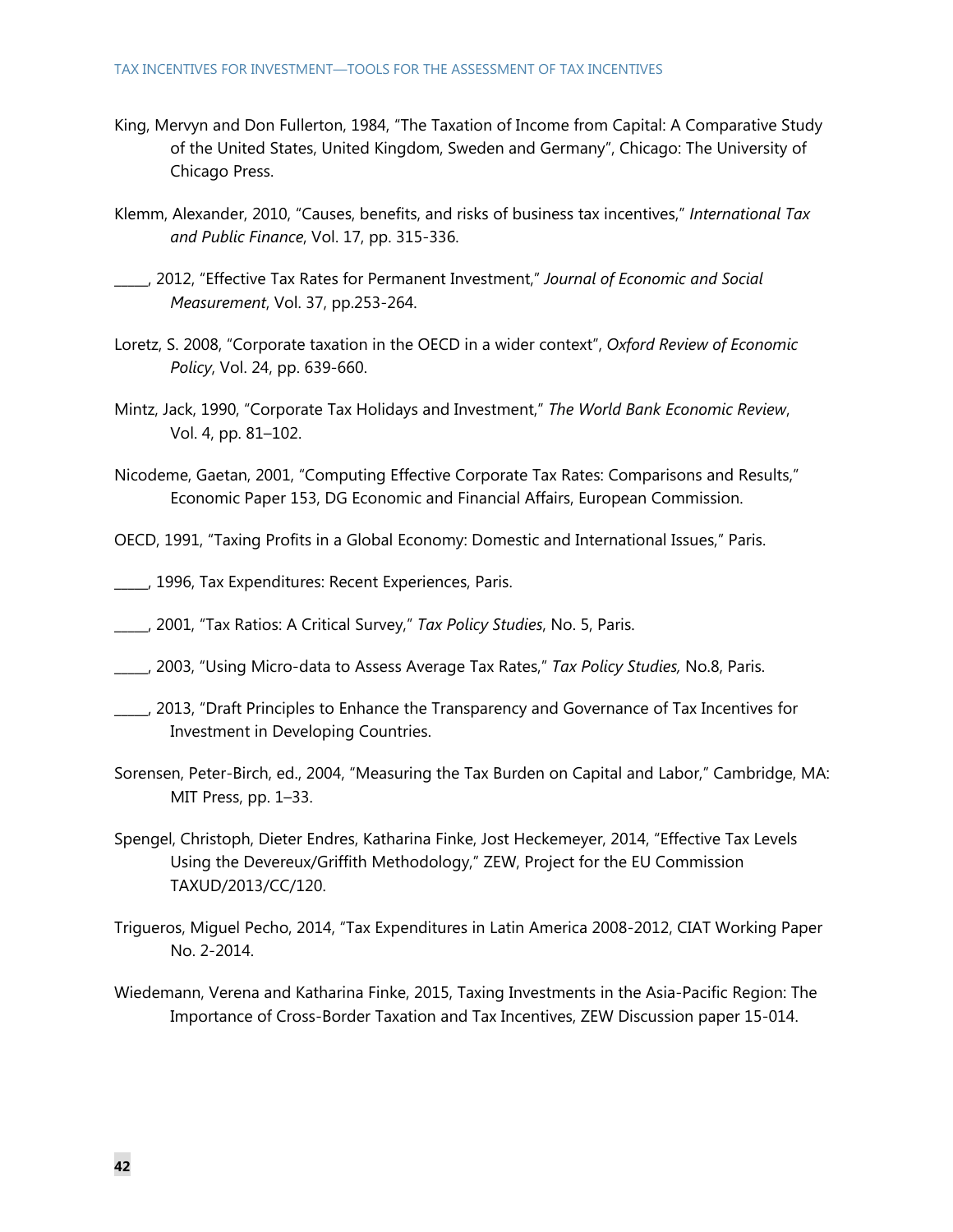King, Mervyn and Don Fullerton, 1984, "The Taxation of Income from Capital: A Comparative Study of the United States, United Kingdom, Sweden and Germany", Chicago: The University of Chicago Press.

Klemm, Alexander, 2010, "Causes, benefits, and risks of business tax incentives," *International Tax and Public Finance*, Vol. 17, pp. 315-336.

_____, 2012, "Effective Tax Rates for Permanent Investment," *Journal of Economic and Social Measurement*, Vol. 37, pp.253-264.

Loretz, S. 2008, "Corporate taxation in the OECD in a wider context", *Oxford Review of Economic Policy*, Vol. 24, pp. 639-660.

Mintz, Jack, 1990, "Corporate Tax Holidays and Investment," *The World Bank Economic Review*, Vol. 4, pp. 81–102.

Nicodeme, Gaetan, 2001, "Computing Effective Corporate Tax Rates: Comparisons and Results," Economic Paper 153, DG Economic and Financial Affairs, European Commission.

OECD, 1991, "Taxing Profits in a Global Economy: Domestic and International Issues," Paris.

_____, 1996, Tax Expenditures: Recent Experiences, Paris.

_____, 2001, "Tax Ratios: A Critical Survey," *Tax Policy Studies*, No. 5, Paris.

_____, 2003, "Using Micro-data to Assess Average Tax Rates," *Tax Policy Studies,* No.8, Paris.

_____, 2013, "Draft Principles to Enhance the Transparency and Governance of Tax Incentives for Investment in Developing Countries.

Sorensen, Peter-Birch, ed., 2004, "Measuring the Tax Burden on Capital and Labor," Cambridge, MA: MIT Press, pp. 1–33.

Spengel, Christoph, Dieter Endres, Katharina Finke, Jost Heckemeyer, 2014, "Effective Tax Levels Using the Devereux/Griffith Methodology," ZEW, Project for the EU Commission TAXUD/2013/CC/120.

Trigueros, Miguel Pecho, 2014, "Tax Expenditures in Latin America 2008-2012, CIAT Working Paper No. 2-2014.

Wiedemann, Verena and Katharina Finke, 2015, Taxing Investments in the Asia-Pacific Region: The Importance of Cross-Border Taxation and Tax Incentives, ZEW Discussion paper 15-014.